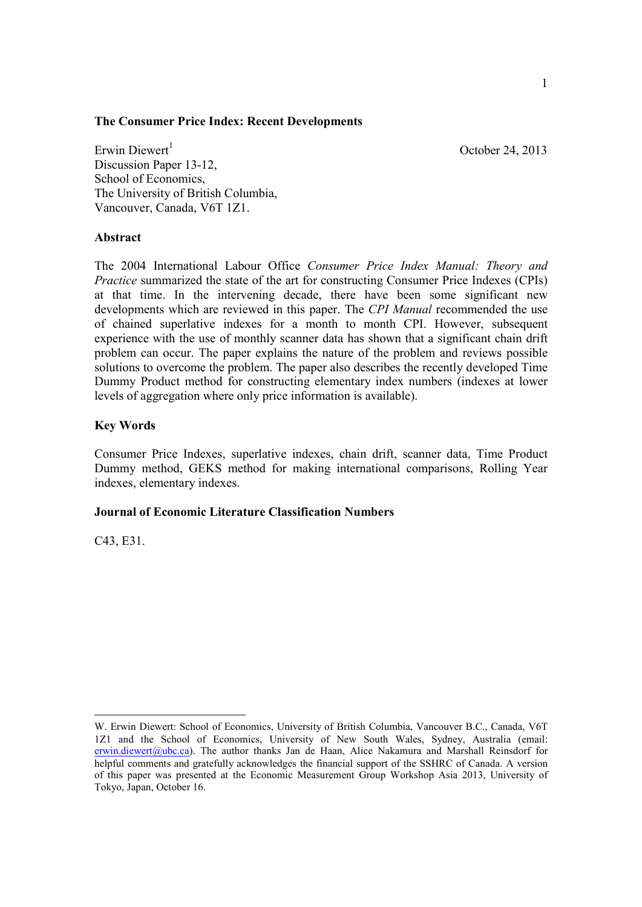**The Consumer Price Index: Recent Developments**

Erwin Diewert[1]
Discussion Paper 13-12,
School of Economics,
The University of British Columbia,
Vancouver, Canada, V6T 1Z1.

October 24, 2013

**Abstract**

The 2004 International Labour Office *Consumer Price Index Manual: Theory and Practice* summarized the state of the art for constructing Consumer Price Indexes (CPIs) at that time. In the intervening decade, there have been some significant new developments which are reviewed in this paper. The *CPI Manual* recommended the use of chained superlative indexes for a month to month CPI. However, subsequent experience with the use of monthly scanner data has shown that a significant chain drift problem can occur. The paper explains the nature of the problem and reviews possible solutions to overcome the problem. The paper also describes the recently developed Time Dummy Product method for constructing elementary index numbers (indexes at lower levels of aggregation where only price information is available).

**Key Words**

Consumer Price Indexes, superlative indexes, chain drift, scanner data, Time Product Dummy method, GEKS method for making international comparisons, Rolling Year indexes, elementary indexes.

**Journal of Economic Literature Classification Numbers**

C43, E31.

---

[1] W. Erwin Diewert: School of Economics, University of British Columbia, Vancouver B.C., Canada, V6T 1Z1 and the School of Economics, University of New South Wales, Sydney, Australia (email: erwin.diewert@ubc.ca). The author thanks Jan de Haan, Alice Nakamura and Marshall Reinsdorf for helpful comments and gratefully acknowledges the financial support of the SSHRC of Canada. A version of this paper was presented at the Economic Measurement Group Workshop Asia 2013, University of Tokyo, Japan, October 16.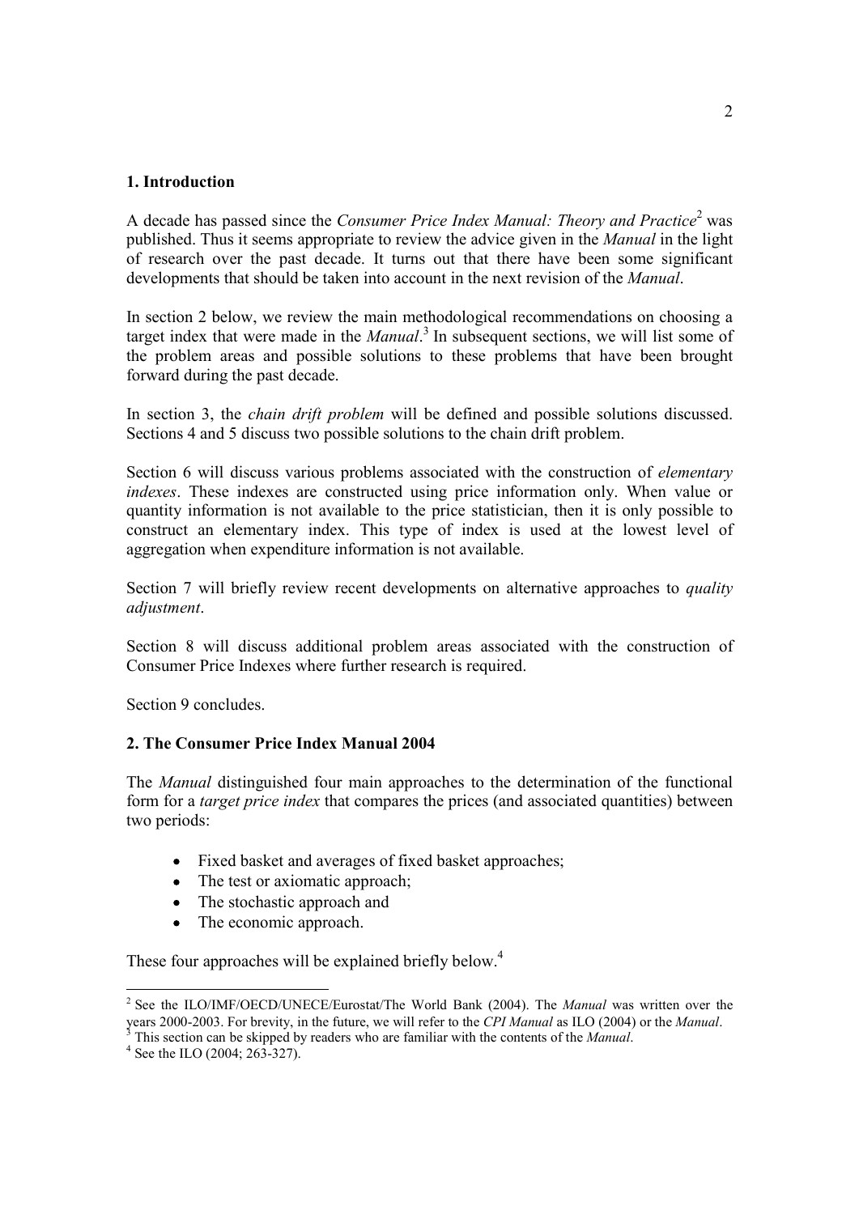## 1. Introduction

A decade has passed since the *Consumer Price Index Manual: Theory and Practice*[2] was published. Thus it seems appropriate to review the advice given in the *Manual* in the light of research over the past decade. It turns out that there have been some significant developments that should be taken into account in the next revision of the *Manual*.

In section 2 below, we review the main methodological recommendations on choosing a target index that were made in the *Manual*.[3] In subsequent sections, we will list some of the problem areas and possible solutions to these problems that have been brought forward during the past decade.

In section 3, the *chain drift problem* will be defined and possible solutions discussed. Sections 4 and 5 discuss two possible solutions to the chain drift problem.

Section 6 will discuss various problems associated with the construction of *elementary indexes*. These indexes are constructed using price information only. When value or quantity information is not available to the price statistician, then it is only possible to construct an elementary index. This type of index is used at the lowest level of aggregation when expenditure information is not available.

Section 7 will briefly review recent developments on alternative approaches to *quality adjustment*.

Section 8 will discuss additional problem areas associated with the construction of Consumer Price Indexes where further research is required.

Section 9 concludes.

## 2. The Consumer Price Index Manual 2004

The *Manual* distinguished four main approaches to the determination of the functional form for a *target price index* that compares the prices (and associated quantities) between two periods:

- Fixed basket and averages of fixed basket approaches;
- The test or axiomatic approach;
- The stochastic approach and
- The economic approach.

These four approaches will be explained briefly below.[4]

---

[2] See the ILO/IMF/OECD/UNECE/Eurostat/The World Bank (2004). The *Manual* was written over the years 2000-2003. For brevity, in the future, we will refer to the *CPI Manual* as ILO (2004) or the *Manual*.

[3] This section can be skipped by readers who are familiar with the contents of the *Manual*.

[4] See the ILO (2004; 263-327).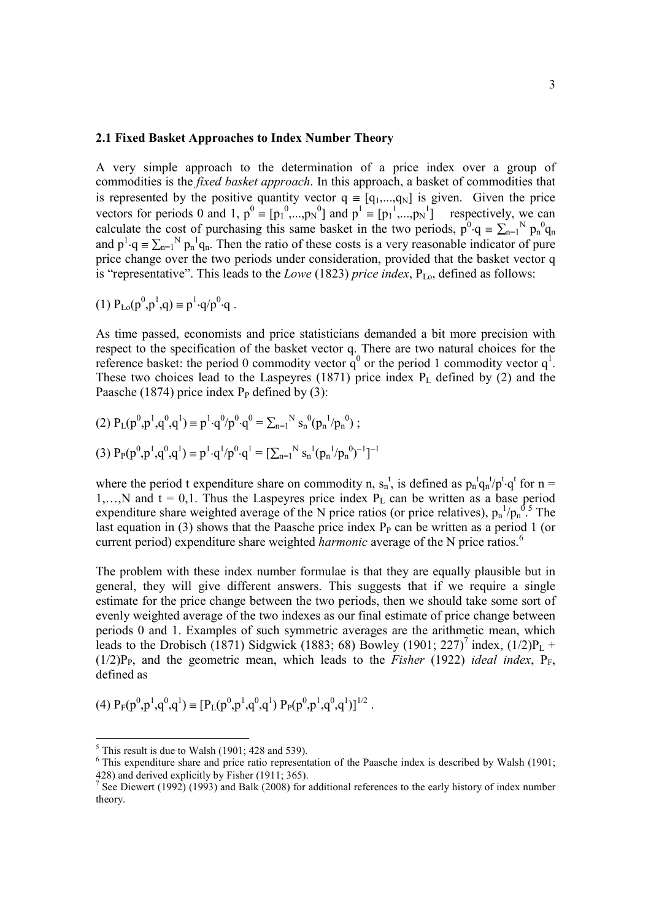### 2.1 Fixed Basket Approaches to Index Number Theory

A very simple approach to the determination of a price index over a group of commodities is the *fixed basket approach*. In this approach, a basket of commodities that is represented by the positive quantity vector $q \equiv [q_1,...,q_N]$ is given. Given the price vectors for periods 0 and 1, $p^0 \equiv [p_1^0,...,p_N^0]$ and $p^1 \equiv [p_1^1,...,p_N^1]$ respectively, we can calculate the cost of purchasing this same basket in the two periods, $p^0 \cdot q \equiv \sum_{n=1}^N p_n^0 q_n$ and $p^1 \cdot q \equiv \sum_{n=1}^N p_n^1 q_n$. Then the ratio of these costs is a very reasonable indicator of pure price change over the two periods under consideration, provided that the basket vector q is "representative". This leads to the *Lowe* (1823) *price index*, $P_{Lo}$, defined as follows:

$$(1)\ P_{Lo}(p^0,p^1,q) \equiv p^1 \cdot q / p^0 \cdot q .$$

As time passed, economists and price statisticians demanded a bit more precision with respect to the specification of the basket vector q. There are two natural choices for the reference basket: the period 0 commodity vector $q^0$ or the period 1 commodity vector $q^1$. These two choices lead to the Laspeyres (1871) price index $P_L$ defined by (2) and the Paasche (1874) price index $P_P$ defined by (3):

$$(2)\ P_L(p^0,p^1,q^0,q^1) \equiv p^1 \cdot q^0 / p^0 \cdot q^0 = \sum_{n=1}^N s_n^0 (p_n^1/p_n^0) ;$$

$$(3)\ P_P(p^0,p^1,q^0,q^1) \equiv p^1 \cdot q^1 / p^0 \cdot q^1 = [\sum_{n=1}^N s_n^1 (p_n^1/p_n^0)^{-1}]^{-1}$$

where the period t expenditure share on commodity n, $s_n^t$, is defined as $p_n^t q_n^t / p^t \cdot q^t$ for $n = 1,\ldots,N$ and $t = 0,1$. Thus the Laspeyres price index $P_L$ can be written as a base period expenditure share weighted average of the N price ratios (or price relatives), $p_n^1/p_n^0$.[5] The last equation in (3) shows that the Paasche price index $P_P$ can be written as a period 1 (or current period) expenditure share weighted *harmonic* average of the N price ratios.[6]

The problem with these index number formulae is that they are equally plausible but in general, they will give different answers. This suggests that if we require a single estimate for the price change between the two periods, then we should take some sort of evenly weighted average of the two indexes as our final estimate of price change between periods 0 and 1. Examples of such symmetric averages are the arithmetic mean, which leads to the Drobisch (1871) Sidgwick (1883; 68) Bowley (1901; 227)[7] index, $(1/2)P_L + (1/2)P_P$, and the geometric mean, which leads to the *Fisher* (1922) *ideal index*, $P_F$, defined as

$$(4)\ P_F(p^0,p^1,q^0,q^1) \equiv [P_L(p^0,p^1,q^0,q^1)\ P_P(p^0,p^1,q^0,q^1)]^{1/2} .$$

---

[5] This result is due to Walsh (1901; 428 and 539).

[6] This expenditure share and price ratio representation of the Paasche index is described by Walsh (1901; 428) and derived explicitly by Fisher (1911; 365).

[7] See Diewert (1992) (1993) and Balk (2008) for additional references to the early history of index number theory.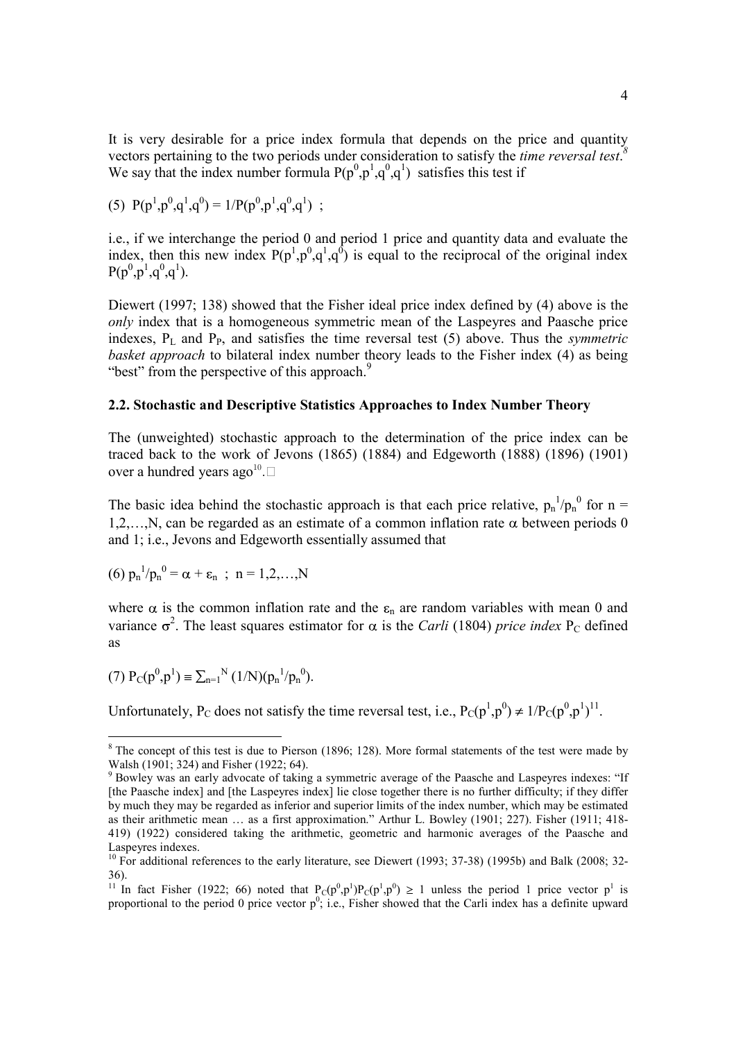It is very desirable for a price index formula that depends on the price and quantity vectors pertaining to the two periods under consideration to satisfy the *time reversal test*.[8] We say that the index number formula $P(p^0,p^1,q^0,q^1)$ satisfies this test if

$$(5)\ \ P(p^1,p^0,q^1,q^0) = 1/P(p^0,p^1,q^0,q^1)\ ;$$

i.e., if we interchange the period 0 and period 1 price and quantity data and evaluate the index, then this new index $P(p^1,p^0,q^1,q^0)$ is equal to the reciprocal of the original index $P(p^0,p^1,q^0,q^1)$.

Diewert (1997; 138) showed that the Fisher ideal price index defined by (4) above is the *only* index that is a homogeneous symmetric mean of the Laspeyres and Paasche price indexes, $P_L$ and $P_P$, and satisfies the time reversal test (5) above. Thus the *symmetric basket approach* to bilateral index number theory leads to the Fisher index (4) as being "best" from the perspective of this approach.[9]

### 2.2. Stochastic and Descriptive Statistics Approaches to Index Number Theory

The (unweighted) stochastic approach to the determination of the price index can be traced back to the work of Jevons (1865) (1884) and Edgeworth (1888) (1896) (1901) over a hundred years ago[10].

The basic idea behind the stochastic approach is that each price relative, $p_n^1/p_n^0$ for $n = 1,2,\ldots,N$, can be regarded as an estimate of a common inflation rate $\alpha$ between periods 0 and 1; i.e., Jevons and Edgeworth essentially assumed that

$$(6)\ p_n^1/p_n^0 = \alpha + \varepsilon_n\ ;\ \ n = 1,2,\ldots,N$$

where $\alpha$ is the common inflation rate and the $\varepsilon_n$ are random variables with mean 0 and variance $\sigma^2$. The least squares estimator for $\alpha$ is the *Carli* (1804) *price index* $P_C$ defined as

$$(7)\ P_C(p^0,p^1) \equiv \textstyle\sum_{n=1}^{N} (1/N)(p_n^1/p_n^0).$$

Unfortunately, $P_C$ does not satisfy the time reversal test, i.e., $P_C(p^1,p^0) \neq 1/P_C(p^0,p^1)$[11].

---

[8] The concept of this test is due to Pierson (1896; 128). More formal statements of the test were made by Walsh (1901; 324) and Fisher (1922; 64).

[9] Bowley was an early advocate of taking a symmetric average of the Paasche and Laspeyres indexes: "If [the Paasche index] and [the Laspeyres index] lie close together there is no further difficulty; if they differ by much they may be regarded as inferior and superior limits of the index number, which may be estimated as their arithmetic mean … as a first approximation." Arthur L. Bowley (1901; 227). Fisher (1911; 418-419) (1922) considered taking the arithmetic, geometric and harmonic averages of the Paasche and Laspeyres indexes.

[10] For additional references to the early literature, see Diewert (1993; 37-38) (1995b) and Balk (2008; 32-36).

[11] In fact Fisher (1922; 66) noted that $P_C(p^0,p^1)P_C(p^1,p^0) \geq 1$ unless the period 1 price vector $p^1$ is proportional to the period 0 price vector $p^0$; i.e., Fisher showed that the Carli index has a definite upward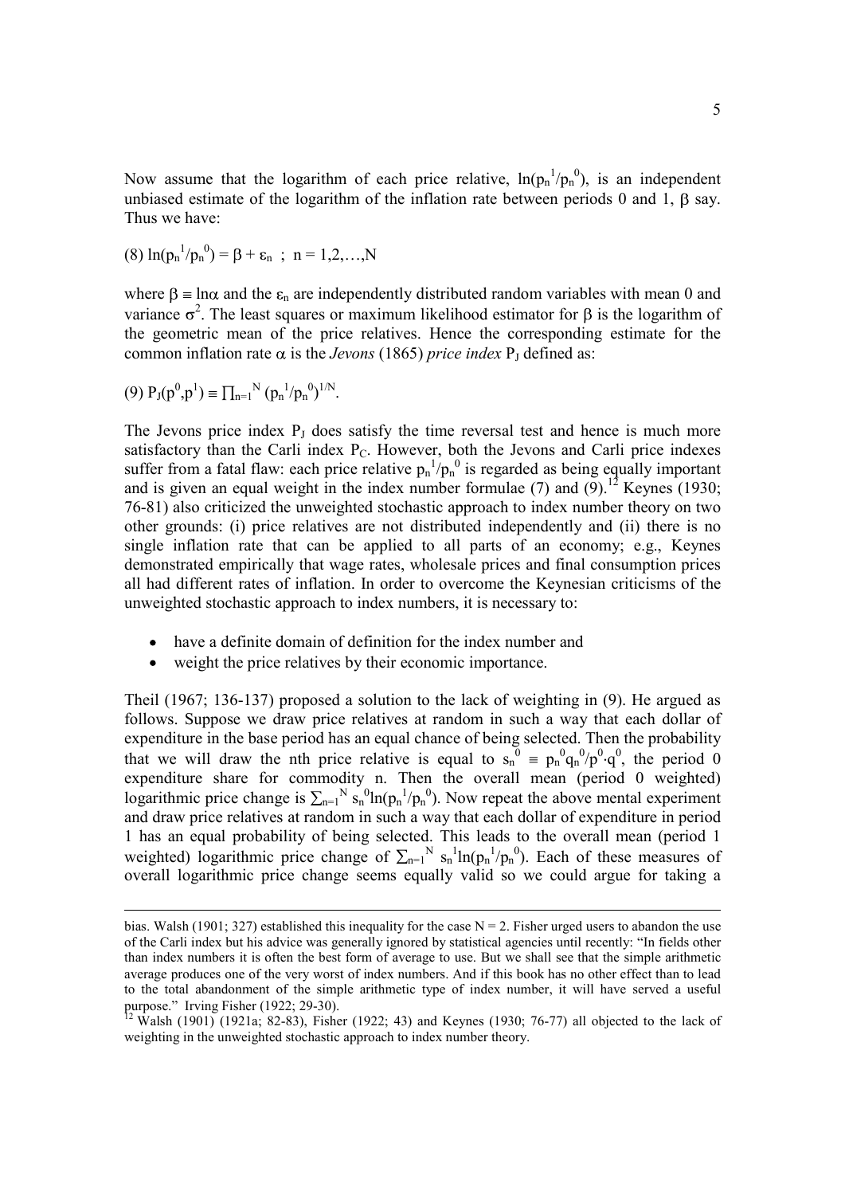Now assume that the logarithm of each price relative, $\ln(p_n^1/p_n^0)$, is an independent unbiased estimate of the logarithm of the inflation rate between periods 0 and 1, $\beta$ say. Thus we have:

$$(8)\ \ln(p_n^1/p_n^0) = \beta + \varepsilon_n \ ; \ n = 1,2,\ldots,N$$

where $\beta \equiv \ln\alpha$ and the $\varepsilon_n$ are independently distributed random variables with mean 0 and variance $\sigma^2$. The least squares or maximum likelihood estimator for $\beta$ is the logarithm of the geometric mean of the price relatives. Hence the corresponding estimate for the common inflation rate $\alpha$ is the *Jevons* (1865) *price index* $P_J$ defined as:

$$(9)\ P_J(p^0,p^1) \equiv \prod_{n=1}^{N} (p_n^1/p_n^0)^{1/N}.$$

The Jevons price index $P_J$ does satisfy the time reversal test and hence is much more satisfactory than the Carli index $P_C$. However, both the Jevons and Carli price indexes suffer from a fatal flaw: each price relative $p_n^1/p_n^0$ is regarded as being equally important and is given an equal weight in the index number formulae (7) and (9).[12] Keynes (1930; 76-81) also criticized the unweighted stochastic approach to index number theory on two other grounds: (i) price relatives are not distributed independently and (ii) there is no single inflation rate that can be applied to all parts of an economy; e.g., Keynes demonstrated empirically that wage rates, wholesale prices and final consumption prices all had different rates of inflation. In order to overcome the Keynesian criticisms of the unweighted stochastic approach to index numbers, it is necessary to:

- have a definite domain of definition for the index number and
- weight the price relatives by their economic importance.

Theil (1967; 136-137) proposed a solution to the lack of weighting in (9). He argued as follows. Suppose we draw price relatives at random in such a way that each dollar of expenditure in the base period has an equal chance of being selected. Then the probability that we will draw the nth price relative is equal to $s_n^0 \equiv p_n^0 q_n^0/p^0\cdot q^0$, the period 0 expenditure share for commodity n. Then the overall mean (period 0 weighted) logarithmic price change is $\sum_{n=1}^{N} s_n^0 \ln(p_n^1/p_n^0)$. Now repeat the above mental experiment and draw price relatives at random in such a way that each dollar of expenditure in period 1 has an equal probability of being selected. This leads to the overall mean (period 1 weighted) logarithmic price change of $\sum_{n=1}^{N} s_n^1 \ln(p_n^1/p_n^0)$. Each of these measures of overall logarithmic price change seems equally valid so we could argue for taking a

---

bias. Walsh (1901; 327) established this inequality for the case N = 2. Fisher urged users to abandon the use of the Carli index but his advice was generally ignored by statistical agencies until recently: "In fields other than index numbers it is often the best form of average to use. But we shall see that the simple arithmetic average produces one of the very worst of index numbers. And if this book has no other effect than to lead to the total abandonment of the simple arithmetic type of index number, it will have served a useful purpose." Irving Fisher (1922; 29-30).

[12] Walsh (1901) (1921a; 82-83), Fisher (1922; 43) and Keynes (1930; 76-77) all objected to the lack of weighting in the unweighted stochastic approach to index number theory.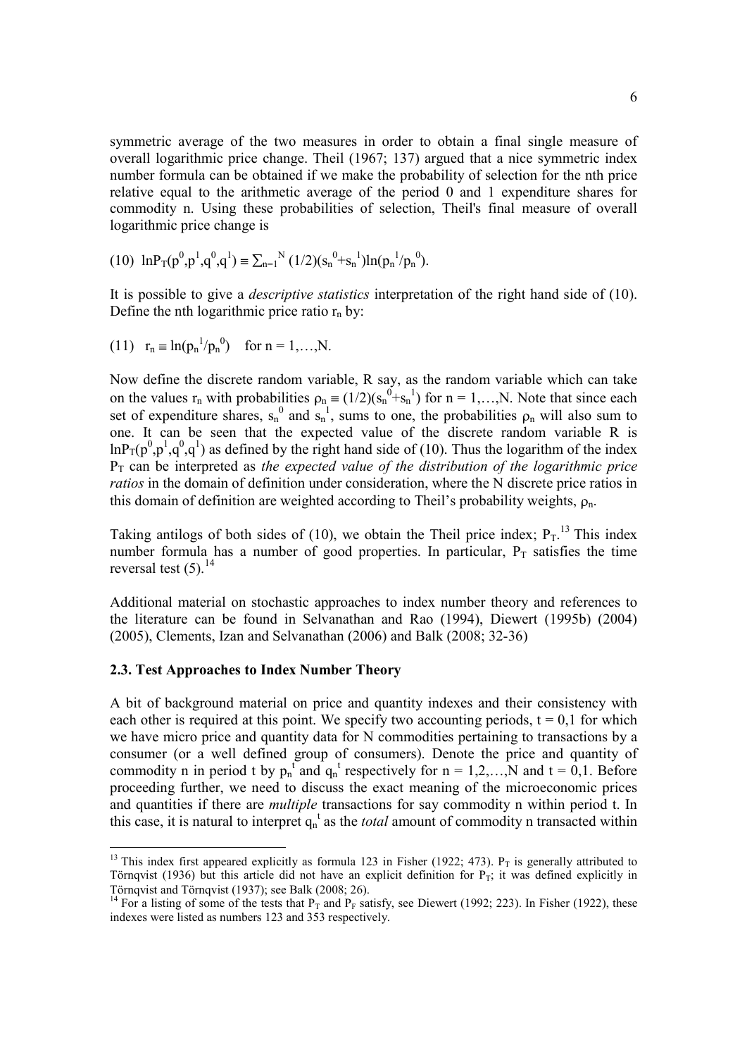symmetric average of the two measures in order to obtain a final single measure of overall logarithmic price change. Theil (1967; 137) argued that a nice symmetric index number formula can be obtained if we make the probability of selection for the nth price relative equal to the arithmetic average of the period 0 and 1 expenditure shares for commodity n. Using these probabilities of selection, Theil's final measure of overall logarithmic price change is

$$(10)\quad \ln P_T(p^0,p^1,q^0,q^1) \equiv \sum_{n=1}^{N} (1/2)(s_n^0+s_n^1)\ln(p_n^1/p_n^0).$$

It is possible to give a *descriptive statistics* interpretation of the right hand side of (10). Define the nth logarithmic price ratio $r_n$ by:

$$(11)\quad r_n \equiv \ln(p_n^1/p_n^0) \quad \text{for } n = 1,\ldots,N.$$

Now define the discrete random variable, R say, as the random variable which can take on the values $r_n$ with probabilities $\rho_n \equiv (1/2)(s_n^0+s_n^1)$ for $n = 1,\ldots,N$. Note that since each set of expenditure shares, $s_n^0$ and $s_n^1$, sums to one, the probabilities $\rho_n$ will also sum to one. It can be seen that the expected value of the discrete random variable R is $\ln P_T(p^0,p^1,q^0,q^1)$ as defined by the right hand side of (10). Thus the logarithm of the index $P_T$ can be interpreted as *the expected value of the distribution of the logarithmic price ratios* in the domain of definition under consideration, where the N discrete price ratios in this domain of definition are weighted according to Theil's probability weights, $\rho_n$.

Taking antilogs of both sides of (10), we obtain the Theil price index; $P_T$.[13] This index number formula has a number of good properties. In particular, $P_T$ satisfies the time reversal test (5).[14]

Additional material on stochastic approaches to index number theory and references to the literature can be found in Selvanathan and Rao (1994), Diewert (1995b) (2004) (2005), Clements, Izan and Selvanathan (2006) and Balk (2008; 32-36)

### 2.3. Test Approaches to Index Number Theory

A bit of background material on price and quantity indexes and their consistency with each other is required at this point. We specify two accounting periods, $t = 0,1$ for which we have micro price and quantity data for N commodities pertaining to transactions by a consumer (or a well defined group of consumers). Denote the price and quantity of commodity n in period t by $p_n^t$ and $q_n^t$ respectively for $n = 1,2,\ldots,N$ and $t = 0,1$. Before proceeding further, we need to discuss the exact meaning of the microeconomic prices and quantities if there are *multiple* transactions for say commodity n within period t. In this case, it is natural to interpret $q_n^t$ as the *total* amount of commodity n transacted within

---

[13] This index first appeared explicitly as formula 123 in Fisher (1922; 473). $P_T$ is generally attributed to Törnqvist (1936) but this article did not have an explicit definition for $P_T$; it was defined explicitly in Törnqvist and Törnqvist (1937); see Balk (2008; 26).

[14] For a listing of some of the tests that $P_T$ and $P_F$ satisfy, see Diewert (1992; 223). In Fisher (1922), these indexes were listed as numbers 123 and 353 respectively.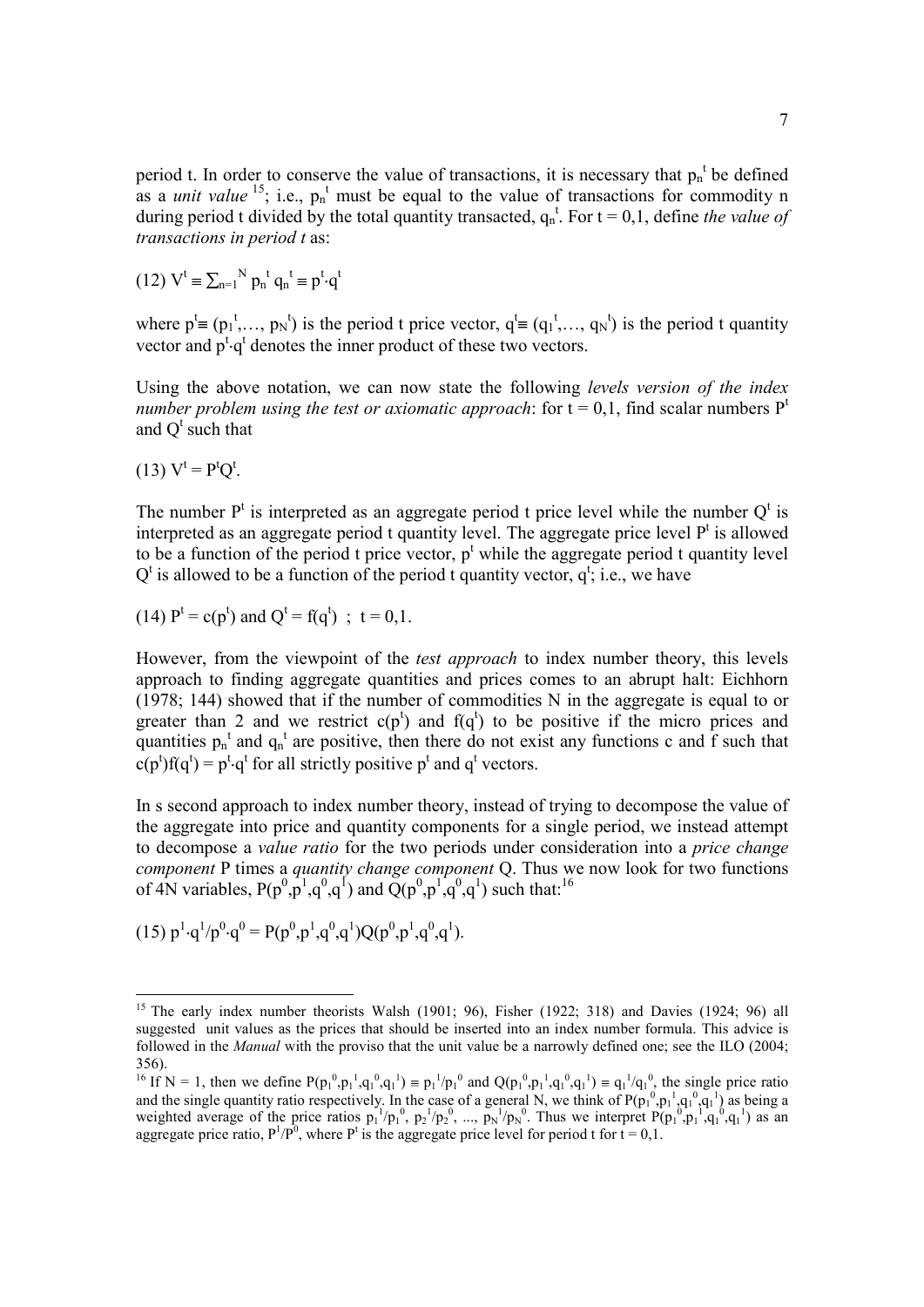period t. In order to conserve the value of transactions, it is necessary that $p_n^t$ be defined as a *unit value* [15]; i.e., $p_n^t$ must be equal to the value of transactions for commodity n during period t divided by the total quantity transacted, $q_n^t$. For t = 0,1, define *the value of transactions in period t* as:

$$(12)\ V^t \equiv \sum_{n=1}^{N} p_n^t q_n^t \equiv p^t \cdot q^t$$

where $p^t \equiv (p_1^t,\ldots, p_N^t)$ is the period t price vector, $q^t \equiv (q_1^t,\ldots, q_N^t)$ is the period t quantity vector and $p^t \cdot q^t$ denotes the inner product of these two vectors.

Using the above notation, we can now state the following *levels version of the index number problem using the test or axiomatic approach*: for t = 0,1, find scalar numbers $P^t$ and $Q^t$ such that

$$(13)\ V^t = P^t Q^t.$$

The number $P^t$ is interpreted as an aggregate period t price level while the number $Q^t$ is interpreted as an aggregate period t quantity level. The aggregate price level $P^t$ is allowed to be a function of the period t price vector, $p^t$ while the aggregate period t quantity level $Q^t$ is allowed to be a function of the period t quantity vector, $q^t$; i.e., we have

$$(14)\ P^t = c(p^t) \text{ and } Q^t = f(q^t)\ ;\ t = 0,1.$$

However, from the viewpoint of the *test approach* to index number theory, this levels approach to finding aggregate quantities and prices comes to an abrupt halt: Eichhorn (1978; 144) showed that if the number of commodities N in the aggregate is equal to or greater than 2 and we restrict $c(p^t)$ and $f(q^t)$ to be positive if the micro prices and quantities $p_n^t$ and $q_n^t$ are positive, then there do not exist any functions c and f such that $c(p^t)f(q^t) = p^t \cdot q^t$ for all strictly positive $p^t$ and $q^t$ vectors.

In s second approach to index number theory, instead of trying to decompose the value of the aggregate into price and quantity components for a single period, we instead attempt to decompose a *value ratio* for the two periods under consideration into a *price change component* P times a *quantity change component* Q. Thus we now look for two functions of 4N variables, $P(p^0,p^1,q^0,q^1)$ and $Q(p^0,p^1,q^0,q^1)$ such that:[16]

$$(15)\ p^1 \cdot q^1 / p^0 \cdot q^0 = P(p^0,p^1,q^0,q^1)Q(p^0,p^1,q^0,q^1).$$

---

[15] The early index number theorists Walsh (1901; 96), Fisher (1922; 318) and Davies (1924; 96) all suggested unit values as the prices that should be inserted into an index number formula. This advice is followed in the *Manual* with the proviso that the unit value be a narrowly defined one; see the ILO (2004; 356).

[16] If N = 1, then we define $P(p_1^0,p_1^1,q_1^0,q_1^1) \equiv p_1^1/p_1^0$ and $Q(p_1^0,p_1^1,q_1^0,q_1^1) \equiv q_1^1/q_1^0$, the single price ratio and the single quantity ratio respectively. In the case of a general N, we think of $P(p_1^0,p_1^1,q_1^0,q_1^1)$ as being a weighted average of the price ratios $p_1^1/p_1^0, p_2^1/p_2^0, \ldots, p_N^1/p_N^0$. Thus we interpret $P(p_1^0,p_1^1,q_1^0,q_1^1)$ as an aggregate price ratio, $P^1/P^0$, where $P^t$ is the aggregate price level for period t for t = 0,1.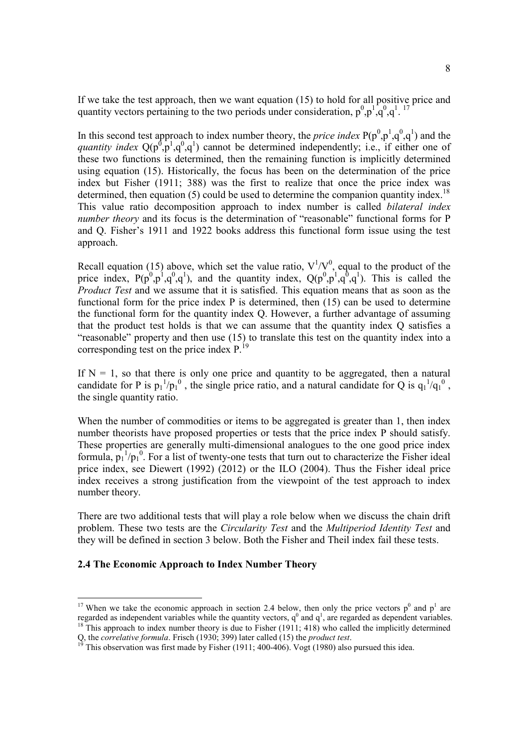If we take the test approach, then we want equation (15) to hold for all positive price and quantity vectors pertaining to the two periods under consideration, $p^0,p^1,q^0,q^1$.[17]

In this second test approach to index number theory, the *price index* $P(p^0,p^1,q^0,q^1)$ and the *quantity index* $Q(p^0,p^1,q^0,q^1)$ cannot be determined independently; i.e., if either one of these two functions is determined, then the remaining function is implicitly determined using equation (15). Historically, the focus has been on the determination of the price index but Fisher (1911; 388) was the first to realize that once the price index was determined, then equation (5) could be used to determine the companion quantity index.[18] This value ratio decomposition approach to index number is called *bilateral index number theory* and its focus is the determination of "reasonable" functional forms for P and Q. Fisher's 1911 and 1922 books address this functional form issue using the test approach.

Recall equation (15) above, which set the value ratio, $V^1/V^0$, equal to the product of the price index, $P(p^0,p^1,q^0,q^1)$, and the quantity index, $Q(p^0,p^1,q^0,q^1)$. This is called the *Product Test* and we assume that it is satisfied. This equation means that as soon as the functional form for the price index P is determined, then (15) can be used to determine the functional form for the quantity index Q. However, a further advantage of assuming that the product test holds is that we can assume that the quantity index Q satisfies a "reasonable" property and then use (15) to translate this test on the quantity index into a corresponding test on the price index P.[19]

If $N = 1$, so that there is only one price and quantity to be aggregated, then a natural candidate for P is $p_1^1/p_1^0$, the single price ratio, and a natural candidate for Q is $q_1^1/q_1^0$, the single quantity ratio.

When the number of commodities or items to be aggregated is greater than 1, then index number theorists have proposed properties or tests that the price index P should satisfy. These properties are generally multi-dimensional analogues to the one good price index formula, $p_1^1/p_1^0$. For a list of twenty-one tests that turn out to characterize the Fisher ideal price index, see Diewert (1992) (2012) or the ILO (2004). Thus the Fisher ideal price index receives a strong justification from the viewpoint of the test approach to index number theory.

There are two additional tests that will play a role below when we discuss the chain drift problem. These two tests are the *Circularity Test* and the *Multiperiod Identity Test* and they will be defined in section 3 below. Both the Fisher and Theil index fail these tests.

### 2.4 The Economic Approach to Index Number Theory

---

[17] When we take the economic approach in section 2.4 below, then only the price vectors $p^0$ and $p^1$ are regarded as independent variables while the quantity vectors, $q^0$ and $q^1$, are regarded as dependent variables.

[18] This approach to index number theory is due to Fisher (1911; 418) who called the implicitly determined Q, the *correlative formula*. Frisch (1930; 399) later called (15) the *product test*.

[19] This observation was first made by Fisher (1911; 400-406). Vogt (1980) also pursued this idea.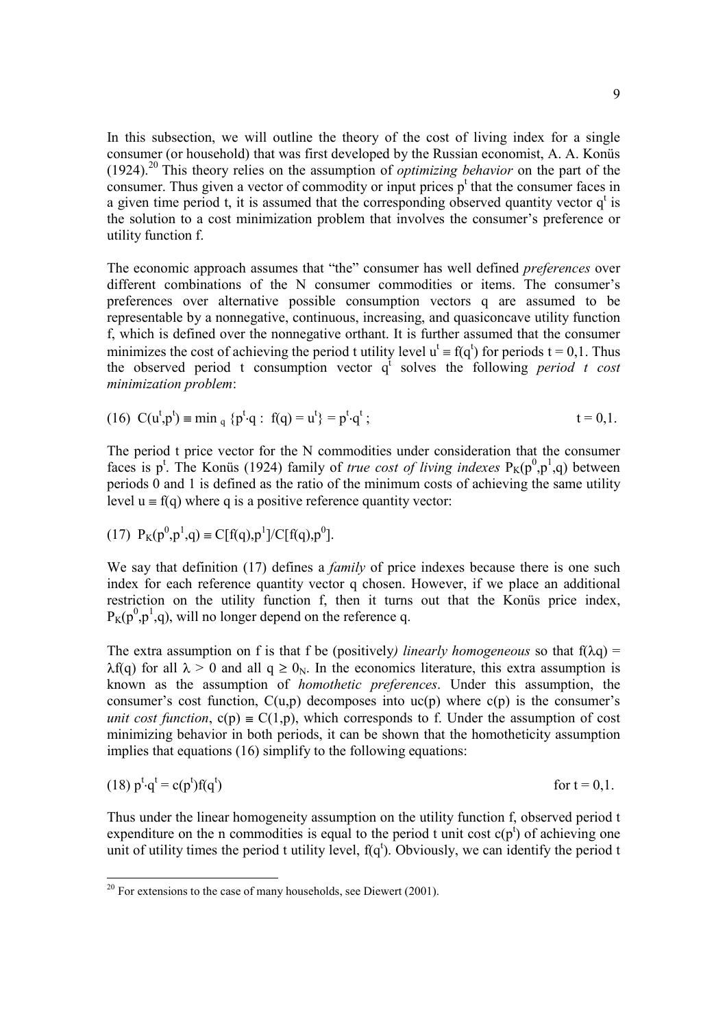In this subsection, we will outline the theory of the cost of living index for a single consumer (or household) that was first developed by the Russian economist, A. A. Konüs (1924).[20] This theory relies on the assumption of *optimizing behavior* on the part of the consumer. Thus given a vector of commodity or input prices $p^t$ that the consumer faces in a given time period t, it is assumed that the corresponding observed quantity vector $q^t$ is the solution to a cost minimization problem that involves the consumer's preference or utility function f.

The economic approach assumes that "the" consumer has well defined *preferences* over different combinations of the N consumer commodities or items. The consumer's preferences over alternative possible consumption vectors q are assumed to be representable by a nonnegative, continuous, increasing, and quasiconcave utility function f, which is defined over the nonnegative orthant. It is further assumed that the consumer minimizes the cost of achieving the period t utility level $u^t \equiv f(q^t)$ for periods t = 0,1. Thus the observed period t consumption vector $q^t$ solves the following *period t cost minimization problem*:

$$(16)\quad C(u^t,p^t) \equiv \min_q \{p^t \cdot q : f(q) = u^t\} = p^t \cdot q^t ; \qquad t = 0,1.$$

The period t price vector for the N commodities under consideration that the consumer faces is $p^t$. The Konüs (1924) family of *true cost of living indexes* $P_K(p^0,p^1,q)$ between periods 0 and 1 is defined as the ratio of the minimum costs of achieving the same utility level $u \equiv f(q)$ where q is a positive reference quantity vector:

$$(17)\quad P_K(p^0,p^1,q) \equiv C[f(q),p^1]/C[f(q),p^0].$$

We say that definition (17) defines a *family* of price indexes because there is one such index for each reference quantity vector q chosen. However, if we place an additional restriction on the utility function f, then it turns out that the Konüs price index, $P_K(p^0,p^1,q)$, will no longer depend on the reference q.

The extra assumption on f is that f be (positively) *linearly homogeneous* so that $f(\lambda q) = \lambda f(q)$ for all $\lambda > 0$ and all $q \geq 0_N$. In the economics literature, this extra assumption is known as the assumption of *homothetic preferences*. Under this assumption, the consumer's cost function, $C(u,p)$ decomposes into $uc(p)$ where $c(p)$ is the consumer's *unit cost function*, $c(p) \equiv C(1,p)$, which corresponds to f. Under the assumption of cost minimizing behavior in both periods, it can be shown that the homotheticity assumption implies that equations (16) simplify to the following equations:

$$(18)\quad p^t \cdot q^t = c(p^t)f(q^t) \qquad \text{for } t = 0,1.$$

Thus under the linear homogeneity assumption on the utility function f, observed period t expenditure on the n commodities is equal to the period t unit cost $c(p^t)$ of achieving one unit of utility times the period t utility level, $f(q^t)$. Obviously, we can identify the period t

[20] For extensions to the case of many households, see Diewert (2001).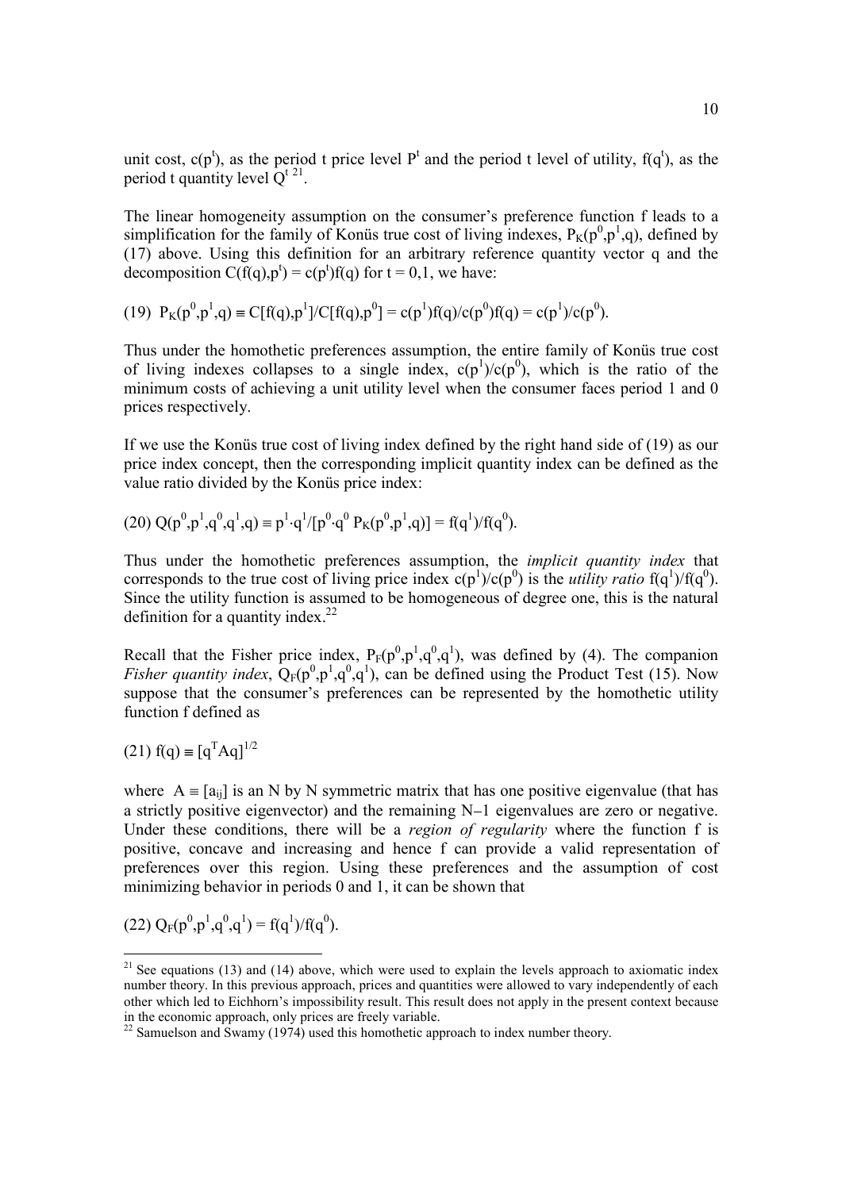unit cost, $c(p^t)$, as the period t price level $P^t$ and the period t level of utility, $f(q^t)$, as the period t quantity level $Q^t$ [21].

The linear homogeneity assumption on the consumer's preference function f leads to a simplification for the family of Konüs true cost of living indexes, $P_K(p^0,p^1,q)$, defined by (17) above. Using this definition for an arbitrary reference quantity vector q and the decomposition $C(f(q),p^t) = c(p^t)f(q)$ for $t = 0,1$, we have:

$$(19)\quad P_K(p^0,p^1,q) \equiv C[f(q),p^1]/C[f(q),p^0] = c(p^1)f(q)/c(p^0)f(q) = c(p^1)/c(p^0).$$

Thus under the homothetic preferences assumption, the entire family of Konüs true cost of living indexes collapses to a single index, $c(p^1)/c(p^0)$, which is the ratio of the minimum costs of achieving a unit utility level when the consumer faces period 1 and 0 prices respectively.

If we use the Konüs true cost of living index defined by the right hand side of (19) as our price index concept, then the corresponding implicit quantity index can be defined as the value ratio divided by the Konüs price index:

$$(20)\quad Q(p^0,p^1,q^0,q^1,q) \equiv p^1 \cdot q^1/[p^0 \cdot q^0\, P_K(p^0,p^1,q)] = f(q^1)/f(q^0).$$

Thus under the homothetic preferences assumption, the *implicit quantity index* that corresponds to the true cost of living price index $c(p^1)/c(p^0)$ is the *utility ratio* $f(q^1)/f(q^0)$. Since the utility function is assumed to be homogeneous of degree one, this is the natural definition for a quantity index.[22]

Recall that the Fisher price index, $P_F(p^0,p^1,q^0,q^1)$, was defined by (4). The companion *Fisher quantity index*, $Q_F(p^0,p^1,q^0,q^1)$, can be defined using the Product Test (15). Now suppose that the consumer's preferences can be represented by the homothetic utility function f defined as

$$(21)\quad f(q) \equiv [q^T A q]^{1/2}$$

where $A \equiv [a_{ij}]$ is an N by N symmetric matrix that has one positive eigenvalue (that has a strictly positive eigenvector) and the remaining $N-1$ eigenvalues are zero or negative. Under these conditions, there will be a *region of regularity* where the function f is positive, concave and increasing and hence f can provide a valid representation of preferences over this region. Using these preferences and the assumption of cost minimizing behavior in periods 0 and 1, it can be shown that

$$(22)\quad Q_F(p^0,p^1,q^0,q^1) = f(q^1)/f(q^0).$$

---

[21] See equations (13) and (14) above, which were used to explain the levels approach to axiomatic index number theory. In this previous approach, prices and quantities were allowed to vary independently of each other which led to Eichhorn's impossibility result. This result does not apply in the present context because in the economic approach, only prices are freely variable.

[22] Samuelson and Swamy (1974) used this homothetic approach to index number theory.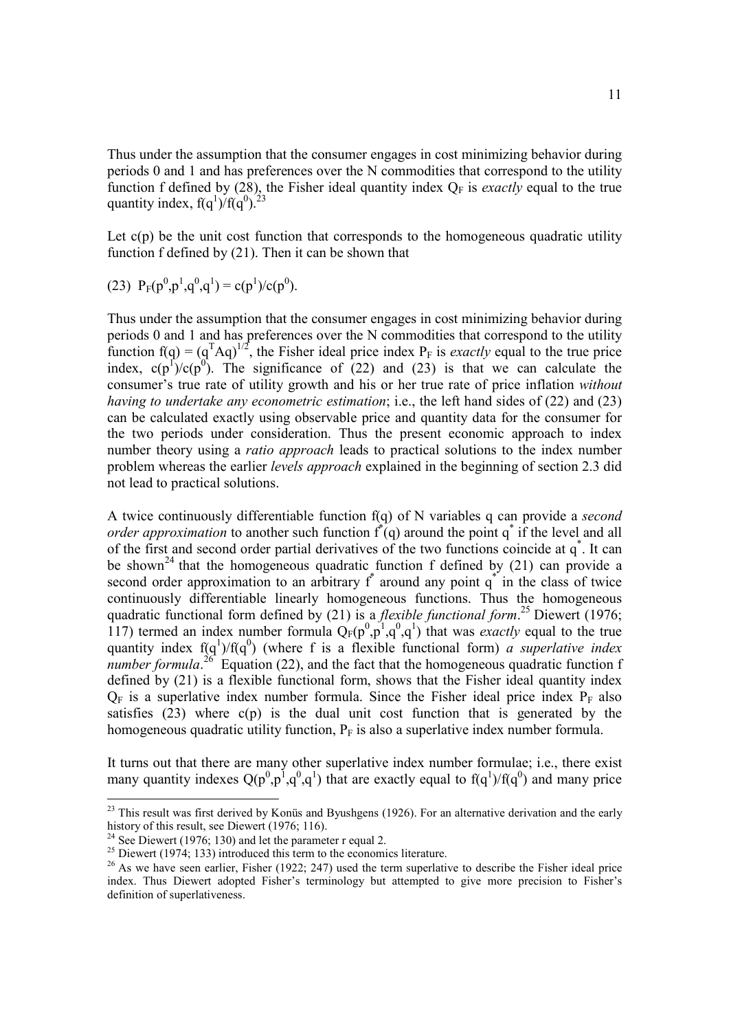Thus under the assumption that the consumer engages in cost minimizing behavior during periods 0 and 1 and has preferences over the N commodities that correspond to the utility function f defined by (28), the Fisher ideal quantity index $Q_F$ is *exactly* equal to the true quantity index, $f(q^1)/f(q^0)$.[23]

Let c(p) be the unit cost function that corresponds to the homogeneous quadratic utility function f defined by (21). Then it can be shown that

$$(23)\quad P_F(p^0,p^1,q^0,q^1) = c(p^1)/c(p^0).$$

Thus under the assumption that the consumer engages in cost minimizing behavior during periods 0 and 1 and has preferences over the N commodities that correspond to the utility function $f(q) = (q^TAq)^{1/2}$, the Fisher ideal price index $P_F$ is *exactly* equal to the true price index, $c(p^1)/c(p^0)$. The significance of (22) and (23) is that we can calculate the consumer's true rate of utility growth and his or her true rate of price inflation *without having to undertake any econometric estimation*; i.e., the left hand sides of (22) and (23) can be calculated exactly using observable price and quantity data for the consumer for the two periods under consideration. Thus the present economic approach to index number theory using a *ratio approach* leads to practical solutions to the index number problem whereas the earlier *levels approach* explained in the beginning of section 2.3 did not lead to practical solutions.

A twice continuously differentiable function f(q) of N variables q can provide a *second order approximation* to another such function $f^*(q)$ around the point $q^*$ if the level and all of the first and second order partial derivatives of the two functions coincide at $q^*$. It can be shown[24] that the homogeneous quadratic function f defined by (21) can provide a second order approximation to an arbitrary $f^*$ around any point $q^*$ in the class of twice continuously differentiable linearly homogeneous functions. Thus the homogeneous quadratic functional form defined by (21) is a *flexible functional form*.[25] Diewert (1976; 117) termed an index number formula $Q_F(p^0,p^1,q^0,q^1)$ that was *exactly* equal to the true quantity index $f(q^1)/f(q^0)$ (where f is a flexible functional form) *a superlative index number formula*.[26] Equation (22), and the fact that the homogeneous quadratic function f defined by (21) is a flexible functional form, shows that the Fisher ideal quantity index $Q_F$ is a superlative index number formula. Since the Fisher ideal price index $P_F$ also satisfies (23) where c(p) is the dual unit cost function that is generated by the homogeneous quadratic utility function, $P_F$ is also a superlative index number formula.

It turns out that there are many other superlative index number formulae; i.e., there exist many quantity indexes $Q(p^0,p^1,q^0,q^1)$ that are exactly equal to $f(q^1)/f(q^0)$ and many price

---

[23] This result was first derived by Konüs and Byushgens (1926). For an alternative derivation and the early history of this result, see Diewert (1976; 116).

[24] See Diewert (1976; 130) and let the parameter r equal 2.

[25] Diewert (1974; 133) introduced this term to the economics literature.

[26] As we have seen earlier, Fisher (1922; 247) used the term superlative to describe the Fisher ideal price index. Thus Diewert adopted Fisher's terminology but attempted to give more precision to Fisher's definition of superlativeness.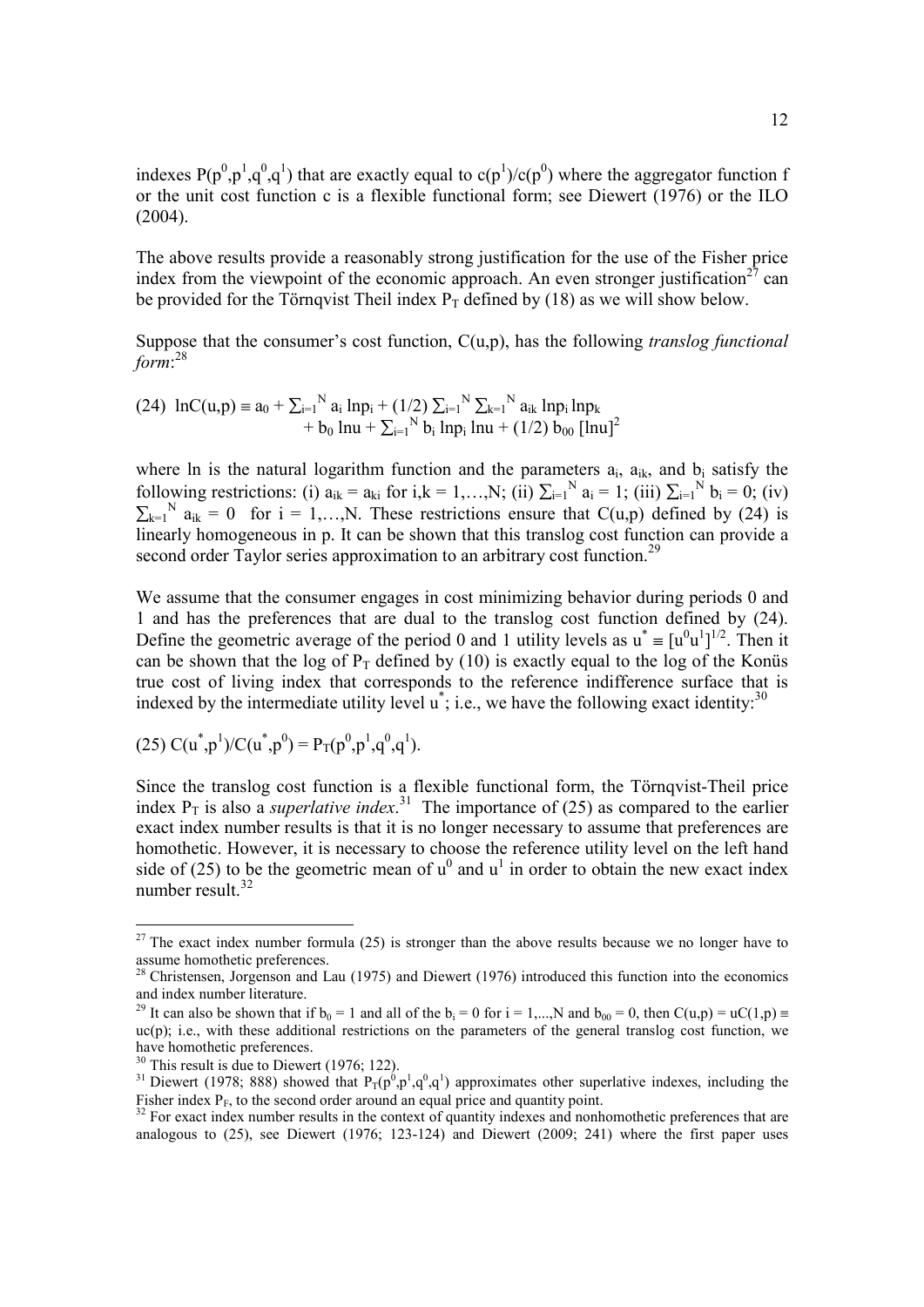indexes $P(p^0,p^1,q^0,q^1)$ that are exactly equal to $c(p^1)/c(p^0)$ where the aggregator function f or the unit cost function c is a flexible functional form; see Diewert (1976) or the ILO (2004).

The above results provide a reasonably strong justification for the use of the Fisher price index from the viewpoint of the economic approach. An even stronger justification[27] can be provided for the Törnqvist Theil index $P_T$ defined by (18) as we will show below.

Suppose that the consumer's cost function, $C(u,p)$, has the following *translog functional form*:[28]

$$(24)\ \ \ln C(u,p) \equiv a_0 + \sum_{i=1}^{N} a_i \ln p_i + (1/2) \sum_{i=1}^{N} \sum_{k=1}^{N} a_{ik} \ln p_i \ln p_k + b_0 \ln u + \sum_{i=1}^{N} b_i \ln p_i \ln u + (1/2)\, b_{00}\, [\ln u]^2$$

where ln is the natural logarithm function and the parameters $a_i$, $a_{ik}$, and $b_i$ satisfy the following restrictions: (i) $a_{ik} = a_{ki}$ for $i,k = 1,\ldots,N$; (ii) $\sum_{i=1}^{N} a_i = 1$; (iii) $\sum_{i=1}^{N} b_i = 0$; (iv) $\sum_{k=1}^{N} a_{ik} = 0$ for $i = 1,\ldots,N$. These restrictions ensure that $C(u,p)$ defined by (24) is linearly homogeneous in p. It can be shown that this translog cost function can provide a second order Taylor series approximation to an arbitrary cost function.[29]

We assume that the consumer engages in cost minimizing behavior during periods 0 and 1 and has the preferences that are dual to the translog cost function defined by (24). Define the geometric average of the period 0 and 1 utility levels as $u^* \equiv [u^0u^1]^{1/2}$. Then it can be shown that the log of $P_T$ defined by (10) is exactly equal to the log of the Konüs true cost of living index that corresponds to the reference indifference surface that is indexed by the intermediate utility level $u^*$; i.e., we have the following exact identity:[30]

$$(25)\ \ C(u^*,p^1)/C(u^*,p^0) = P_T(p^0,p^1,q^0,q^1).$$

Since the translog cost function is a flexible functional form, the Törnqvist-Theil price index $P_T$ is also a *superlative index*.[31] The importance of (25) as compared to the earlier exact index number results is that it is no longer necessary to assume that preferences are homothetic. However, it is necessary to choose the reference utility level on the left hand side of (25) to be the geometric mean of $u^0$ and $u^1$ in order to obtain the new exact index number result.[32]

---

[27] The exact index number formula (25) is stronger than the above results because we no longer have to assume homothetic preferences.

[28] Christensen, Jorgenson and Lau (1975) and Diewert (1976) introduced this function into the economics and index number literature.

[29] It can also be shown that if $b_0 = 1$ and all of the $b_i = 0$ for $i = 1,\ldots,N$ and $b_{00} = 0$, then $C(u,p) = uC(1,p) \equiv uc(p)$; i.e., with these additional restrictions on the parameters of the general translog cost function, we have homothetic preferences.

[30] This result is due to Diewert (1976; 122).

[31] Diewert (1978; 888) showed that $P_T(p^0,p^1,q^0,q^1)$ approximates other superlative indexes, including the Fisher index $P_F$, to the second order around an equal price and quantity point.

[32] For exact index number results in the context of quantity indexes and nonhomothetic preferences that are analogous to (25), see Diewert (1976; 123-124) and Diewert (2009; 241) where the first paper uses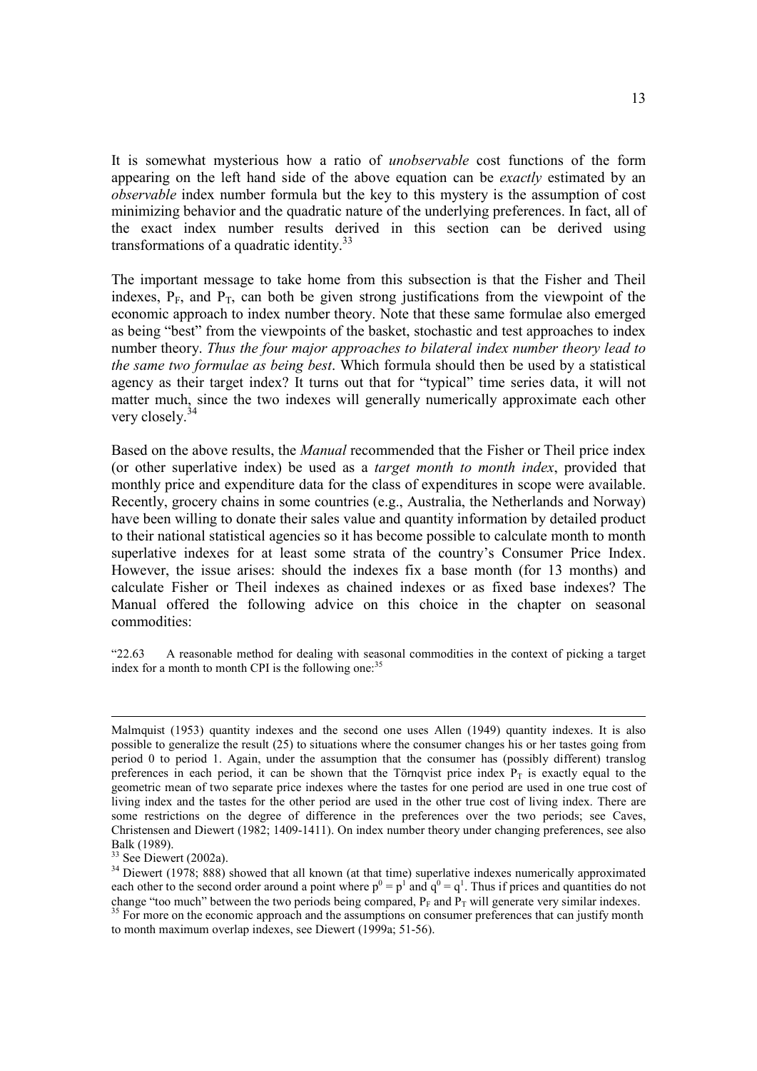It is somewhat mysterious how a ratio of *unobservable* cost functions of the form appearing on the left hand side of the above equation can be *exactly* estimated by an *observable* index number formula but the key to this mystery is the assumption of cost minimizing behavior and the quadratic nature of the underlying preferences. In fact, all of the exact index number results derived in this section can be derived using transformations of a quadratic identity.[33]

The important message to take home from this subsection is that the Fisher and Theil indexes, $P_F$, and $P_T$, can both be given strong justifications from the viewpoint of the economic approach to index number theory. Note that these same formulae also emerged as being "best" from the viewpoints of the basket, stochastic and test approaches to index number theory. *Thus the four major approaches to bilateral index number theory lead to the same two formulae as being best*. Which formula should then be used by a statistical agency as their target index? It turns out that for "typical" time series data, it will not matter much, since the two indexes will generally numerically approximate each other very closely.[34]

Based on the above results, the *Manual* recommended that the Fisher or Theil price index (or other superlative index) be used as a *target month to month index*, provided that monthly price and expenditure data for the class of expenditures in scope were available. Recently, grocery chains in some countries (e.g., Australia, the Netherlands and Norway) have been willing to donate their sales value and quantity information by detailed product to their national statistical agencies so it has become possible to calculate month to month superlative indexes for at least some strata of the country's Consumer Price Index. However, the issue arises: should the indexes fix a base month (for 13 months) and calculate Fisher or Theil indexes as chained indexes or as fixed base indexes? The Manual offered the following advice on this choice in the chapter on seasonal commodities:

"22.63 A reasonable method for dealing with seasonal commodities in the context of picking a target index for a month to month CPI is the following one:[35]

---

Malmquist (1953) quantity indexes and the second one uses Allen (1949) quantity indexes. It is also possible to generalize the result (25) to situations where the consumer changes his or her tastes going from period 0 to period 1. Again, under the assumption that the consumer has (possibly different) translog preferences in each period, it can be shown that the Törnqvist price index $P_T$ is exactly equal to the geometric mean of two separate price indexes where the tastes for one period are used in one true cost of living index and the tastes for the other period are used in the other true cost of living index. There are some restrictions on the degree of difference in the preferences over the two periods; see Caves, Christensen and Diewert (1982; 1409-1411). On index number theory under changing preferences, see also Balk (1989).

[33] See Diewert (2002a).

[34] Diewert (1978; 888) showed that all known (at that time) superlative indexes numerically approximated each other to the second order around a point where $p^0 = p^1$ and $q^0 = q^1$. Thus if prices and quantities do not change "too much" between the two periods being compared, $P_F$ and $P_T$ will generate very similar indexes.

[35] For more on the economic approach and the assumptions on consumer preferences that can justify month to month maximum overlap indexes, see Diewert (1999a; 51-56).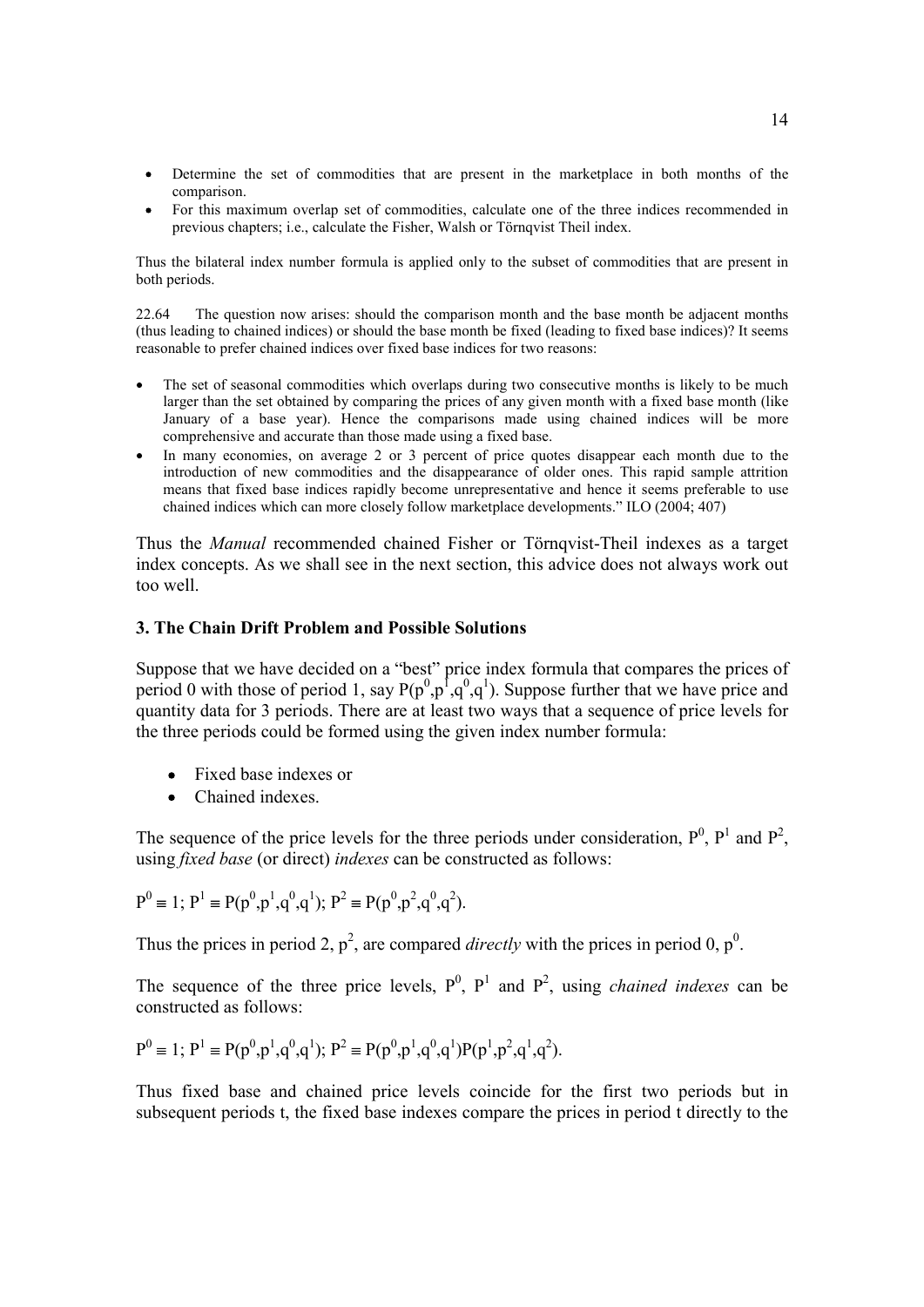- Determine the set of commodities that are present in the marketplace in both months of the comparison.
- For this maximum overlap set of commodities, calculate one of the three indices recommended in previous chapters; i.e., calculate the Fisher, Walsh or Törnqvist Theil index.

Thus the bilateral index number formula is applied only to the subset of commodities that are present in both periods.

22.64 The question now arises: should the comparison month and the base month be adjacent months (thus leading to chained indices) or should the base month be fixed (leading to fixed base indices)? It seems reasonable to prefer chained indices over fixed base indices for two reasons:

- The set of seasonal commodities which overlaps during two consecutive months is likely to be much larger than the set obtained by comparing the prices of any given month with a fixed base month (like January of a base year). Hence the comparisons made using chained indices will be more comprehensive and accurate than those made using a fixed base.
- In many economies, on average 2 or 3 percent of price quotes disappear each month due to the introduction of new commodities and the disappearance of older ones. This rapid sample attrition means that fixed base indices rapidly become unrepresentative and hence it seems preferable to use chained indices which can more closely follow marketplace developments." ILO (2004; 407)

Thus the *Manual* recommended chained Fisher or Törnqvist-Theil indexes as a target index concepts. As we shall see in the next section, this advice does not always work out too well.

## 3. The Chain Drift Problem and Possible Solutions

Suppose that we have decided on a "best" price index formula that compares the prices of period 0 with those of period 1, say $P(p^0,p^1,q^0,q^1)$. Suppose further that we have price and quantity data for 3 periods. There are at least two ways that a sequence of price levels for the three periods could be formed using the given index number formula:

- Fixed base indexes or
- Chained indexes.

The sequence of the price levels for the three periods under consideration, $P^0$, $P^1$ and $P^2$, using *fixed base* (or direct) *indexes* can be constructed as follows:

$$P^0 \equiv 1;\ P^1 \equiv P(p^0,p^1,q^0,q^1);\ P^2 \equiv P(p^0,p^2,q^0,q^2).$$

Thus the prices in period 2, $p^2$, are compared *directly* with the prices in period 0, $p^0$.

The sequence of the three price levels, $P^0$, $P^1$ and $P^2$, using *chained indexes* can be constructed as follows:

$$P^0 \equiv 1;\ P^1 \equiv P(p^0,p^1,q^0,q^1);\ P^2 \equiv P(p^0,p^1,q^0,q^1)P(p^1,p^2,q^1,q^2).$$

Thus fixed base and chained price levels coincide for the first two periods but in subsequent periods t, the fixed base indexes compare the prices in period t directly to the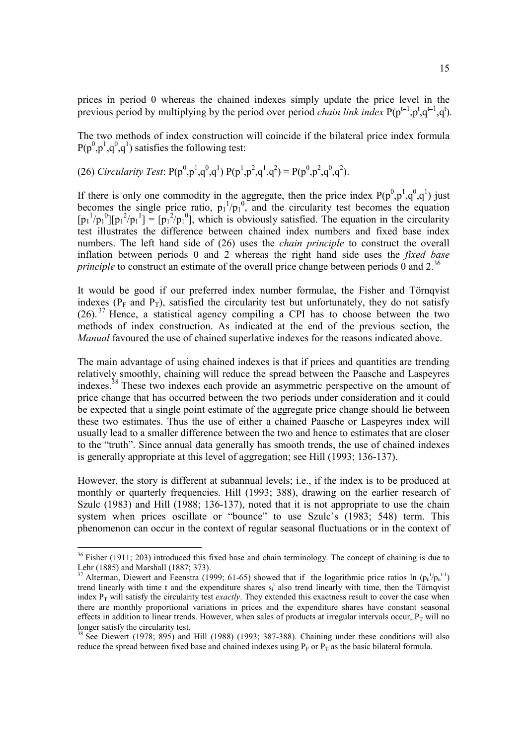prices in period 0 whereas the chained indexes simply update the price level in the previous period by multiplying by the period over period *chain link index* $P(p^{t-1},p^t,q^{t-1},q^t)$.

The two methods of index construction will coincide if the bilateral price index formula $P(p^0,p^1,q^0,q^1)$ satisfies the following test:

(26) *Circularity Test*: $P(p^0,p^1,q^0,q^1)\, P(p^1,p^2,q^1,q^2) = P(p^0,p^2,q^0,q^2)$.

If there is only one commodity in the aggregate, then the price index $P(p^0,p^1,q^0,q^1)$ just becomes the single price ratio, $p_1^1/p_1^0$, and the circularity test becomes the equation $[p_1^1/p_1^0][p_1^2/p_1^1] = [p_1^2/p_1^0]$, which is obviously satisfied. The equation in the circularity test illustrates the difference between chained index numbers and fixed base index numbers. The left hand side of (26) uses the *chain principle* to construct the overall inflation between periods 0 and 2 whereas the right hand side uses the *fixed base principle* to construct an estimate of the overall price change between periods 0 and 2.[36]

It would be good if our preferred index number formulae, the Fisher and Törnqvist indexes ($P_F$ and $P_T$), satisfied the circularity test but unfortunately, they do not satisfy (26).[37] Hence, a statistical agency compiling a CPI has to choose between the two methods of index construction. As indicated at the end of the previous section, the *Manual* favoured the use of chained superlative indexes for the reasons indicated above.

The main advantage of using chained indexes is that if prices and quantities are trending relatively smoothly, chaining will reduce the spread between the Paasche and Laspeyres indexes.[38] These two indexes each provide an asymmetric perspective on the amount of price change that has occurred between the two periods under consideration and it could be expected that a single point estimate of the aggregate price change should lie between these two estimates. Thus the use of either a chained Paasche or Laspeyres index will usually lead to a smaller difference between the two and hence to estimates that are closer to the "truth". Since annual data generally has smooth trends, the use of chained indexes is generally appropriate at this level of aggregation; see Hill (1993; 136-137).

However, the story is different at subannual levels; i.e., if the index is to be produced at monthly or quarterly frequencies. Hill (1993; 388), drawing on the earlier research of Szulc (1983) and Hill (1988; 136-137), noted that it is not appropriate to use the chain system when prices oscillate or "bounce" to use Szulc's (1983; 548) term. This phenomenon can occur in the context of regular seasonal fluctuations or in the context of

---

[36] Fisher (1911; 203) introduced this fixed base and chain terminology. The concept of chaining is due to Lehr (1885) and Marshall (1887; 373).

[37] Alterman, Diewert and Feenstra (1999; 61-65) showed that if the logarithmic price ratios $\ln(p_n^t/p_n^{t-1})$ trend linearly with time t and the expenditure shares $s_i^t$ also trend linearly with time, then the Törnqvist index $P_T$ will satisfy the circularity test *exactly*. They extended this exactness result to cover the case when there are monthly proportional variations in prices and the expenditure shares have constant seasonal effects in addition to linear trends. However, when sales of products at irregular intervals occur, $P_T$ will no longer satisfy the circularity test.

[38] See Diewert (1978; 895) and Hill (1988) (1993; 387-388). Chaining under these conditions will also reduce the spread between fixed base and chained indexes using $P_F$ or $P_T$ as the basic bilateral formula.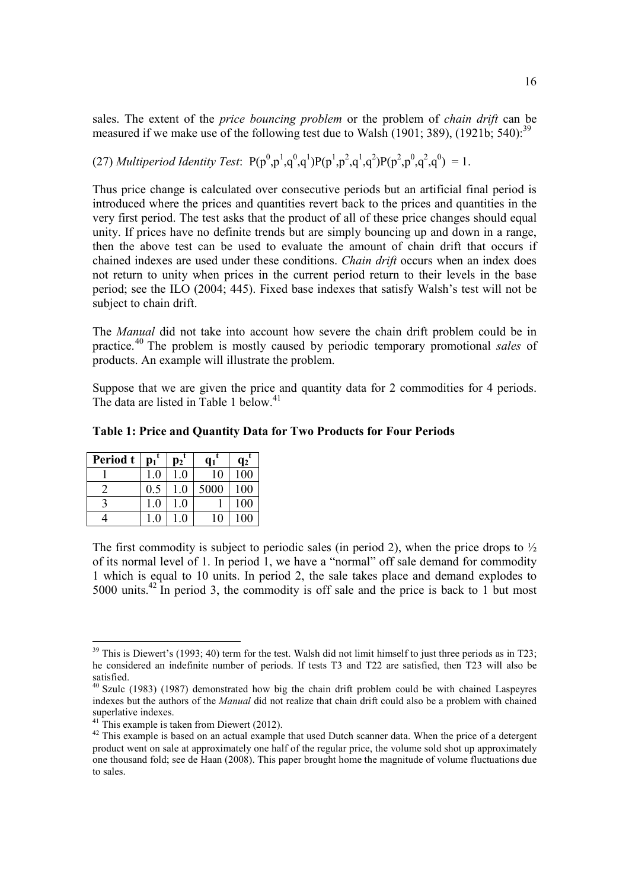sales. The extent of the *price bouncing problem* or the problem of *chain drift* can be measured if we make use of the following test due to Walsh (1901; 389), (1921b; 540):[39]

(27) *Multiperiod Identity Test*: $P(p^0,p^1,q^0,q^1)P(p^1,p^2,q^1,q^2)P(p^2,p^0,q^2,q^0) = 1$.

Thus price change is calculated over consecutive periods but an artificial final period is introduced where the prices and quantities revert back to the prices and quantities in the very first period. The test asks that the product of all of these price changes should equal unity. If prices have no definite trends but are simply bouncing up and down in a range, then the above test can be used to evaluate the amount of chain drift that occurs if chained indexes are used under these conditions. *Chain drift* occurs when an index does not return to unity when prices in the current period return to their levels in the base period; see the ILO (2004; 445). Fixed base indexes that satisfy Walsh's test will not be subject to chain drift.

The *Manual* did not take into account how severe the chain drift problem could be in practice.[40] The problem is mostly caused by periodic temporary promotional *sales* of products. An example will illustrate the problem.

Suppose that we are given the price and quantity data for 2 commodities for 4 periods. The data are listed in Table 1 below.[41]

**Table 1: Price and Quantity Data for Two Products for Four Periods**

| Period t | $p_1^t$ | $p_2^t$ | $q_1^t$ | $q_2^t$ |
|---|---|---|---|---|
| 1 | 1.0 | 1.0 | 10 | 100 |
| 2 | 0.5 | 1.0 | 5000 | 100 |
| 3 | 1.0 | 1.0 | 1 | 100 |
| 4 | 1.0 | 1.0 | 10 | 100 |

The first commodity is subject to periodic sales (in period 2), when the price drops to ½ of its normal level of 1. In period 1, we have a "normal" off sale demand for commodity 1 which is equal to 10 units. In period 2, the sale takes place and demand explodes to 5000 units.[42] In period 3, the commodity is off sale and the price is back to 1 but most

[39] This is Diewert's (1993; 40) term for the test. Walsh did not limit himself to just three periods as in T23; he considered an indefinite number of periods. If tests T3 and T22 are satisfied, then T23 will also be satisfied.

[40] Szulc (1983) (1987) demonstrated how big the chain drift problem could be with chained Laspeyres indexes but the authors of the *Manual* did not realize that chain drift could also be a problem with chained superlative indexes.

[41] This example is taken from Diewert (2012).

[42] This example is based on an actual example that used Dutch scanner data. When the price of a detergent product went on sale at approximately one half of the regular price, the volume sold shot up approximately one thousand fold; see de Haan (2008). This paper brought home the magnitude of volume fluctuations due to sales.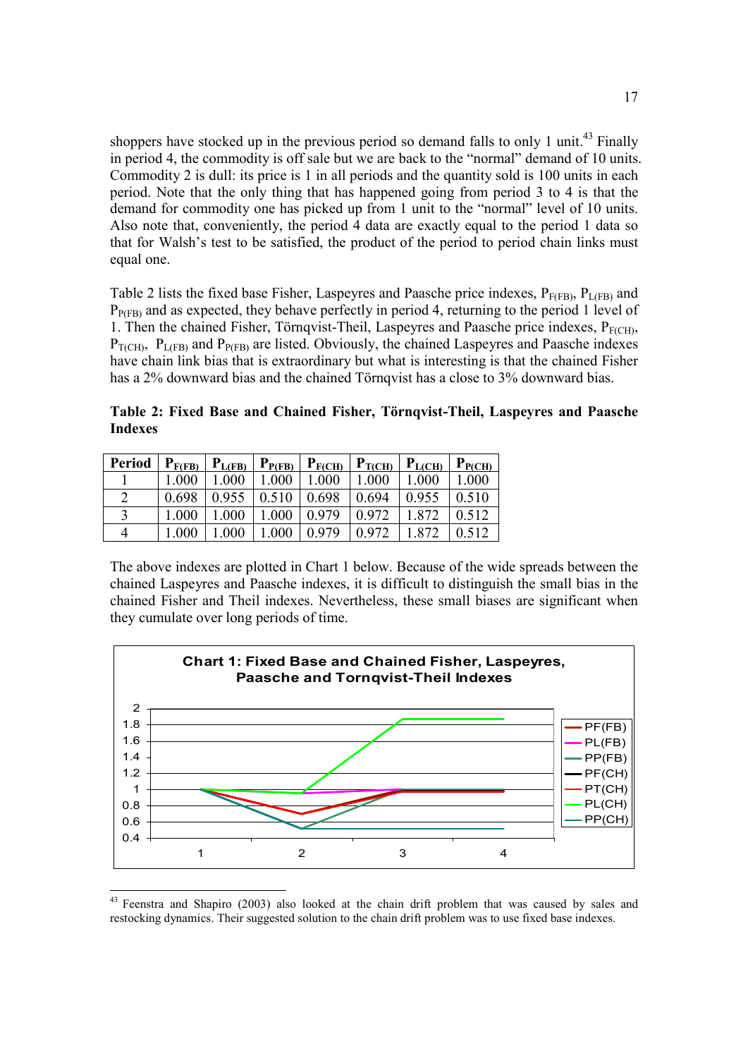shoppers have stocked up in the previous period so demand falls to only 1 unit.[43] Finally in period 4, the commodity is off sale but we are back to the "normal" demand of 10 units. Commodity 2 is dull: its price is 1 in all periods and the quantity sold is 100 units in each period. Note that the only thing that has happened going from period 3 to 4 is that the demand for commodity one has picked up from 1 unit to the "normal" level of 10 units. Also note that, conveniently, the period 4 data are exactly equal to the period 1 data so that for Walsh's test to be satisfied, the product of the period to period chain links must equal one.

Table 2 lists the fixed base Fisher, Laspeyres and Paasche price indexes, $P_{F(FB)}$, $P_{L(FB)}$ and $P_{P(FB)}$ and as expected, they behave perfectly in period 4, returning to the period 1 level of 1. Then the chained Fisher, Törnqvist-Theil, Laspeyres and Paasche price indexes, $P_{F(CH)}$, $P_{T(CH)}$, $P_{L(FB)}$ and $P_{P(FB)}$ are listed. Obviously, the chained Laspeyres and Paasche indexes have chain link bias that is extraordinary but what is interesting is that the chained Fisher has a 2% downward bias and the chained Törnqvist has a close to 3% downward bias.

**Table 2: Fixed Base and Chained Fisher, Törnqvist-Theil, Laspeyres and Paasche Indexes**

| Period | $P_{F(FB)}$ | $P_{L(FB)}$ | $P_{P(FB)}$ | $P_{F(CH)}$ | $P_{T(CH)}$ | $P_{L(CH)}$ | $P_{P(CH)}$ |
|---|---|---|---|---|---|---|---|
| 1 | 1.000 | 1.000 | 1.000 | 1.000 | 1.000 | 1.000 | 1.000 |
| 2 | 0.698 | 0.955 | 0.510 | 0.698 | 0.694 | 0.955 | 0.510 |
| 3 | 1.000 | 1.000 | 1.000 | 0.979 | 0.972 | 1.872 | 0.512 |
| 4 | 1.000 | 1.000 | 1.000 | 0.979 | 0.972 | 1.872 | 0.512 |

The above indexes are plotted in Chart 1 below. Because of the wide spreads between the chained Laspeyres and Paasche indexes, it is difficult to distinguish the small bias in the chained Fisher and Theil indexes. Nevertheless, these small biases are significant when they cumulate over long periods of time.

**Chart 1: Fixed Base and Chained Fisher, Laspeyres, Paasche and Tornqvist-Theil Indexes**

[43] Feenstra and Shapiro (2003) also looked at the chain drift problem that was caused by sales and restocking dynamics. Their suggested solution to the chain drift problem was to use fixed base indexes.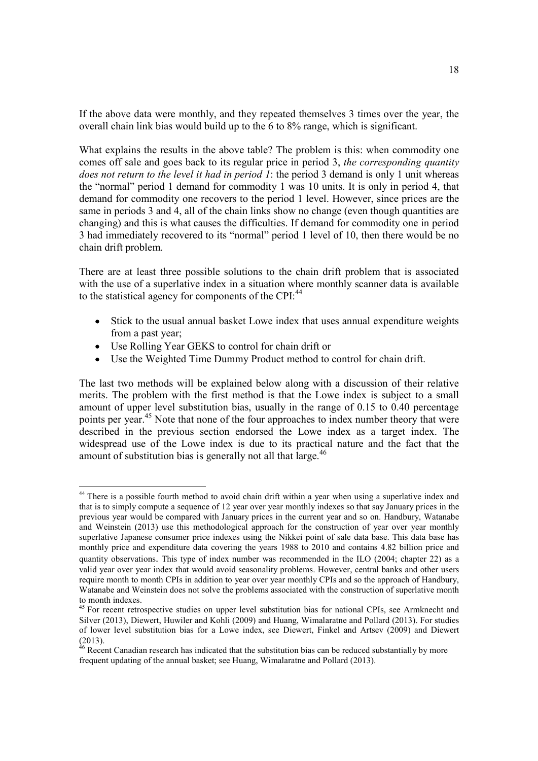If the above data were monthly, and they repeated themselves 3 times over the year, the overall chain link bias would build up to the 6 to 8% range, which is significant.

What explains the results in the above table? The problem is this: when commodity one comes off sale and goes back to its regular price in period 3, *the corresponding quantity does not return to the level it had in period 1*: the period 3 demand is only 1 unit whereas the "normal" period 1 demand for commodity 1 was 10 units. It is only in period 4, that demand for commodity one recovers to the period 1 level. However, since prices are the same in periods 3 and 4, all of the chain links show no change (even though quantities are changing) and this is what causes the difficulties. If demand for commodity one in period 3 had immediately recovered to its "normal" period 1 level of 10, then there would be no chain drift problem.

There are at least three possible solutions to the chain drift problem that is associated with the use of a superlative index in a situation where monthly scanner data is available to the statistical agency for components of the CPI:[44]

- Stick to the usual annual basket Lowe index that uses annual expenditure weights from a past year;
- Use Rolling Year GEKS to control for chain drift or
- Use the Weighted Time Dummy Product method to control for chain drift.

The last two methods will be explained below along with a discussion of their relative merits. The problem with the first method is that the Lowe index is subject to a small amount of upper level substitution bias, usually in the range of 0.15 to 0.40 percentage points per year.[45] Note that none of the four approaches to index number theory that were described in the previous section endorsed the Lowe index as a target index. The widespread use of the Lowe index is due to its practical nature and the fact that the amount of substitution bias is generally not all that large.[46]

---

[44] There is a possible fourth method to avoid chain drift within a year when using a superlative index and that is to simply compute a sequence of 12 year over year monthly indexes so that say January prices in the previous year would be compared with January prices in the current year and so on. Handbury, Watanabe and Weinstein (2013) use this methodological approach for the construction of year over year monthly superlative Japanese consumer price indexes using the Nikkei point of sale data base. This data base has monthly price and expenditure data covering the years 1988 to 2010 and contains 4.82 billion price and quantity observations. This type of index number was recommended in the ILO (2004; chapter 22) as a valid year over year index that would avoid seasonality problems. However, central banks and other users require month to month CPIs in addition to year over year monthly CPIs and so the approach of Handbury, Watanabe and Weinstein does not solve the problems associated with the construction of superlative month to month indexes.

[45] For recent retrospective studies on upper level substitution bias for national CPIs, see Armknecht and Silver (2013), Diewert, Huwiler and Kohli (2009) and Huang, Wimalaratne and Pollard (2013). For studies of lower level substitution bias for a Lowe index, see Diewert, Finkel and Artsev (2009) and Diewert (2013).

[46] Recent Canadian research has indicated that the substitution bias can be reduced substantially by more frequent updating of the annual basket; see Huang, Wimalaratne and Pollard (2013).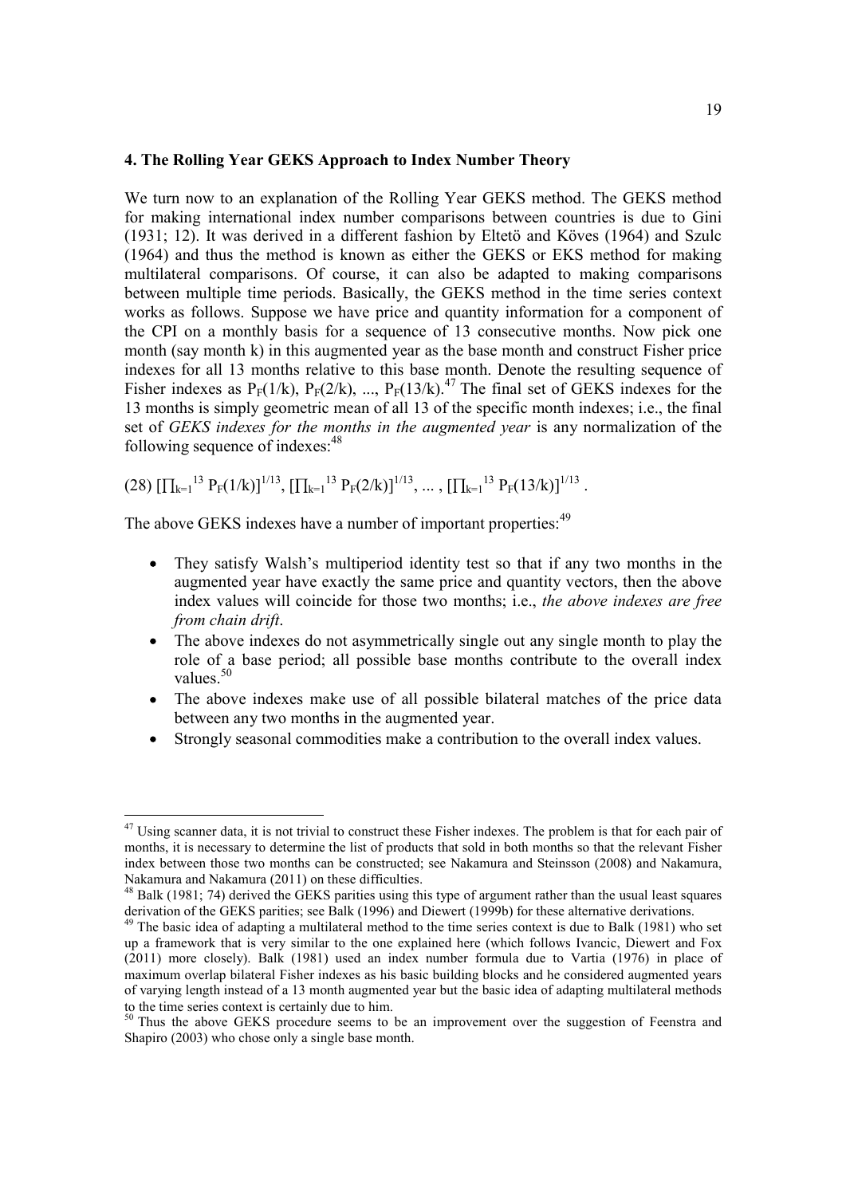#### 4. The Rolling Year GEKS Approach to Index Number Theory

We turn now to an explanation of the Rolling Year GEKS method. The GEKS method for making international index number comparisons between countries is due to Gini (1931; 12). It was derived in a different fashion by Eltetö and Köves (1964) and Szulc (1964) and thus the method is known as either the GEKS or EKS method for making multilateral comparisons. Of course, it can also be adapted to making comparisons between multiple time periods. Basically, the GEKS method in the time series context works as follows. Suppose we have price and quantity information for a component of the CPI on a monthly basis for a sequence of 13 consecutive months. Now pick one month (say month k) in this augmented year as the base month and construct Fisher price indexes for all 13 months relative to this base month. Denote the resulting sequence of Fisher indexes as $P_F(1/k)$, $P_F(2/k)$, ..., $P_F(13/k)$.[47] The final set of GEKS indexes for the 13 months is simply geometric mean of all 13 of the specific month indexes; i.e., the final set of *GEKS indexes for the months in the augmented year* is any normalization of the following sequence of indexes:[48]

$$(28)\ [\prod_{k=1}^{13} P_F(1/k)]^{1/13}, [\prod_{k=1}^{13} P_F(2/k)]^{1/13}, \ldots , [\prod_{k=1}^{13} P_F(13/k)]^{1/13} .$$

The above GEKS indexes have a number of important properties:[49]

- They satisfy Walsh's multiperiod identity test so that if any two months in the augmented year have exactly the same price and quantity vectors, then the above index values will coincide for those two months; i.e., *the above indexes are free from chain drift*.
- The above indexes do not asymmetrically single out any single month to play the role of a base period; all possible base months contribute to the overall index values.[50]
- The above indexes make use of all possible bilateral matches of the price data between any two months in the augmented year.
- Strongly seasonal commodities make a contribution to the overall index values.

---

[47] Using scanner data, it is not trivial to construct these Fisher indexes. The problem is that for each pair of months, it is necessary to determine the list of products that sold in both months so that the relevant Fisher index between those two months can be constructed; see Nakamura and Steinsson (2008) and Nakamura, Nakamura and Nakamura (2011) on these difficulties.

[48] Balk (1981; 74) derived the GEKS parities using this type of argument rather than the usual least squares derivation of the GEKS parities; see Balk (1996) and Diewert (1999b) for these alternative derivations.

[49] The basic idea of adapting a multilateral method to the time series context is due to Balk (1981) who set up a framework that is very similar to the one explained here (which follows Ivancic, Diewert and Fox (2011) more closely). Balk (1981) used an index number formula due to Vartia (1976) in place of maximum overlap bilateral Fisher indexes as his basic building blocks and he considered augmented years of varying length instead of a 13 month augmented year but the basic idea of adapting multilateral methods to the time series context is certainly due to him.

[50] Thus the above GEKS procedure seems to be an improvement over the suggestion of Feenstra and Shapiro (2003) who chose only a single base month.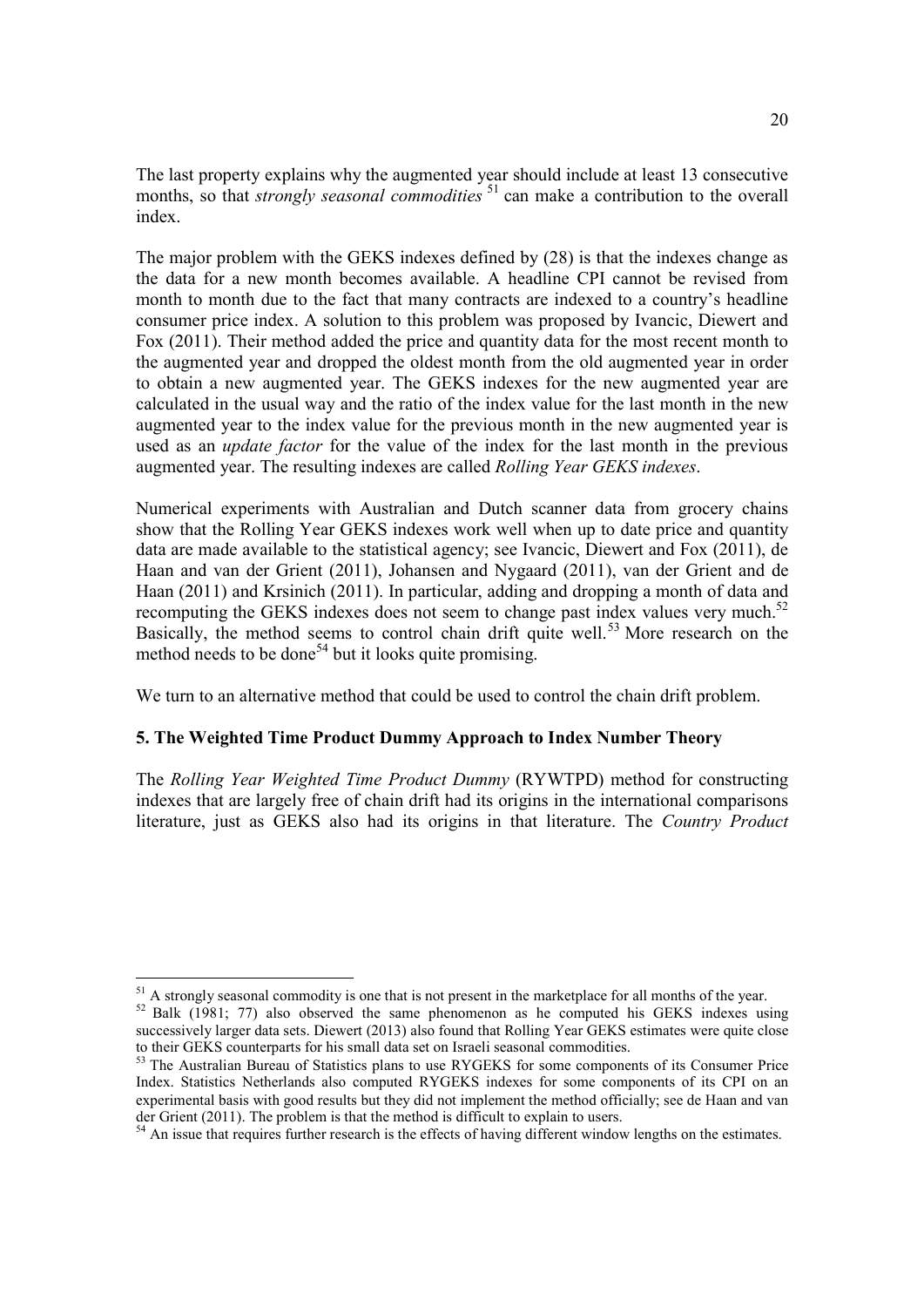The last property explains why the augmented year should include at least 13 consecutive months, so that *strongly seasonal commodities* [51] can make a contribution to the overall index.

The major problem with the GEKS indexes defined by (28) is that the indexes change as the data for a new month becomes available. A headline CPI cannot be revised from month to month due to the fact that many contracts are indexed to a country's headline consumer price index. A solution to this problem was proposed by Ivancic, Diewert and Fox (2011). Their method added the price and quantity data for the most recent month to the augmented year and dropped the oldest month from the old augmented year in order to obtain a new augmented year. The GEKS indexes for the new augmented year are calculated in the usual way and the ratio of the index value for the last month in the new augmented year to the index value for the previous month in the new augmented year is used as an *update factor* for the value of the index for the last month in the previous augmented year. The resulting indexes are called *Rolling Year GEKS indexes*.

Numerical experiments with Australian and Dutch scanner data from grocery chains show that the Rolling Year GEKS indexes work well when up to date price and quantity data are made available to the statistical agency; see Ivancic, Diewert and Fox (2011), de Haan and van der Grient (2011), Johansen and Nygaard (2011), van der Grient and de Haan (2011) and Krsinich (2011). In particular, adding and dropping a month of data and recomputing the GEKS indexes does not seem to change past index values very much.[52] Basically, the method seems to control chain drift quite well.[53] More research on the method needs to be done[54] but it looks quite promising.

We turn to an alternative method that could be used to control the chain drift problem.

## 5. The Weighted Time Product Dummy Approach to Index Number Theory

The *Rolling Year Weighted Time Product Dummy* (RYWTPD) method for constructing indexes that are largely free of chain drift had its origins in the international comparisons literature, just as GEKS also had its origins in that literature. The *Country Product*

---

[51] A strongly seasonal commodity is one that is not present in the marketplace for all months of the year.

[52] Balk (1981; 77) also observed the same phenomenon as he computed his GEKS indexes using successively larger data sets. Diewert (2013) also found that Rolling Year GEKS estimates were quite close to their GEKS counterparts for his small data set on Israeli seasonal commodities.

[53] The Australian Bureau of Statistics plans to use RYGEKS for some components of its Consumer Price Index. Statistics Netherlands also computed RYGEKS indexes for some components of its CPI on an experimental basis with good results but they did not implement the method officially; see de Haan and van der Grient (2011). The problem is that the method is difficult to explain to users.

[54] An issue that requires further research is the effects of having different window lengths on the estimates.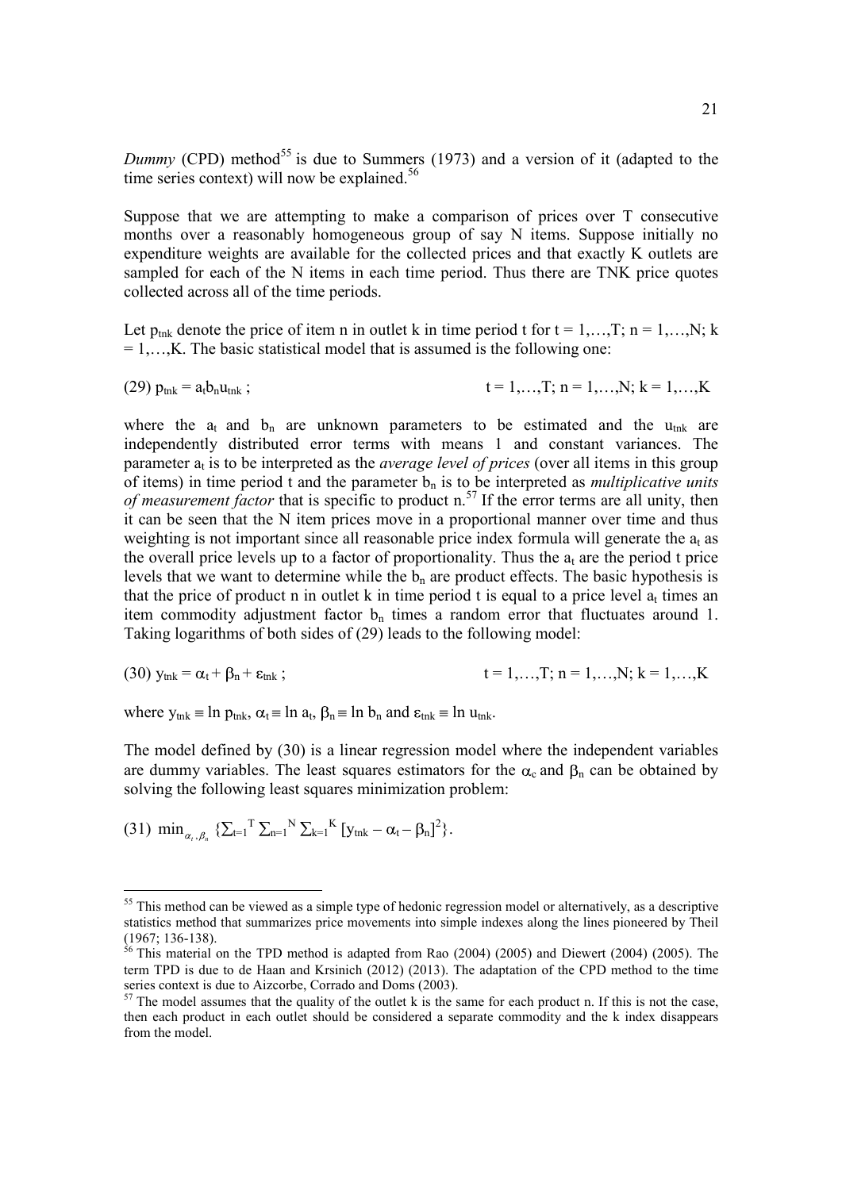*Dummy* (CPD) method[55] is due to Summers (1973) and a version of it (adapted to the time series context) will now be explained.[56]

Suppose that we are attempting to make a comparison of prices over T consecutive months over a reasonably homogeneous group of say N items. Suppose initially no expenditure weights are available for the collected prices and that exactly K outlets are sampled for each of the N items in each time period. Thus there are TNK price quotes collected across all of the time periods.

Let $p_{tnk}$ denote the price of item n in outlet k in time period t for $t = 1,\ldots,T$; $n = 1,\ldots,N$; $k = 1,\ldots,K$. The basic statistical model that is assumed is the following one:

$$(29)\quad p_{tnk} = a_t b_n u_{tnk}\,; \qquad t = 1,\ldots,T;\ n = 1,\ldots,N;\ k = 1,\ldots,K$$

where the $a_t$ and $b_n$ are unknown parameters to be estimated and the $u_{tnk}$ are independently distributed error terms with means 1 and constant variances. The parameter $a_t$ is to be interpreted as the *average level of prices* (over all items in this group of items) in time period t and the parameter $b_n$ is to be interpreted as *multiplicative units of measurement factor* that is specific to product n.[57] If the error terms are all unity, then it can be seen that the N item prices move in a proportional manner over time and thus weighting is not important since all reasonable price index formula will generate the $a_t$ as the overall price levels up to a factor of proportionality. Thus the $a_t$ are the period t price levels that we want to determine while the $b_n$ are product effects. The basic hypothesis is that the price of product n in outlet k in time period t is equal to a price level $a_t$ times an item commodity adjustment factor $b_n$ times a random error that fluctuates around 1. Taking logarithms of both sides of (29) leads to the following model:

$$(30)\quad y_{tnk} = \alpha_t + \beta_n + \varepsilon_{tnk}\,; \qquad t = 1,\ldots,T;\ n = 1,\ldots,N;\ k = 1,\ldots,K$$

where $y_{tnk} \equiv \ln p_{tnk}$, $\alpha_t \equiv \ln a_t$, $\beta_n \equiv \ln b_n$ and $\varepsilon_{tnk} \equiv \ln u_{tnk}$.

The model defined by (30) is a linear regression model where the independent variables are dummy variables. The least squares estimators for the $\alpha_c$ and $\beta_n$ can be obtained by solving the following least squares minimization problem:

$$(31)\quad \min_{\alpha_t,\beta_n} \left\{\sum_{t=1}^{T} \sum_{n=1}^{N} \sum_{k=1}^{K} [y_{tnk} - \alpha_t - \beta_n]^2\right\}.$$

---

[55] This method can be viewed as a simple type of hedonic regression model or alternatively, as a descriptive statistics method that summarizes price movements into simple indexes along the lines pioneered by Theil (1967; 136-138).

[56] This material on the TPD method is adapted from Rao (2004) (2005) and Diewert (2004) (2005). The term TPD is due to de Haan and Krsinich (2012) (2013). The adaptation of the CPD method to the time series context is due to Aizcorbe, Corrado and Doms (2003).

[57] The model assumes that the quality of the outlet k is the same for each product n. If this is not the case, then each product in each outlet should be considered a separate commodity and the k index disappears from the model.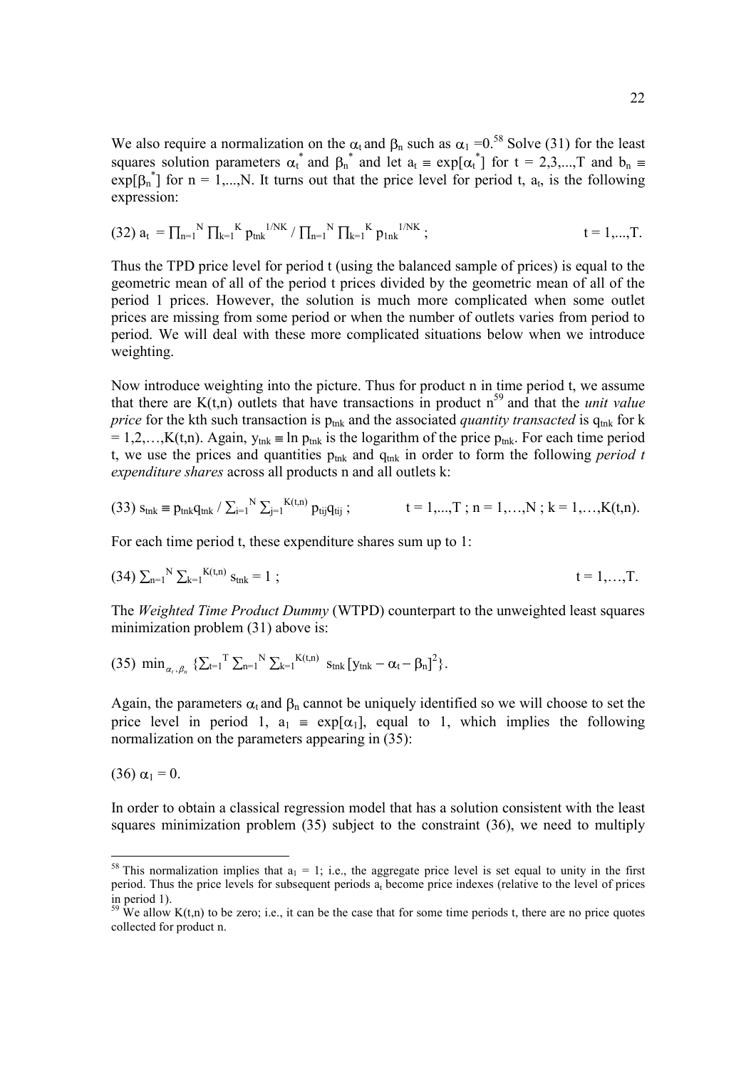We also require a normalization on the $\alpha_t$ and $\beta_n$ such as $\alpha_1 = 0$.[58] Solve (31) for the least squares solution parameters $\alpha_t^*$ and $\beta_n^*$ and let $a_t \equiv \exp[\alpha_t^*]$ for $t = 2,3,...,T$ and $b_n \equiv \exp[\beta_n^*]$ for $n = 1,...,N$. It turns out that the price level for period t, $a_t$, is the following expression:

$$(32)\ a_t = \prod_{n=1}^{N} \prod_{k=1}^{K} p_{tnk}^{1/NK} / \prod_{n=1}^{N} \prod_{k=1}^{K} p_{1nk}^{1/NK}\ ; \qquad t = 1,...,T.$$

Thus the TPD price level for period t (using the balanced sample of prices) is equal to the geometric mean of all of the period t prices divided by the geometric mean of all of the period 1 prices. However, the solution is much more complicated when some outlet prices are missing from some period or when the number of outlets varies from period to period. We will deal with these more complicated situations below when we introduce weighting.

Now introduce weighting into the picture. Thus for product n in time period t, we assume that there are $K(t,n)$ outlets that have transactions in product n[59] and that the *unit value price* for the kth such transaction is $p_{tnk}$ and the associated *quantity transacted* is $q_{tnk}$ for $k = 1,2,\ldots,K(t,n)$. Again, $y_{tnk} \equiv \ln p_{tnk}$ is the logarithm of the price $p_{tnk}$. For each time period t, we use the prices and quantities $p_{tnk}$ and $q_{tnk}$ in order to form the following *period t expenditure shares* across all products n and all outlets k:

$$(33)\ s_{tnk} \equiv p_{tnk}q_{tnk} / \sum_{i=1}^{N} \sum_{j=1}^{K(t,n)} p_{tij}q_{tij}\ ; \qquad t = 1,...,T\ ;\ n = 1,\ldots,N\ ;\ k = 1,\ldots,K(t,n).$$

For each time period t, these expenditure shares sum up to 1:

$$(34)\ \sum_{n=1}^{N} \sum_{k=1}^{K(t,n)} s_{tnk} = 1\ ; \qquad t = 1,\ldots,T.$$

The *Weighted Time Product Dummy* (WTPD) counterpart to the unweighted least squares minimization problem (31) above is:

$$(35)\ \min_{\alpha_t,\beta_n} \{\sum_{t=1}^{T} \sum_{n=1}^{N} \sum_{k=1}^{K(t,n)} s_{tnk}\,[y_{tnk} - \alpha_t - \beta_n]^2\}.$$

Again, the parameters $\alpha_t$ and $\beta_n$ cannot be uniquely identified so we will choose to set the price level in period 1, $a_1 \equiv \exp[\alpha_1]$, equal to 1, which implies the following normalization on the parameters appearing in (35):

$$(36)\ \alpha_1 = 0.$$

In order to obtain a classical regression model that has a solution consistent with the least squares minimization problem (35) subject to the constraint (36), we need to multiply

[58] This normalization implies that $a_1 = 1$; i.e., the aggregate price level is set equal to unity in the first period. Thus the price levels for subsequent periods $a_t$ become price indexes (relative to the level of prices in period 1).

[59] We allow $K(t,n)$ to be zero; i.e., it can be the case that for some time periods t, there are no price quotes collected for product n.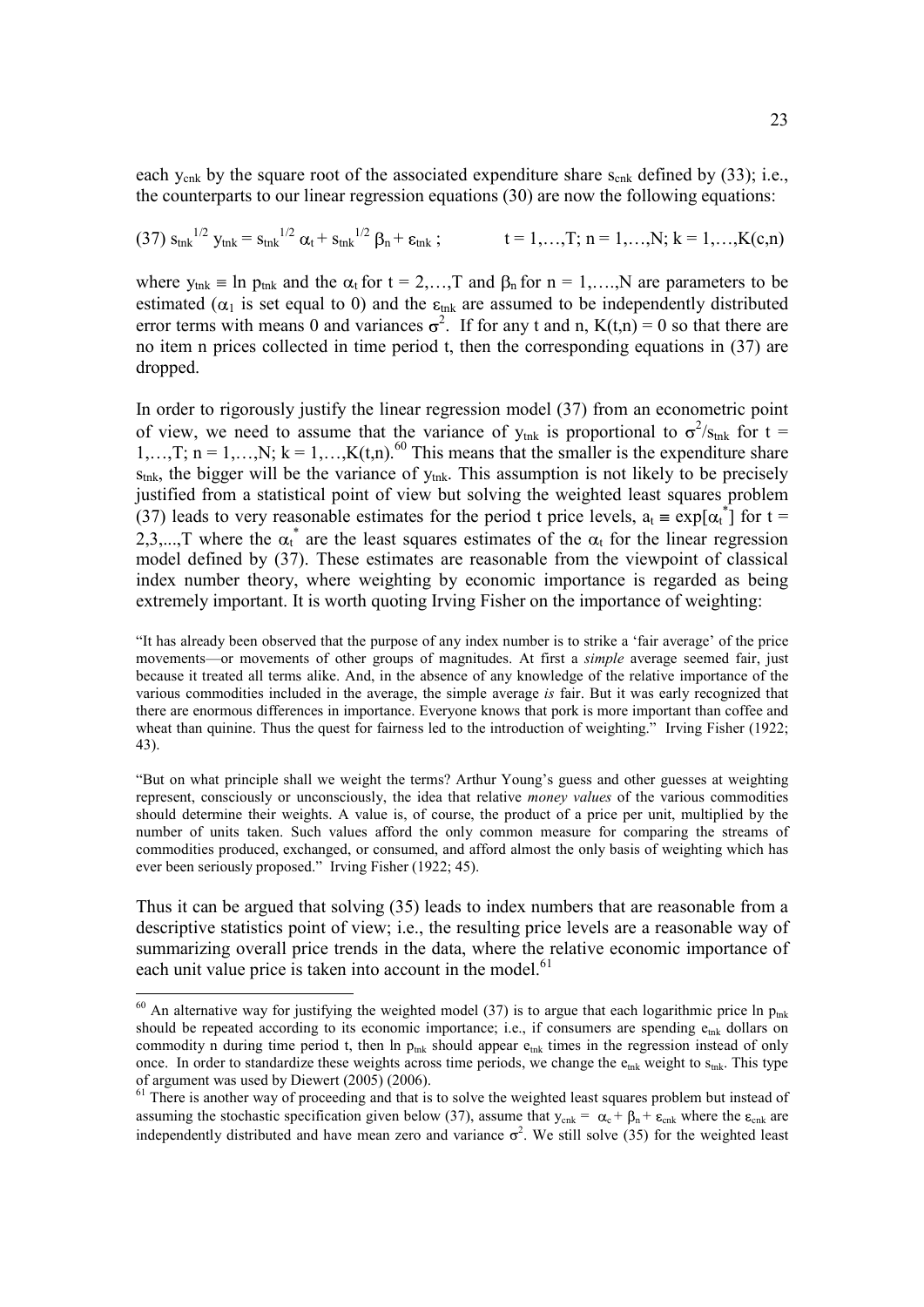each $y_{cnk}$ by the square root of the associated expenditure share $s_{cnk}$ defined by (33); i.e., the counterparts to our linear regression equations (30) are now the following equations:

$$(37)\ s_{tnk}^{1/2}\, y_{tnk} = s_{tnk}^{1/2}\, \alpha_t + s_{tnk}^{1/2}\, \beta_n + \varepsilon_{tnk}\ ; \qquad t = 1,\ldots,T;\ n = 1,\ldots,N;\ k = 1,\ldots,K(c,n)$$

where $y_{tnk} \equiv \ln p_{tnk}$ and the $\alpha_t$ for $t = 2,\ldots,T$ and $\beta_n$ for $n = 1,\ldots,N$ are parameters to be estimated ($\alpha_1$ is set equal to 0) and the $\varepsilon_{tnk}$ are assumed to be independently distributed error terms with means 0 and variances $\sigma^2$. If for any t and n, $K(t,n) = 0$ so that there are no item n prices collected in time period t, then the corresponding equations in (37) are dropped.

In order to rigorously justify the linear regression model (37) from an econometric point of view, we need to assume that the variance of $y_{tnk}$ is proportional to $\sigma^2/s_{tnk}$ for $t = 1,\ldots,T;\ n = 1,\ldots,N;\ k = 1,\ldots,K(t,n)$.[60] This means that the smaller is the expenditure share $s_{tnk}$, the bigger will be the variance of $y_{tnk}$. This assumption is not likely to be precisely justified from a statistical point of view but solving the weighted least squares problem (37) leads to very reasonable estimates for the period t price levels, $a_t \equiv \exp[\alpha_t^*]$ for $t = 2,3,\ldots,T$ where the $\alpha_t^*$ are the least squares estimates of the $\alpha_t$ for the linear regression model defined by (37). These estimates are reasonable from the viewpoint of classical index number theory, where weighting by economic importance is regarded as being extremely important. It is worth quoting Irving Fisher on the importance of weighting:

> "It has already been observed that the purpose of any index number is to strike a 'fair average' of the price movements—or movements of other groups of magnitudes. At first a *simple* average seemed fair, just because it treated all terms alike. And, in the absence of any knowledge of the relative importance of the various commodities included in the average, the simple average *is* fair. But it was early recognized that there are enormous differences in importance. Everyone knows that pork is more important than coffee and wheat than quinine. Thus the quest for fairness led to the introduction of weighting." Irving Fisher (1922; 43).

> "But on what principle shall we weight the terms? Arthur Young's guess and other guesses at weighting represent, consciously or unconsciously, the idea that relative *money values* of the various commodities should determine their weights. A value is, of course, the product of a price per unit, multiplied by the number of units taken. Such values afford the only common measure for comparing the streams of commodities produced, exchanged, or consumed, and afford almost the only basis of weighting which has ever been seriously proposed." Irving Fisher (1922; 45).

Thus it can be argued that solving (35) leads to index numbers that are reasonable from a descriptive statistics point of view; i.e., the resulting price levels are a reasonable way of summarizing overall price trends in the data, where the relative economic importance of each unit value price is taken into account in the model.[61]

---

[60] An alternative way for justifying the weighted model (37) is to argue that each logarithmic price $\ln p_{tnk}$ should be repeated according to its economic importance; i.e., if consumers are spending $e_{tnk}$ dollars on commodity n during time period t, then $\ln p_{tnk}$ should appear $e_{tnk}$ times in the regression instead of only once. In order to standardize these weights across time periods, we change the $e_{tnk}$ weight to $s_{tnk}$. This type of argument was used by Diewert (2005) (2006).

[61] There is another way of proceeding and that is to solve the weighted least squares problem but instead of assuming the stochastic specification given below (37), assume that $y_{cnk} = \alpha_c + \beta_n + \varepsilon_{cnk}$ where the $\varepsilon_{cnk}$ are independently distributed and have mean zero and variance $\sigma^2$. We still solve (35) for the weighted least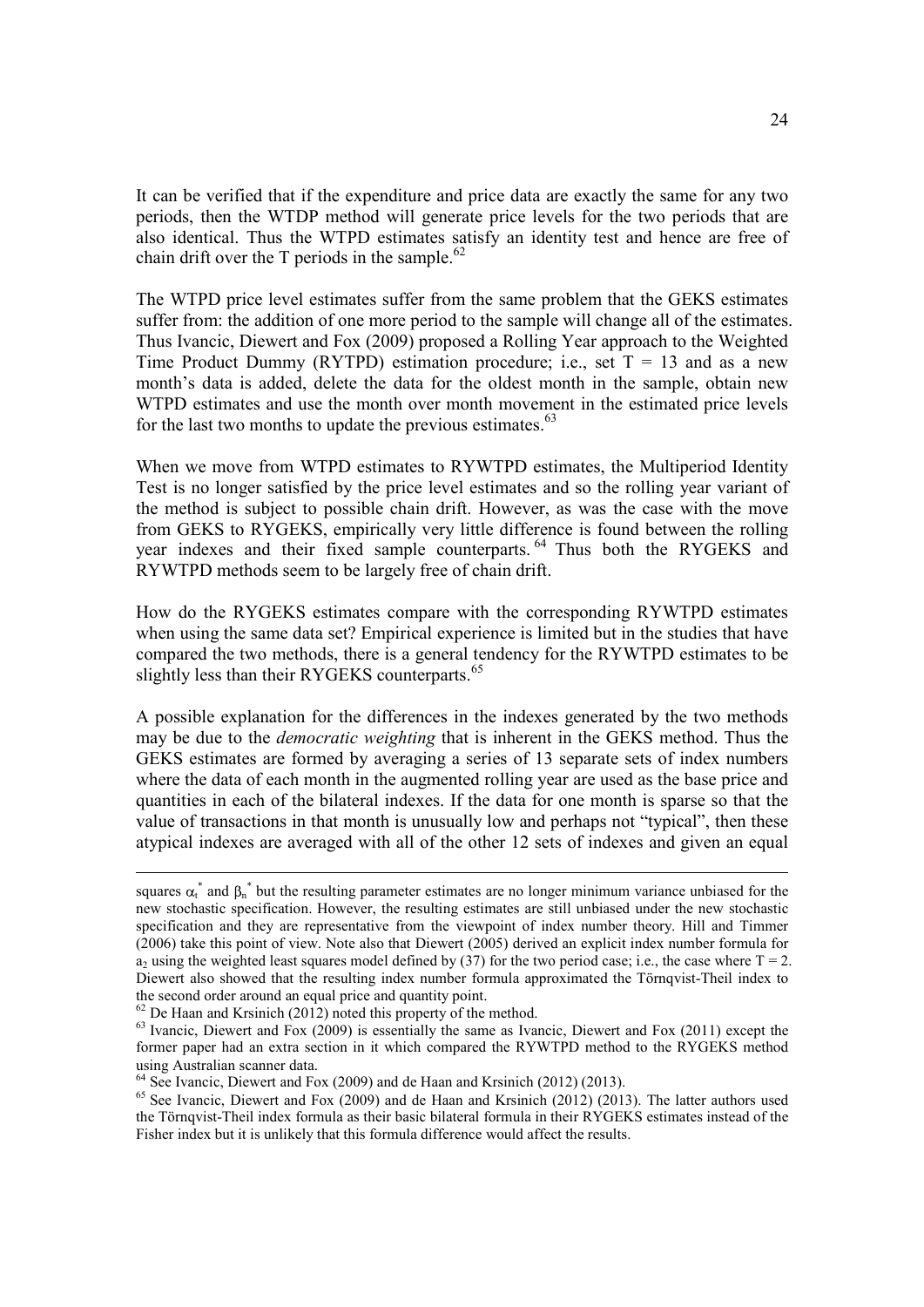It can be verified that if the expenditure and price data are exactly the same for any two periods, then the WTDP method will generate price levels for the two periods that are also identical. Thus the WTPD estimates satisfy an identity test and hence are free of chain drift over the T periods in the sample.[62]

The WTPD price level estimates suffer from the same problem that the GEKS estimates suffer from: the addition of one more period to the sample will change all of the estimates. Thus Ivancic, Diewert and Fox (2009) proposed a Rolling Year approach to the Weighted Time Product Dummy (RYTPD) estimation procedure; i.e., set $T = 13$ and as a new month's data is added, delete the data for the oldest month in the sample, obtain new WTPD estimates and use the month over month movement in the estimated price levels for the last two months to update the previous estimates.[63]

When we move from WTPD estimates to RYWTPD estimates, the Multiperiod Identity Test is no longer satisfied by the price level estimates and so the rolling year variant of the method is subject to possible chain drift. However, as was the case with the move from GEKS to RYGEKS, empirically very little difference is found between the rolling year indexes and their fixed sample counterparts.[64] Thus both the RYGEKS and RYWTPD methods seem to be largely free of chain drift.

How do the RYGEKS estimates compare with the corresponding RYWTPD estimates when using the same data set? Empirical experience is limited but in the studies that have compared the two methods, there is a general tendency for the RYWTPD estimates to be slightly less than their RYGEKS counterparts.[65]

A possible explanation for the differences in the indexes generated by the two methods may be due to the *democratic weighting* that is inherent in the GEKS method. Thus the GEKS estimates are formed by averaging a series of 13 separate sets of index numbers where the data of each month in the augmented rolling year are used as the base price and quantities in each of the bilateral indexes. If the data for one month is sparse so that the value of transactions in that month is unusually low and perhaps not "typical", then these atypical indexes are averaged with all of the other 12 sets of indexes and given an equal

---

squares $\alpha_t^*$ and $\beta_n^*$ but the resulting parameter estimates are no longer minimum variance unbiased for the new stochastic specification. However, the resulting estimates are still unbiased under the new stochastic specification and they are representative from the viewpoint of index number theory. Hill and Timmer (2006) take this point of view. Note also that Diewert (2005) derived an explicit index number formula for $a_2$ using the weighted least squares model defined by (37) for the two period case; i.e., the case where $T = 2$. Diewert also showed that the resulting index number formula approximated the Törnqvist-Theil index to the second order around an equal price and quantity point.

[62] De Haan and Krsinich (2012) noted this property of the method.

[63] Ivancic, Diewert and Fox (2009) is essentially the same as Ivancic, Diewert and Fox (2011) except the former paper had an extra section in it which compared the RYWTPD method to the RYGEKS method using Australian scanner data.

[64] See Ivancic, Diewert and Fox (2009) and de Haan and Krsinich (2012) (2013).

[65] See Ivancic, Diewert and Fox (2009) and de Haan and Krsinich (2012) (2013). The latter authors used the Törnqvist-Theil index formula as their basic bilateral formula in their RYGEKS estimates instead of the Fisher index but it is unlikely that this formula difference would affect the results.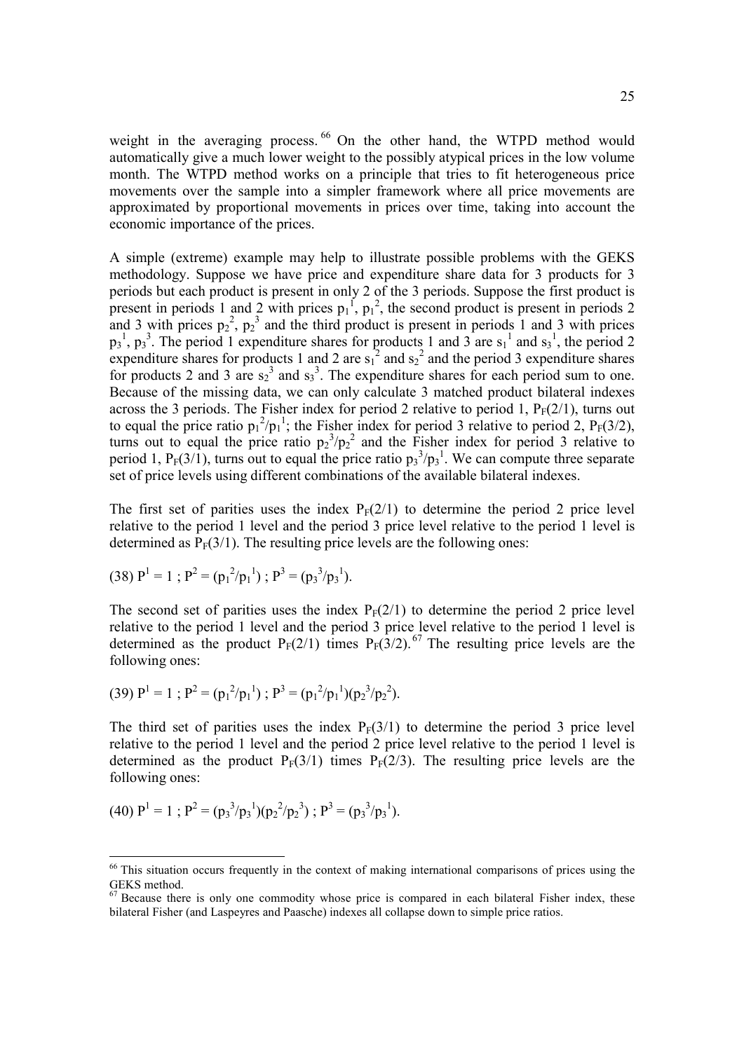weight in the averaging process.[66] On the other hand, the WTPD method would automatically give a much lower weight to the possibly atypical prices in the low volume month. The WTPD method works on a principle that tries to fit heterogeneous price movements over the sample into a simpler framework where all price movements are approximated by proportional movements in prices over time, taking into account the economic importance of the prices.

A simple (extreme) example may help to illustrate possible problems with the GEKS methodology. Suppose we have price and expenditure share data for 3 products for 3 periods but each product is present in only 2 of the 3 periods. Suppose the first product is present in periods 1 and 2 with prices $p_1^1$, $p_1^2$, the second product is present in periods 2 and 3 with prices $p_2^2$, $p_2^3$ and the third product is present in periods 1 and 3 with prices $p_3^1$, $p_3^3$. The period 1 expenditure shares for products 1 and 3 are $s_1^1$ and $s_3^1$, the period 2 expenditure shares for products 1 and 2 are $s_1^2$ and $s_2^2$ and the period 3 expenditure shares for products 2 and 3 are $s_2^3$ and $s_3^3$. The expenditure shares for each period sum to one. Because of the missing data, we can only calculate 3 matched product bilateral indexes across the 3 periods. The Fisher index for period 2 relative to period 1, $P_F(2/1)$, turns out to equal the price ratio $p_1^2/p_1^1$; the Fisher index for period 3 relative to period 2, $P_F(3/2)$, turns out to equal the price ratio $p_2^3/p_2^2$ and the Fisher index for period 3 relative to period 1, $P_F(3/1)$, turns out to equal the price ratio $p_3^3/p_3^1$. We can compute three separate set of price levels using different combinations of the available bilateral indexes.

The first set of parities uses the index $P_F(2/1)$ to determine the period 2 price level relative to the period 1 level and the period 3 price level relative to the period 1 level is determined as $P_F(3/1)$. The resulting price levels are the following ones:

(38) $P^1 = 1$ ; $P^2 = (p_1^2/p_1^1)$ ; $P^3 = (p_3^3/p_3^1)$.

The second set of parities uses the index $P_F(2/1)$ to determine the period 2 price level relative to the period 1 level and the period 3 price level relative to the period 1 level is determined as the product $P_F(2/1)$ times $P_F(3/2)$.[67] The resulting price levels are the following ones:

(39) $P^1 = 1$ ; $P^2 = (p_1^2/p_1^1)$ ; $P^3 = (p_1^2/p_1^1)(p_2^3/p_2^2)$.

The third set of parities uses the index $P_F(3/1)$ to determine the period 3 price level relative to the period 1 level and the period 2 price level relative to the period 1 level is determined as the product $P_F(3/1)$ times $P_F(2/3)$. The resulting price levels are the following ones:

(40) $P^1 = 1$ ; $P^2 = (p_3^3/p_3^1)(p_2^2/p_2^3)$ ; $P^3 = (p_3^3/p_3^1)$.

---

[66] This situation occurs frequently in the context of making international comparisons of prices using the GEKS method.

[67] Because there is only one commodity whose price is compared in each bilateral Fisher index, these bilateral Fisher (and Laspeyres and Paasche) indexes all collapse down to simple price ratios.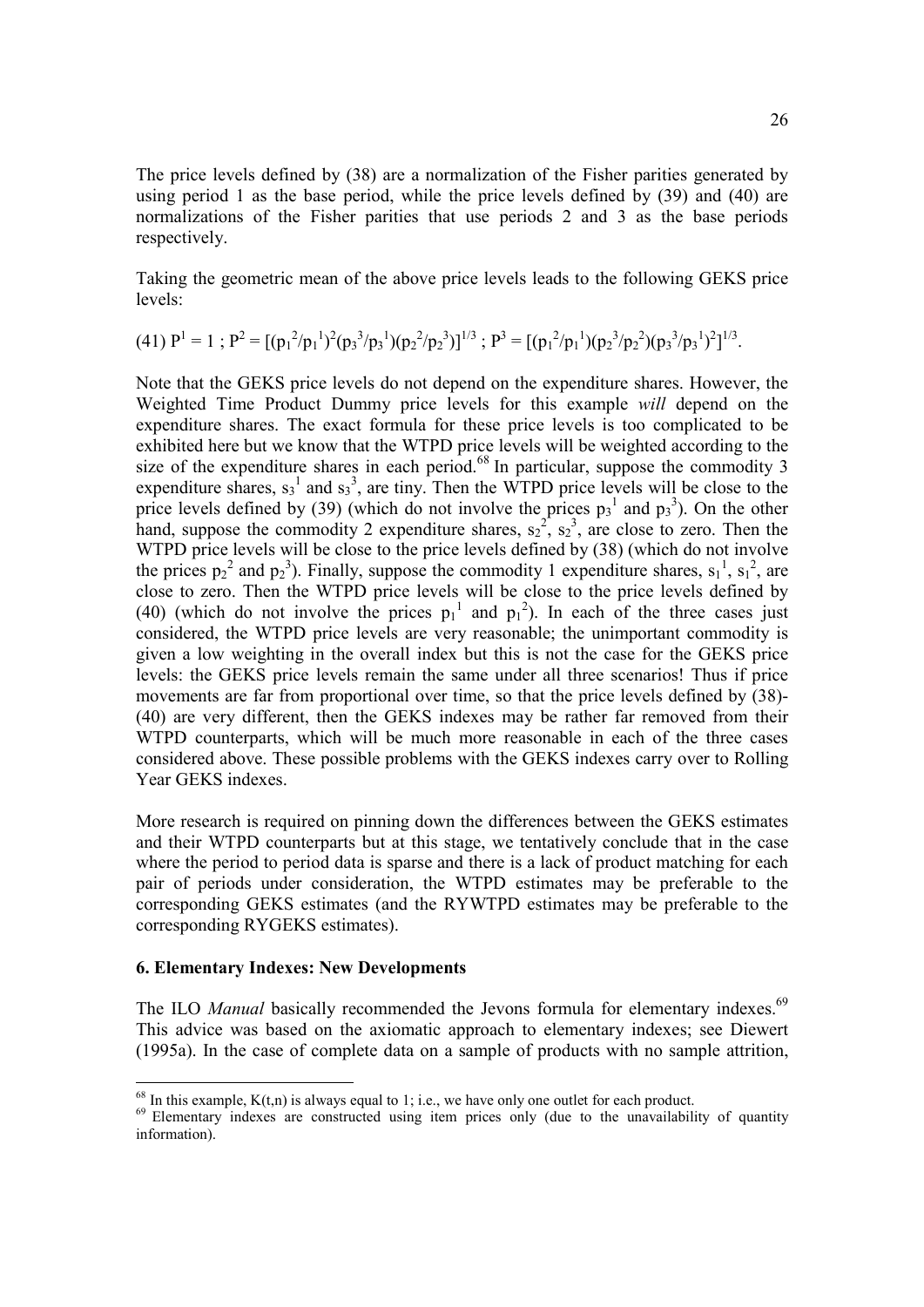The price levels defined by (38) are a normalization of the Fisher parities generated by using period 1 as the base period, while the price levels defined by (39) and (40) are normalizations of the Fisher parities that use periods 2 and 3 as the base periods respectively.

Taking the geometric mean of the above price levels leads to the following GEKS price levels:

$$(41)\ P^1 = 1\ ;\ P^2 = [(p_1^2/p_1^1)^2(p_3^3/p_3^1)(p_2^2/p_2^3)]^{1/3}\ ;\ P^3 = [(p_1^2/p_1^1)(p_2^3/p_2^2)(p_3^3/p_3^1)^2]^{1/3}.$$

Note that the GEKS price levels do not depend on the expenditure shares. However, the Weighted Time Product Dummy price levels for this example *will* depend on the expenditure shares. The exact formula for these price levels is too complicated to be exhibited here but we know that the WTPD price levels will be weighted according to the size of the expenditure shares in each period.[68] In particular, suppose the commodity 3 expenditure shares, $s_3^1$ and $s_3^3$, are tiny. Then the WTPD price levels will be close to the price levels defined by (39) (which do not involve the prices $p_3^1$ and $p_3^3$). On the other hand, suppose the commodity 2 expenditure shares, $s_2^2$, $s_2^3$, are close to zero. Then the WTPD price levels will be close to the price levels defined by (38) (which do not involve the prices $p_2^2$ and $p_2^3$). Finally, suppose the commodity 1 expenditure shares, $s_1^1$, $s_1^2$, are close to zero. Then the WTPD price levels will be close to the price levels defined by (40) (which do not involve the prices $p_1^1$ and $p_1^2$). In each of the three cases just considered, the WTPD price levels are very reasonable; the unimportant commodity is given a low weighting in the overall index but this is not the case for the GEKS price levels: the GEKS price levels remain the same under all three scenarios! Thus if price movements are far from proportional over time, so that the price levels defined by (38)-(40) are very different, then the GEKS indexes may be rather far removed from their WTPD counterparts, which will be much more reasonable in each of the three cases considered above. These possible problems with the GEKS indexes carry over to Rolling Year GEKS indexes.

More research is required on pinning down the differences between the GEKS estimates and their WTPD counterparts but at this stage, we tentatively conclude that in the case where the period to period data is sparse and there is a lack of product matching for each pair of periods under consideration, the WTPD estimates may be preferable to the corresponding GEKS estimates (and the RYWTPD estimates may be preferable to the corresponding RYGEKS estimates).

## 6. Elementary Indexes: New Developments

The ILO *Manual* basically recommended the Jevons formula for elementary indexes.[69] This advice was based on the axiomatic approach to elementary indexes; see Diewert (1995a). In the case of complete data on a sample of products with no sample attrition,

---

[68] In this example, K(t,n) is always equal to 1; i.e., we have only one outlet for each product.

[69] Elementary indexes are constructed using item prices only (due to the unavailability of quantity information).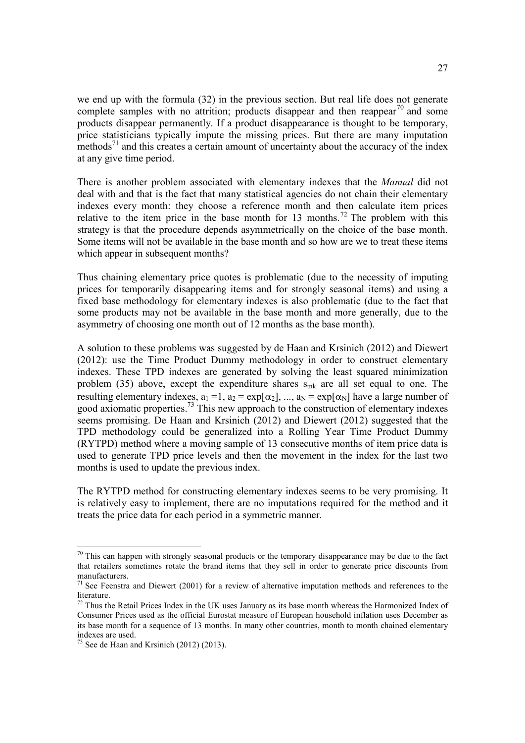we end up with the formula (32) in the previous section. But real life does not generate complete samples with no attrition; products disappear and then reappear[70] and some products disappear permanently. If a product disappearance is thought to be temporary, price statisticians typically impute the missing prices. But there are many imputation methods[71] and this creates a certain amount of uncertainty about the accuracy of the index at any give time period.

There is another problem associated with elementary indexes that the *Manual* did not deal with and that is the fact that many statistical agencies do not chain their elementary indexes every month: they choose a reference month and then calculate item prices relative to the item price in the base month for 13 months.[72] The problem with this strategy is that the procedure depends asymmetrically on the choice of the base month. Some items will not be available in the base month and so how are we to treat these items which appear in subsequent months?

Thus chaining elementary price quotes is problematic (due to the necessity of imputing prices for temporarily disappearing items and for strongly seasonal items) and using a fixed base methodology for elementary indexes is also problematic (due to the fact that some products may not be available in the base month and more generally, due to the asymmetry of choosing one month out of 12 months as the base month).

A solution to these problems was suggested by de Haan and Krsinich (2012) and Diewert (2012): use the Time Product Dummy methodology in order to construct elementary indexes. These TPD indexes are generated by solving the least squared minimization problem (35) above, except the expenditure shares $s_{tnk}$ are all set equal to one. The resulting elementary indexes, $a_1 = 1$, $a_2 = \exp[\alpha_2]$, ..., $a_N = \exp[\alpha_N]$ have a large number of good axiomatic properties.[73] This new approach to the construction of elementary indexes seems promising. De Haan and Krsinich (2012) and Diewert (2012) suggested that the TPD methodology could be generalized into a Rolling Year Time Product Dummy (RYTPD) method where a moving sample of 13 consecutive months of item price data is used to generate TPD price levels and then the movement in the index for the last two months is used to update the previous index.

The RYTPD method for constructing elementary indexes seems to be very promising. It is relatively easy to implement, there are no imputations required for the method and it treats the price data for each period in a symmetric manner.

---

[70] This can happen with strongly seasonal products or the temporary disappearance may be due to the fact that retailers sometimes rotate the brand items that they sell in order to generate price discounts from manufacturers.

[71] See Feenstra and Diewert (2001) for a review of alternative imputation methods and references to the literature.

[72] Thus the Retail Prices Index in the UK uses January as its base month whereas the Harmonized Index of Consumer Prices used as the official Eurostat measure of European household inflation uses December as its base month for a sequence of 13 months. In many other countries, month to month chained elementary indexes are used.

[73] See de Haan and Krsinich (2012) (2013).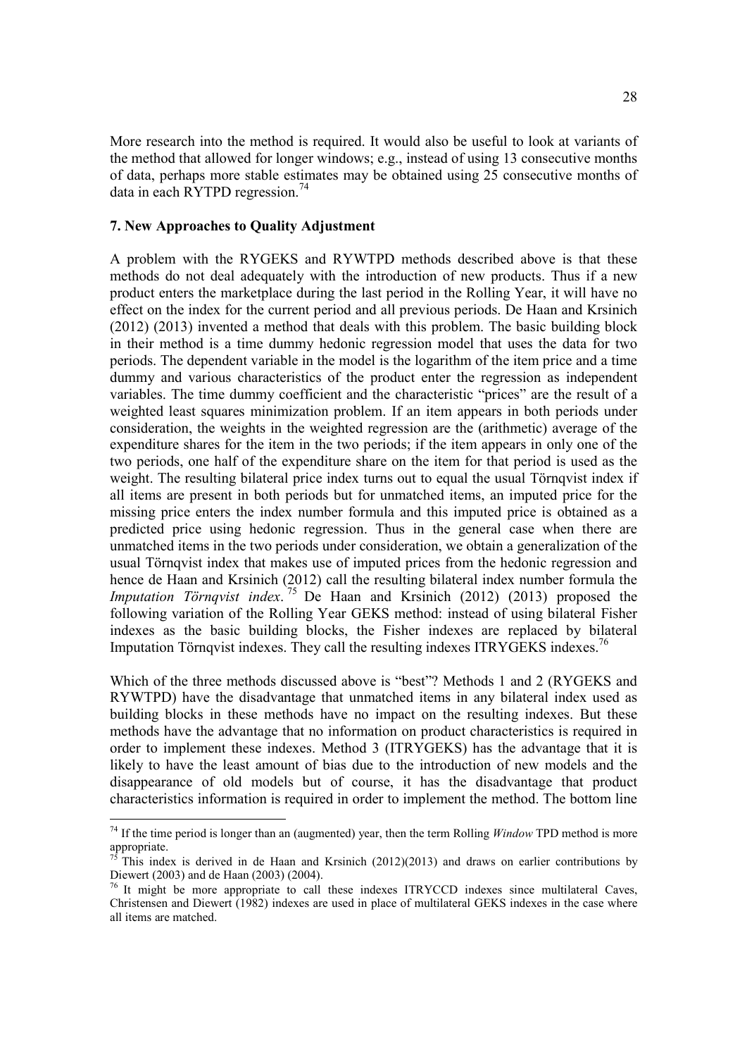More research into the method is required. It would also be useful to look at variants of the method that allowed for longer windows; e.g., instead of using 13 consecutive months of data, perhaps more stable estimates may be obtained using 25 consecutive months of data in each RYTPD regression.[74]

## 7. New Approaches to Quality Adjustment

A problem with the RYGEKS and RYWTPD methods described above is that these methods do not deal adequately with the introduction of new products. Thus if a new product enters the marketplace during the last period in the Rolling Year, it will have no effect on the index for the current period and all previous periods. De Haan and Krsinich (2012) (2013) invented a method that deals with this problem. The basic building block in their method is a time dummy hedonic regression model that uses the data for two periods. The dependent variable in the model is the logarithm of the item price and a time dummy and various characteristics of the product enter the regression as independent variables. The time dummy coefficient and the characteristic "prices" are the result of a weighted least squares minimization problem. If an item appears in both periods under consideration, the weights in the weighted regression are the (arithmetic) average of the expenditure shares for the item in the two periods; if the item appears in only one of the two periods, one half of the expenditure share on the item for that period is used as the weight. The resulting bilateral price index turns out to equal the usual Törnqvist index if all items are present in both periods but for unmatched items, an imputed price for the missing price enters the index number formula and this imputed price is obtained as a predicted price using hedonic regression. Thus in the general case when there are unmatched items in the two periods under consideration, we obtain a generalization of the usual Törnqvist index that makes use of imputed prices from the hedonic regression and hence de Haan and Krsinich (2012) call the resulting bilateral index number formula the *Imputation Törnqvist index*.[75] De Haan and Krsinich (2012) (2013) proposed the following variation of the Rolling Year GEKS method: instead of using bilateral Fisher indexes as the basic building blocks, the Fisher indexes are replaced by bilateral Imputation Törnqvist indexes. They call the resulting indexes ITRYGEKS indexes.[76]

Which of the three methods discussed above is "best"? Methods 1 and 2 (RYGEKS and RYWTPD) have the disadvantage that unmatched items in any bilateral index used as building blocks in these methods have no impact on the resulting indexes. But these methods have the advantage that no information on product characteristics is required in order to implement these indexes. Method 3 (ITRYGEKS) has the advantage that it is likely to have the least amount of bias due to the introduction of new models and the disappearance of old models but of course, it has the disadvantage that product characteristics information is required in order to implement the method. The bottom line

---

[74] If the time period is longer than an (augmented) year, then the term Rolling *Window* TPD method is more appropriate.

[75] This index is derived in de Haan and Krsinich (2012)(2013) and draws on earlier contributions by Diewert (2003) and de Haan (2003) (2004).

[76] It might be more appropriate to call these indexes ITRYCCD indexes since multilateral Caves, Christensen and Diewert (1982) indexes are used in place of multilateral GEKS indexes in the case where all items are matched.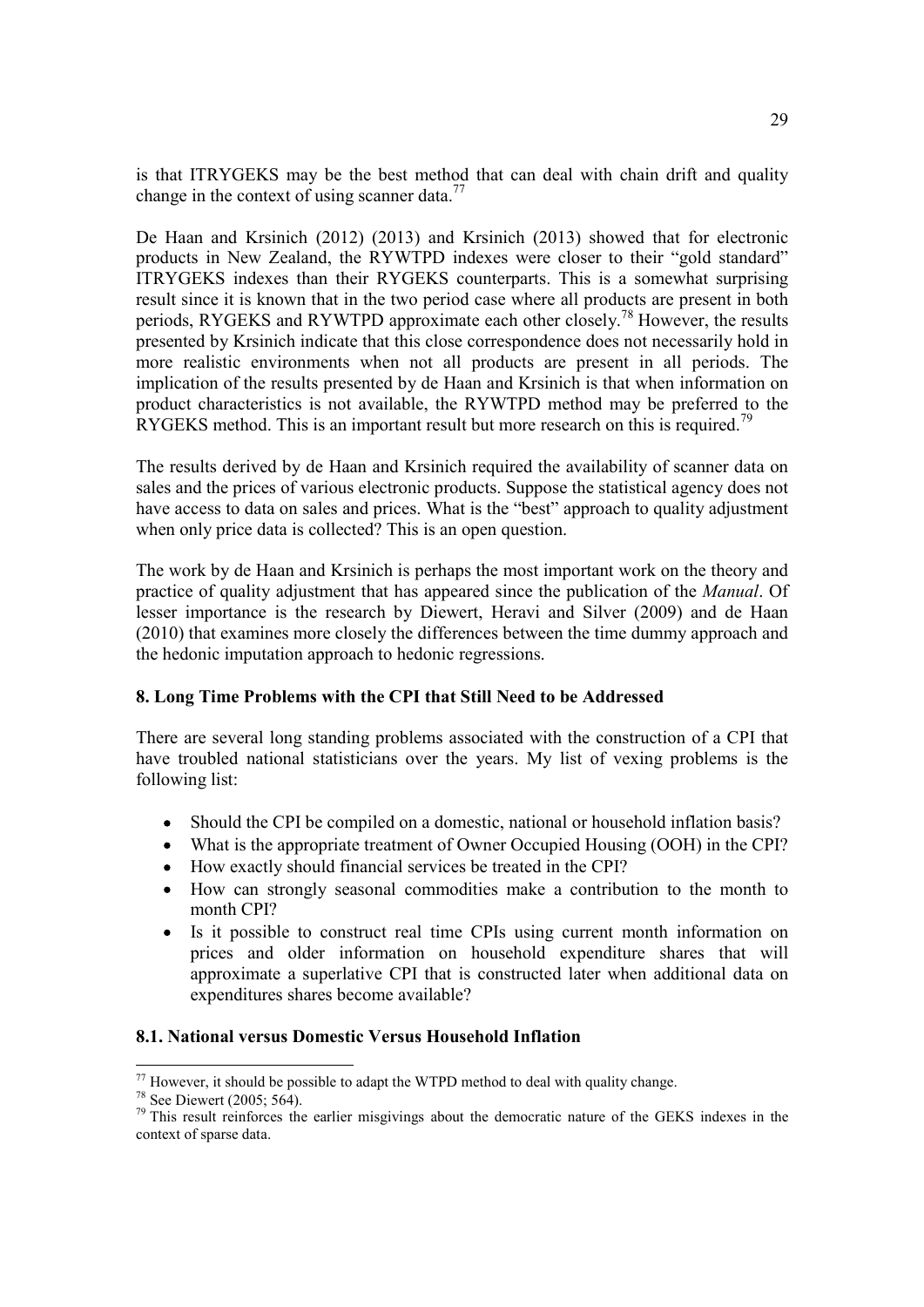is that ITRYGEKS may be the best method that can deal with chain drift and quality change in the context of using scanner data.[77]

De Haan and Krsinich (2012) (2013) and Krsinich (2013) showed that for electronic products in New Zealand, the RYWTPD indexes were closer to their "gold standard" ITRYGEKS indexes than their RYGEKS counterparts. This is a somewhat surprising result since it is known that in the two period case where all products are present in both periods, RYGEKS and RYWTPD approximate each other closely.[78] However, the results presented by Krsinich indicate that this close correspondence does not necessarily hold in more realistic environments when not all products are present in all periods. The implication of the results presented by de Haan and Krsinich is that when information on product characteristics is not available, the RYWTPD method may be preferred to the RYGEKS method. This is an important result but more research on this is required.[79]

The results derived by de Haan and Krsinich required the availability of scanner data on sales and the prices of various electronic products. Suppose the statistical agency does not have access to data on sales and prices. What is the "best" approach to quality adjustment when only price data is collected? This is an open question.

The work by de Haan and Krsinich is perhaps the most important work on the theory and practice of quality adjustment that has appeared since the publication of the *Manual*. Of lesser importance is the research by Diewert, Heravi and Silver (2009) and de Haan (2010) that examines more closely the differences between the time dummy approach and the hedonic imputation approach to hedonic regressions.

## 8. Long Time Problems with the CPI that Still Need to be Addressed

There are several long standing problems associated with the construction of a CPI that have troubled national statisticians over the years. My list of vexing problems is the following list:

- Should the CPI be compiled on a domestic, national or household inflation basis?
- What is the appropriate treatment of Owner Occupied Housing (OOH) in the CPI?
- How exactly should financial services be treated in the CPI?
- How can strongly seasonal commodities make a contribution to the month to month CPI?
- Is it possible to construct real time CPIs using current month information on prices and older information on household expenditure shares that will approximate a superlative CPI that is constructed later when additional data on expenditures shares become available?

### 8.1. National versus Domestic Versus Household Inflation

---

[77] However, it should be possible to adapt the WTPD method to deal with quality change.

[78] See Diewert (2005; 564).

[79] This result reinforces the earlier misgivings about the democratic nature of the GEKS indexes in the context of sparse data.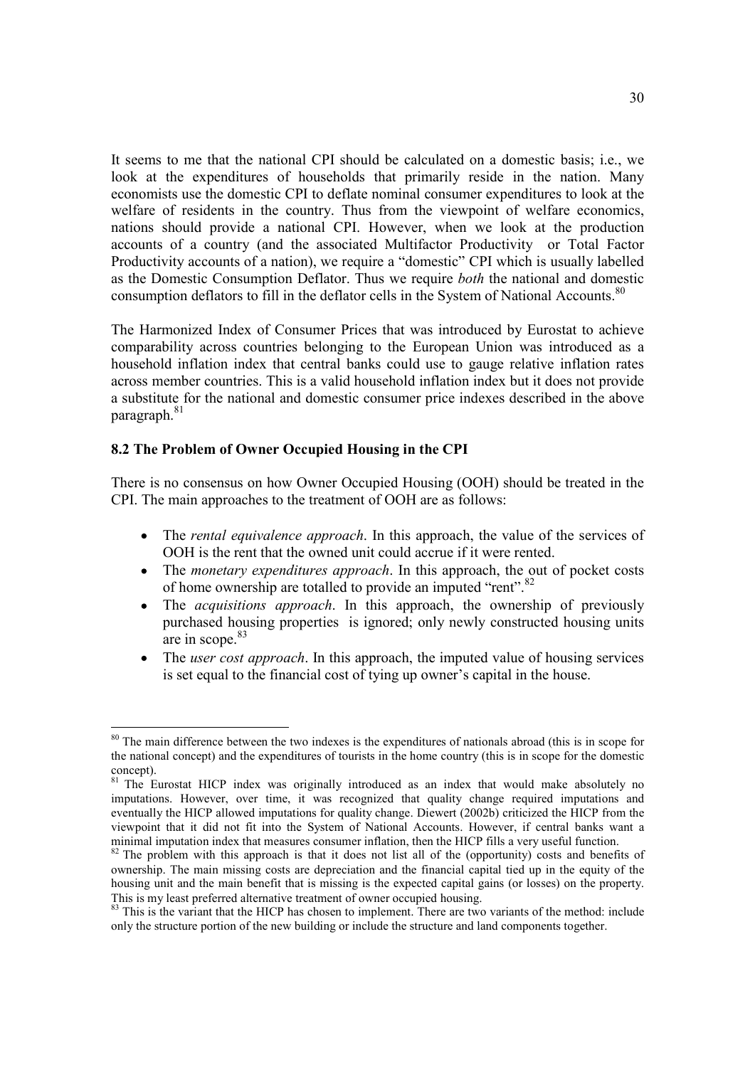It seems to me that the national CPI should be calculated on a domestic basis; i.e., we look at the expenditures of households that primarily reside in the nation. Many economists use the domestic CPI to deflate nominal consumer expenditures to look at the welfare of residents in the country. Thus from the viewpoint of welfare economics, nations should provide a national CPI. However, when we look at the production accounts of a country (and the associated Multifactor Productivity or Total Factor Productivity accounts of a nation), we require a "domestic" CPI which is usually labelled as the Domestic Consumption Deflator. Thus we require *both* the national and domestic consumption deflators to fill in the deflator cells in the System of National Accounts.[80]

The Harmonized Index of Consumer Prices that was introduced by Eurostat to achieve comparability across countries belonging to the European Union was introduced as a household inflation index that central banks could use to gauge relative inflation rates across member countries. This is a valid household inflation index but it does not provide a substitute for the national and domestic consumer price indexes described in the above paragraph.[81]

### 8.2 The Problem of Owner Occupied Housing in the CPI

There is no consensus on how Owner Occupied Housing (OOH) should be treated in the CPI. The main approaches to the treatment of OOH are as follows:

- The *rental equivalence approach*. In this approach, the value of the services of OOH is the rent that the owned unit could accrue if it were rented.
- The *monetary expenditures approach*. In this approach, the out of pocket costs of home ownership are totalled to provide an imputed "rent".[82]
- The *acquisitions approach*. In this approach, the ownership of previously purchased housing properties is ignored; only newly constructed housing units are in scope.[83]
- The *user cost approach*. In this approach, the imputed value of housing services is set equal to the financial cost of tying up owner's capital in the house.

---

[80] The main difference between the two indexes is the expenditures of nationals abroad (this is in scope for the national concept) and the expenditures of tourists in the home country (this is in scope for the domestic concept).

[81] The Eurostat HICP index was originally introduced as an index that would make absolutely no imputations. However, over time, it was recognized that quality change required imputations and eventually the HICP allowed imputations for quality change. Diewert (2002b) criticized the HICP from the viewpoint that it did not fit into the System of National Accounts. However, if central banks want a minimal imputation index that measures consumer inflation, then the HICP fills a very useful function.

[82] The problem with this approach is that it does not list all of the (opportunity) costs and benefits of ownership. The main missing costs are depreciation and the financial capital tied up in the equity of the housing unit and the main benefit that is missing is the expected capital gains (or losses) on the property. This is my least preferred alternative treatment of owner occupied housing.

[83] This is the variant that the HICP has chosen to implement. There are two variants of the method: include only the structure portion of the new building or include the structure and land components together.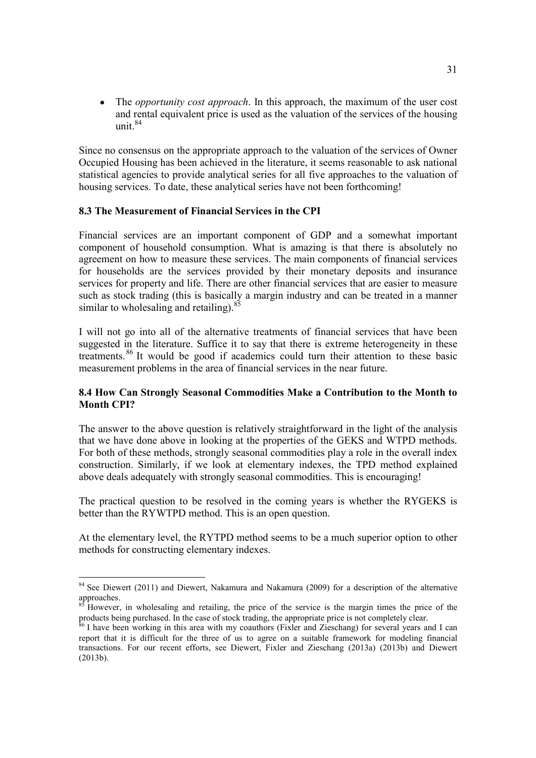- The *opportunity cost approach*. In this approach, the maximum of the user cost and rental equivalent price is used as the valuation of the services of the housing unit.[84]

Since no consensus on the appropriate approach to the valuation of the services of Owner Occupied Housing has been achieved in the literature, it seems reasonable to ask national statistical agencies to provide analytical series for all five approaches to the valuation of housing services. To date, these analytical series have not been forthcoming!

### 8.3 The Measurement of Financial Services in the CPI

Financial services are an important component of GDP and a somewhat important component of household consumption. What is amazing is that there is absolutely no agreement on how to measure these services. The main components of financial services for households are the services provided by their monetary deposits and insurance services for property and life. There are other financial services that are easier to measure such as stock trading (this is basically a margin industry and can be treated in a manner similar to wholesaling and retailing).[85]

I will not go into all of the alternative treatments of financial services that have been suggested in the literature. Suffice it to say that there is extreme heterogeneity in these treatments.[86] It would be good if academics could turn their attention to these basic measurement problems in the area of financial services in the near future.

### 8.4 How Can Strongly Seasonal Commodities Make a Contribution to the Month to Month CPI?

The answer to the above question is relatively straightforward in the light of the analysis that we have done above in looking at the properties of the GEKS and WTPD methods. For both of these methods, strongly seasonal commodities play a role in the overall index construction. Similarly, if we look at elementary indexes, the TPD method explained above deals adequately with strongly seasonal commodities. This is encouraging!

The practical question to be resolved in the coming years is whether the RYGEKS is better than the RYWTPD method. This is an open question.

At the elementary level, the RYTPD method seems to be a much superior option to other methods for constructing elementary indexes.

---

[84] See Diewert (2011) and Diewert, Nakamura and Nakamura (2009) for a description of the alternative approaches.

[85] However, in wholesaling and retailing, the price of the service is the margin times the price of the products being purchased. In the case of stock trading, the appropriate price is not completely clear.

[86] I have been working in this area with my coauthors (Fixler and Zieschang) for several years and I can report that it is difficult for the three of us to agree on a suitable framework for modeling financial transactions. For our recent efforts, see Diewert, Fixler and Zieschang (2013a) (2013b) and Diewert (2013b).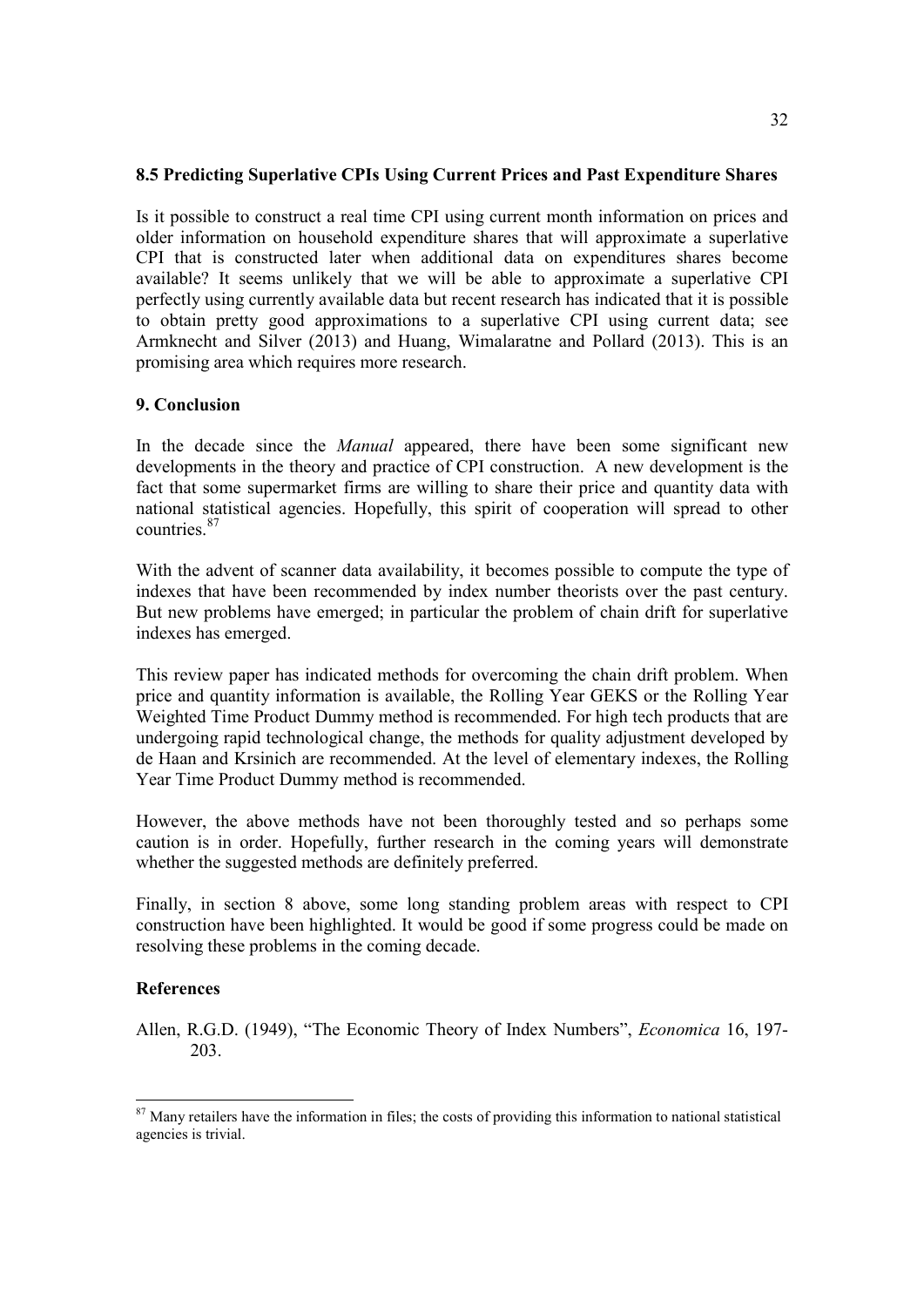### 8.5 Predicting Superlative CPIs Using Current Prices and Past Expenditure Shares

Is it possible to construct a real time CPI using current month information on prices and older information on household expenditure shares that will approximate a superlative CPI that is constructed later when additional data on expenditures shares become available? It seems unlikely that we will be able to approximate a superlative CPI perfectly using currently available data but recent research has indicated that it is possible to obtain pretty good approximations to a superlative CPI using current data; see Armknecht and Silver (2013) and Huang, Wimalaratne and Pollard (2013). This is an promising area which requires more research.

## 9. Conclusion

In the decade since the *Manual* appeared, there have been some significant new developments in the theory and practice of CPI construction. A new development is the fact that some supermarket firms are willing to share their price and quantity data with national statistical agencies. Hopefully, this spirit of cooperation will spread to other countries.[87]

With the advent of scanner data availability, it becomes possible to compute the type of indexes that have been recommended by index number theorists over the past century. But new problems have emerged; in particular the problem of chain drift for superlative indexes has emerged.

This review paper has indicated methods for overcoming the chain drift problem. When price and quantity information is available, the Rolling Year GEKS or the Rolling Year Weighted Time Product Dummy method is recommended. For high tech products that are undergoing rapid technological change, the methods for quality adjustment developed by de Haan and Krsinich are recommended. At the level of elementary indexes, the Rolling Year Time Product Dummy method is recommended.

However, the above methods have not been thoroughly tested and so perhaps some caution is in order. Hopefully, further research in the coming years will demonstrate whether the suggested methods are definitely preferred.

Finally, in section 8 above, some long standing problem areas with respect to CPI construction have been highlighted. It would be good if some progress could be made on resolving these problems in the coming decade.

## References

Allen, R.G.D. (1949), "The Economic Theory of Index Numbers", *Economica* 16, 197-203.

---

[87] Many retailers have the information in files; the costs of providing this information to national statistical agencies is trivial.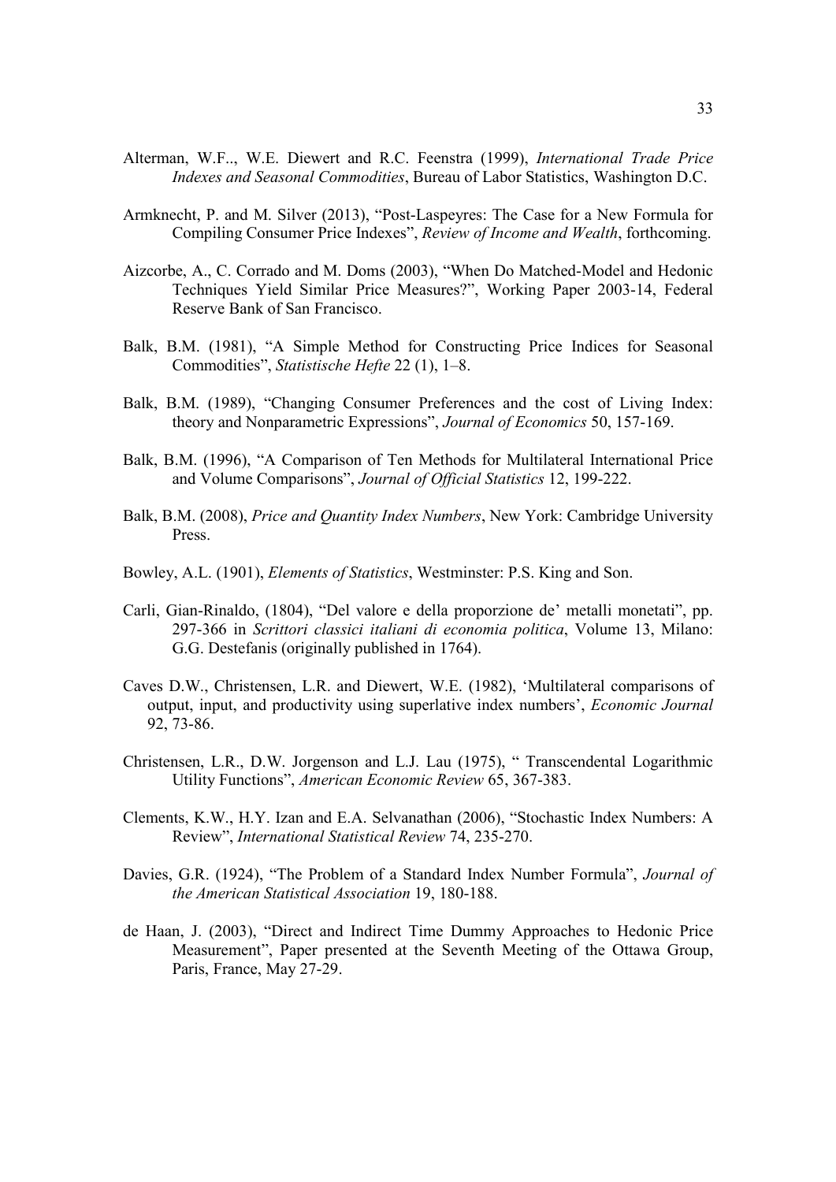Alterman, W.F.., W.E. Diewert and R.C. Feenstra (1999), *International Trade Price Indexes and Seasonal Commodities*, Bureau of Labor Statistics, Washington D.C.

Armknecht, P. and M. Silver (2013), "Post-Laspeyres: The Case for a New Formula for Compiling Consumer Price Indexes", *Review of Income and Wealth*, forthcoming.

Aizcorbe, A., C. Corrado and M. Doms (2003), "When Do Matched-Model and Hedonic Techniques Yield Similar Price Measures?", Working Paper 2003-14, Federal Reserve Bank of San Francisco.

Balk, B.M. (1981), "A Simple Method for Constructing Price Indices for Seasonal Commodities", *Statistische Hefte* 22 (1), 1–8.

Balk, B.M. (1989), "Changing Consumer Preferences and the cost of Living Index: theory and Nonparametric Expressions", *Journal of Economics* 50, 157-169.

Balk, B.M. (1996), "A Comparison of Ten Methods for Multilateral International Price and Volume Comparisons", *Journal of Official Statistics* 12, 199-222.

Balk, B.M. (2008), *Price and Quantity Index Numbers*, New York: Cambridge University Press.

Bowley, A.L. (1901), *Elements of Statistics*, Westminster: P.S. King and Son.

Carli, Gian-Rinaldo, (1804), "Del valore e della proporzione de' metalli monetati", pp. 297-366 in *Scrittori classici italiani di economia politica*, Volume 13, Milano: G.G. Destefanis (originally published in 1764).

Caves D.W., Christensen, L.R. and Diewert, W.E. (1982), 'Multilateral comparisons of output, input, and productivity using superlative index numbers', *Economic Journal* 92, 73-86.

Christensen, L.R., D.W. Jorgenson and L.J. Lau (1975), " Transcendental Logarithmic Utility Functions", *American Economic Review* 65, 367-383.

Clements, K.W., H.Y. Izan and E.A. Selvanathan (2006), "Stochastic Index Numbers: A Review", *International Statistical Review* 74, 235-270.

Davies, G.R. (1924), "The Problem of a Standard Index Number Formula", *Journal of the American Statistical Association* 19, 180-188.

de Haan, J. (2003), "Direct and Indirect Time Dummy Approaches to Hedonic Price Measurement", Paper presented at the Seventh Meeting of the Ottawa Group, Paris, France, May 27-29.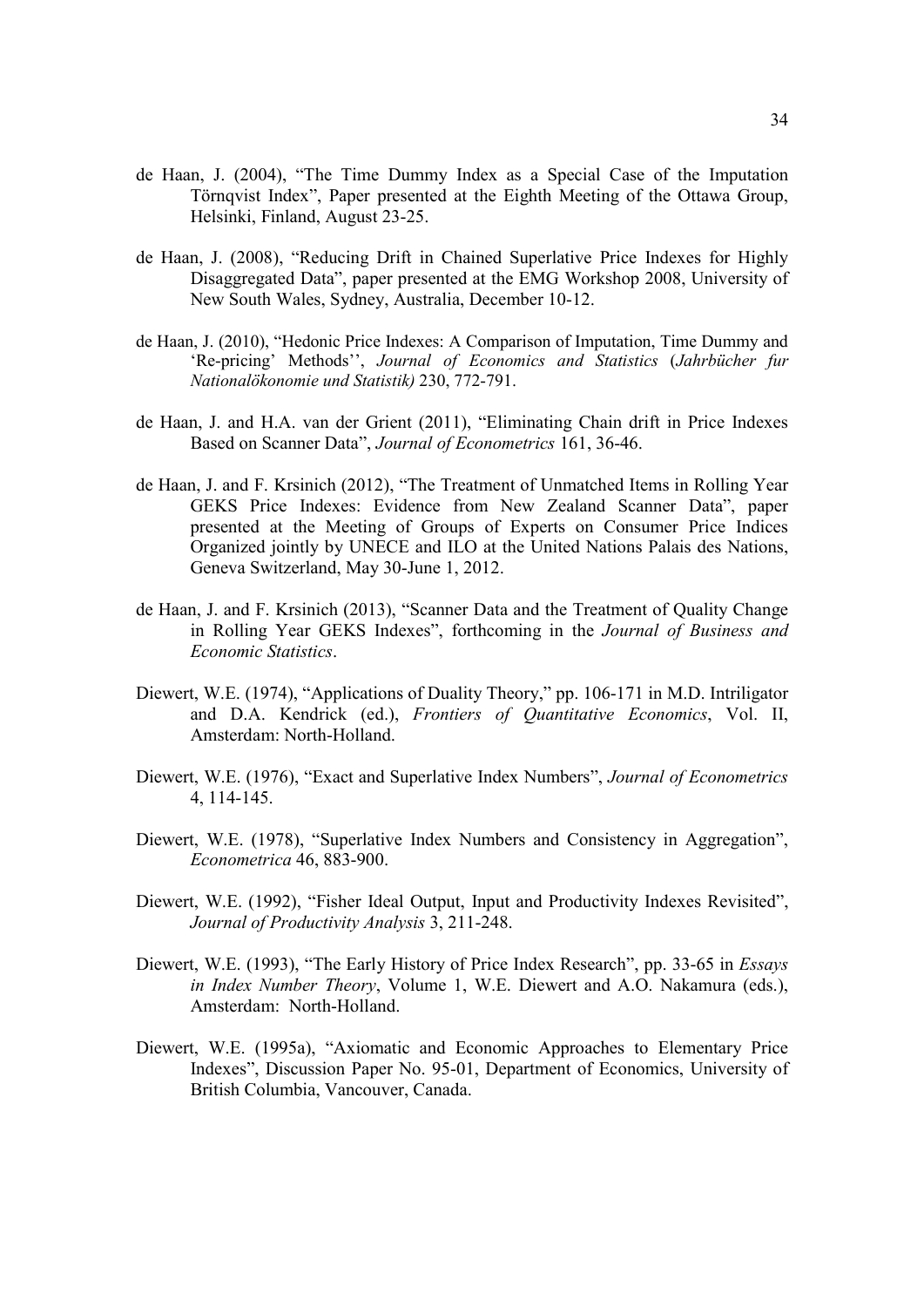de Haan, J. (2004), "The Time Dummy Index as a Special Case of the Imputation Törnqvist Index", Paper presented at the Eighth Meeting of the Ottawa Group, Helsinki, Finland, August 23-25.

de Haan, J. (2008), "Reducing Drift in Chained Superlative Price Indexes for Highly Disaggregated Data", paper presented at the EMG Workshop 2008, University of New South Wales, Sydney, Australia, December 10-12.

de Haan, J. (2010), "Hedonic Price Indexes: A Comparison of Imputation, Time Dummy and 'Re-pricing' Methods'', *Journal of Economics and Statistics* (*Jahrbücher fur Nationalökonomie und Statistik)* 230, 772-791.

de Haan, J. and H.A. van der Grient (2011), "Eliminating Chain drift in Price Indexes Based on Scanner Data", *Journal of Econometrics* 161, 36-46.

de Haan, J. and F. Krsinich (2012), "The Treatment of Unmatched Items in Rolling Year GEKS Price Indexes: Evidence from New Zealand Scanner Data", paper presented at the Meeting of Groups of Experts on Consumer Price Indices Organized jointly by UNECE and ILO at the United Nations Palais des Nations, Geneva Switzerland, May 30-June 1, 2012.

de Haan, J. and F. Krsinich (2013), "Scanner Data and the Treatment of Quality Change in Rolling Year GEKS Indexes", forthcoming in the *Journal of Business and Economic Statistics*.

Diewert, W.E. (1974), "Applications of Duality Theory," pp. 106-171 in M.D. Intriligator and D.A. Kendrick (ed.), *Frontiers of Quantitative Economics*, Vol. II, Amsterdam: North-Holland.

Diewert, W.E. (1976), "Exact and Superlative Index Numbers", *Journal of Econometrics* 4, 114-145.

Diewert, W.E. (1978), "Superlative Index Numbers and Consistency in Aggregation", *Econometrica* 46, 883-900.

Diewert, W.E. (1992), "Fisher Ideal Output, Input and Productivity Indexes Revisited", *Journal of Productivity Analysis* 3, 211-248.

Diewert, W.E. (1993), "The Early History of Price Index Research", pp. 33-65 in *Essays in Index Number Theory*, Volume 1, W.E. Diewert and A.O. Nakamura (eds.), Amsterdam: North-Holland.

Diewert, W.E. (1995a), "Axiomatic and Economic Approaches to Elementary Price Indexes", Discussion Paper No. 95-01, Department of Economics, University of British Columbia, Vancouver, Canada.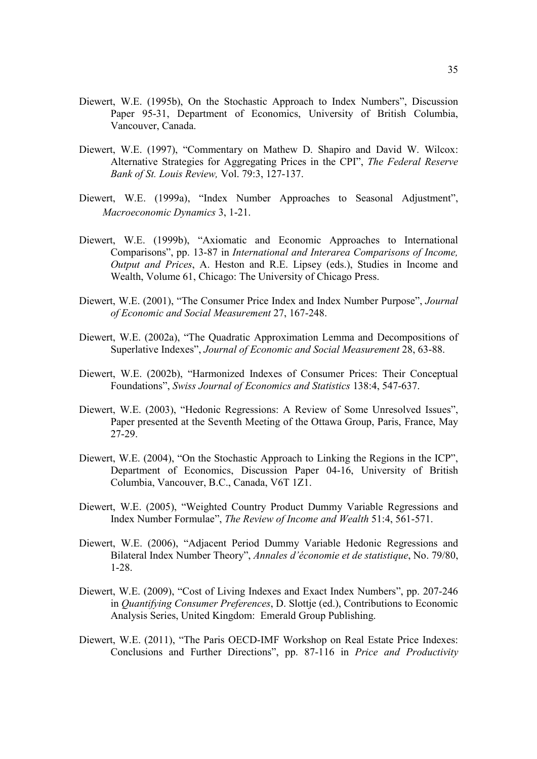Diewert, W.E. (1995b), On the Stochastic Approach to Index Numbers", Discussion Paper 95-31, Department of Economics, University of British Columbia, Vancouver, Canada.

Diewert, W.E. (1997), "Commentary on Mathew D. Shapiro and David W. Wilcox: Alternative Strategies for Aggregating Prices in the CPI", *The Federal Reserve Bank of St. Louis Review,* Vol. 79:3, 127-137.

Diewert, W.E. (1999a), "Index Number Approaches to Seasonal Adjustment", *Macroeconomic Dynamics* 3, 1-21.

Diewert, W.E. (1999b), "Axiomatic and Economic Approaches to International Comparisons", pp. 13-87 in *International and Interarea Comparisons of Income, Output and Prices*, A. Heston and R.E. Lipsey (eds.), Studies in Income and Wealth, Volume 61, Chicago: The University of Chicago Press.

Diewert, W.E. (2001), "The Consumer Price Index and Index Number Purpose", *Journal of Economic and Social Measurement* 27, 167-248.

Diewert, W.E. (2002a), "The Quadratic Approximation Lemma and Decompositions of Superlative Indexes", *Journal of Economic and Social Measurement* 28, 63-88.

Diewert, W.E. (2002b), "Harmonized Indexes of Consumer Prices: Their Conceptual Foundations", *Swiss Journal of Economics and Statistics* 138:4, 547-637.

Diewert, W.E. (2003), "Hedonic Regressions: A Review of Some Unresolved Issues", Paper presented at the Seventh Meeting of the Ottawa Group, Paris, France, May 27-29.

Diewert, W.E. (2004), "On the Stochastic Approach to Linking the Regions in the ICP", Department of Economics, Discussion Paper 04-16, University of British Columbia, Vancouver, B.C., Canada, V6T 1Z1.

Diewert, W.E. (2005), "Weighted Country Product Dummy Variable Regressions and Index Number Formulae", *The Review of Income and Wealth* 51:4, 561-571.

Diewert, W.E. (2006), "Adjacent Period Dummy Variable Hedonic Regressions and Bilateral Index Number Theory", *Annales d'économie et de statistique*, No. 79/80, 1-28.

Diewert, W.E. (2009), "Cost of Living Indexes and Exact Index Numbers", pp. 207-246 in *Quantifying Consumer Preferences*, D. Slottje (ed.), Contributions to Economic Analysis Series, United Kingdom: Emerald Group Publishing.

Diewert, W.E. (2011), "The Paris OECD-IMF Workshop on Real Estate Price Indexes: Conclusions and Further Directions", pp. 87-116 in *Price and Productivity*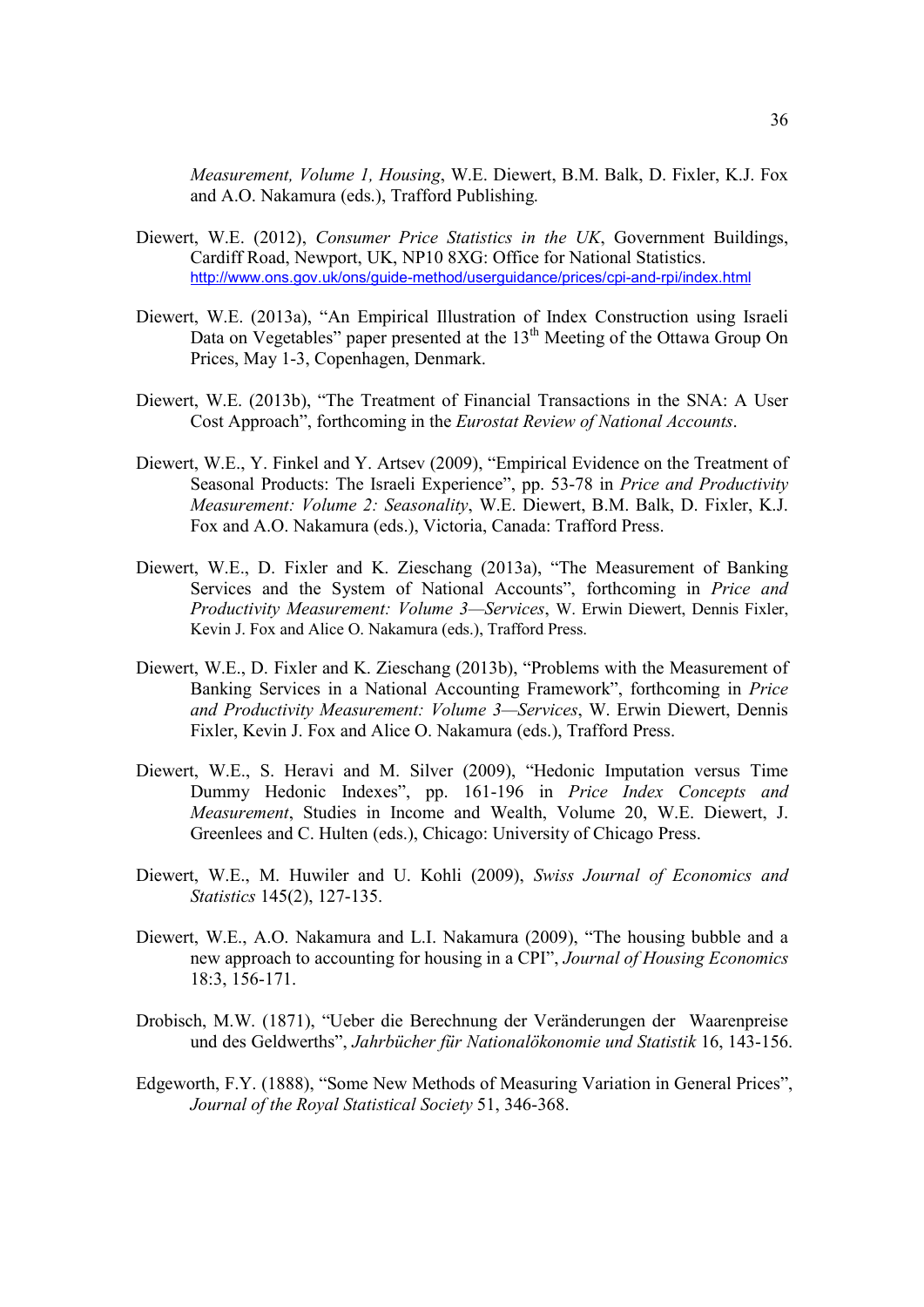*Measurement, Volume 1, Housing*, W.E. Diewert, B.M. Balk, D. Fixler, K.J. Fox and A.O. Nakamura (eds.), Trafford Publishing.

Diewert, W.E. (2012), *Consumer Price Statistics in the UK*, Government Buildings, Cardiff Road, Newport, UK, NP10 8XG: Office for National Statistics. http://www.ons.gov.uk/ons/guide-method/userguidance/prices/cpi-and-rpi/index.html

Diewert, W.E. (2013a), "An Empirical Illustration of Index Construction using Israeli Data on Vegetables" paper presented at the 13th Meeting of the Ottawa Group On Prices, May 1-3, Copenhagen, Denmark.

Diewert, W.E. (2013b), "The Treatment of Financial Transactions in the SNA: A User Cost Approach", forthcoming in the *Eurostat Review of National Accounts*.

Diewert, W.E., Y. Finkel and Y. Artsev (2009), "Empirical Evidence on the Treatment of Seasonal Products: The Israeli Experience", pp. 53-78 in *Price and Productivity Measurement: Volume 2: Seasonality*, W.E. Diewert, B.M. Balk, D. Fixler, K.J. Fox and A.O. Nakamura (eds.), Victoria, Canada: Trafford Press.

Diewert, W.E., D. Fixler and K. Zieschang (2013a), "The Measurement of Banking Services and the System of National Accounts", forthcoming in *Price and Productivity Measurement: Volume 3—Services*, W. Erwin Diewert, Dennis Fixler, Kevin J. Fox and Alice O. Nakamura (eds.), Trafford Press.

Diewert, W.E., D. Fixler and K. Zieschang (2013b), "Problems with the Measurement of Banking Services in a National Accounting Framework", forthcoming in *Price and Productivity Measurement: Volume 3—Services*, W. Erwin Diewert, Dennis Fixler, Kevin J. Fox and Alice O. Nakamura (eds.), Trafford Press.

Diewert, W.E., S. Heravi and M. Silver (2009), "Hedonic Imputation versus Time Dummy Hedonic Indexes", pp. 161-196 in *Price Index Concepts and Measurement*, Studies in Income and Wealth, Volume 20, W.E. Diewert, J. Greenlees and C. Hulten (eds.), Chicago: University of Chicago Press.

Diewert, W.E., M. Huwiler and U. Kohli (2009), *Swiss Journal of Economics and Statistics* 145(2), 127-135.

Diewert, W.E., A.O. Nakamura and L.I. Nakamura (2009), "The housing bubble and a new approach to accounting for housing in a CPI", *Journal of Housing Economics* 18:3, 156-171.

Drobisch, M.W. (1871), "Ueber die Berechnung der Veränderungen der Waarenpreise und des Geldwerths", *Jahrbücher für Nationalökonomie und Statistik* 16, 143-156.

Edgeworth, F.Y. (1888), "Some New Methods of Measuring Variation in General Prices", *Journal of the Royal Statistical Society* 51, 346-368.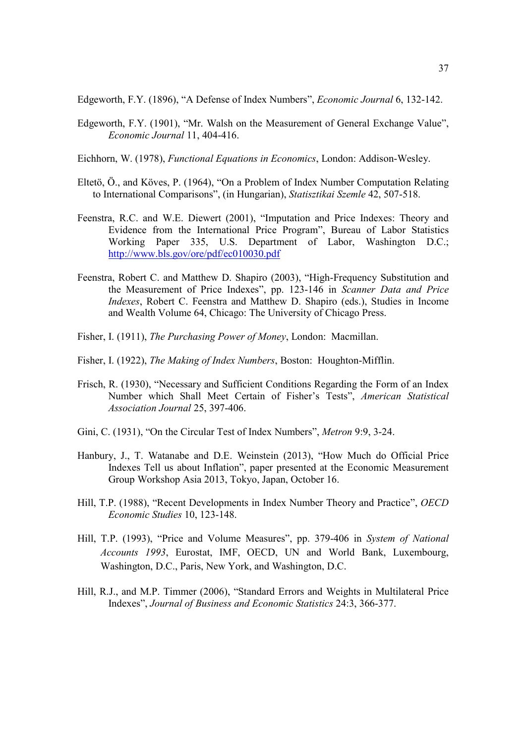Edgeworth, F.Y. (1896), "A Defense of Index Numbers", *Economic Journal* 6, 132-142.

Edgeworth, F.Y. (1901), "Mr. Walsh on the Measurement of General Exchange Value", *Economic Journal* 11, 404-416.

Eichhorn, W. (1978), *Functional Equations in Economics*, London: Addison-Wesley.

Eltetö, Ö., and Köves, P. (1964), "On a Problem of Index Number Computation Relating to International Comparisons", (in Hungarian), *Statisztikai Szemle* 42, 507-518.

Feenstra, R.C. and W.E. Diewert (2001), "Imputation and Price Indexes: Theory and Evidence from the International Price Program", Bureau of Labor Statistics Working Paper 335, U.S. Department of Labor, Washington D.C.; http://www.bls.gov/ore/pdf/ec010030.pdf

Feenstra, Robert C. and Matthew D. Shapiro (2003), "High-Frequency Substitution and the Measurement of Price Indexes", pp. 123-146 in *Scanner Data and Price Indexes*, Robert C. Feenstra and Matthew D. Shapiro (eds.), Studies in Income and Wealth Volume 64, Chicago: The University of Chicago Press.

Fisher, I. (1911), *The Purchasing Power of Money*, London: Macmillan.

Fisher, I. (1922), *The Making of Index Numbers*, Boston: Houghton-Mifflin.

Frisch, R. (1930), "Necessary and Sufficient Conditions Regarding the Form of an Index Number which Shall Meet Certain of Fisher's Tests", *American Statistical Association Journal* 25, 397-406.

Gini, C. (1931), "On the Circular Test of Index Numbers", *Metron* 9:9, 3-24.

Hanbury, J., T. Watanabe and D.E. Weinstein (2013), "How Much do Official Price Indexes Tell us about Inflation", paper presented at the Economic Measurement Group Workshop Asia 2013, Tokyo, Japan, October 16.

Hill, T.P. (1988), "Recent Developments in Index Number Theory and Practice", *OECD Economic Studies* 10, 123-148.

Hill, T.P. (1993), "Price and Volume Measures", pp. 379-406 in *System of National Accounts 1993*, Eurostat, IMF, OECD, UN and World Bank, Luxembourg, Washington, D.C., Paris, New York, and Washington, D.C.

Hill, R.J., and M.P. Timmer (2006), "Standard Errors and Weights in Multilateral Price Indexes", *Journal of Business and Economic Statistics* 24:3, 366-377.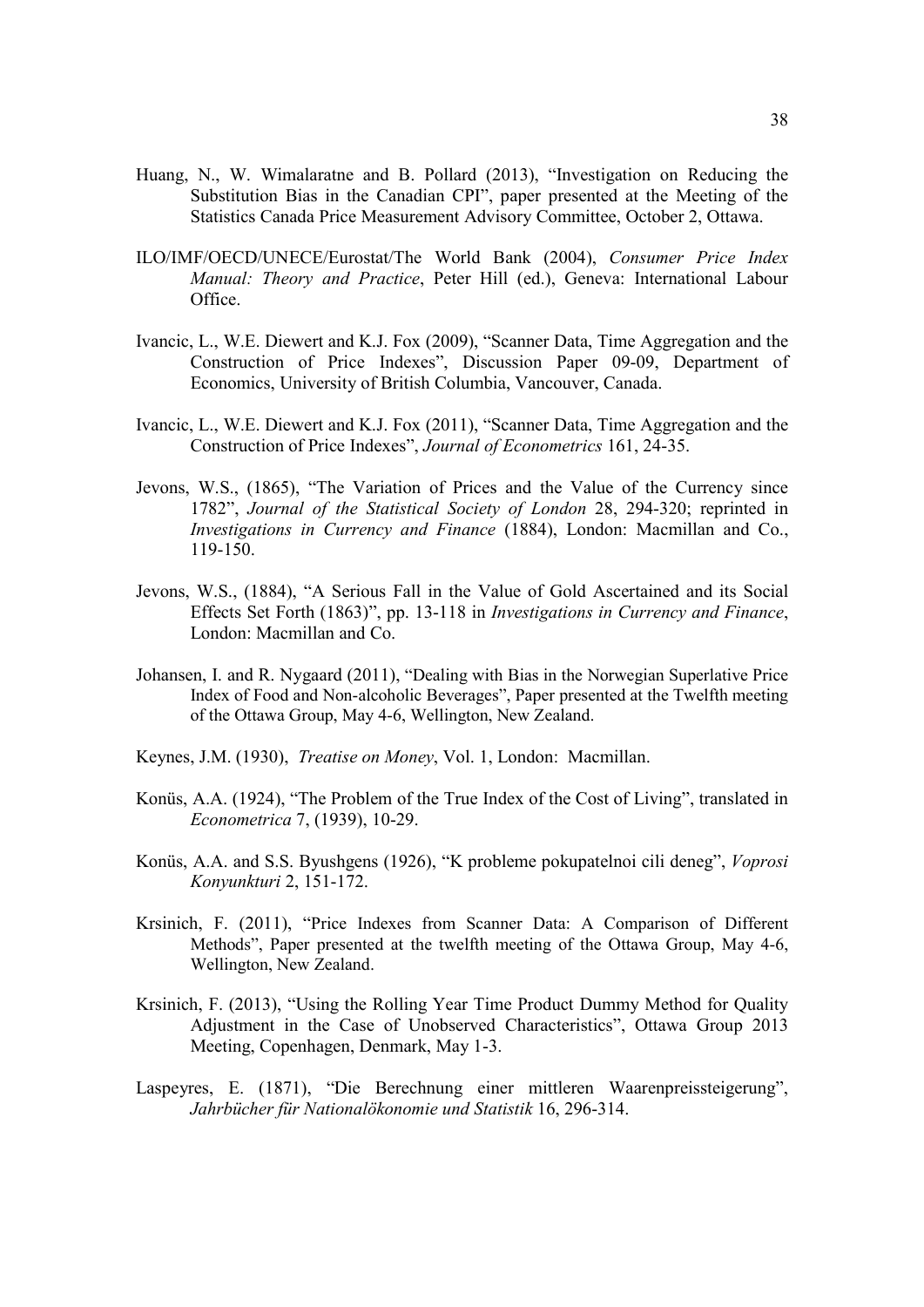Huang, N., W. Wimalaratne and B. Pollard (2013), "Investigation on Reducing the Substitution Bias in the Canadian CPI", paper presented at the Meeting of the Statistics Canada Price Measurement Advisory Committee, October 2, Ottawa.

ILO/IMF/OECD/UNECE/Eurostat/The World Bank (2004), *Consumer Price Index Manual: Theory and Practice*, Peter Hill (ed.), Geneva: International Labour Office.

Ivancic, L., W.E. Diewert and K.J. Fox (2009), "Scanner Data, Time Aggregation and the Construction of Price Indexes", Discussion Paper 09-09, Department of Economics, University of British Columbia, Vancouver, Canada.

Ivancic, L., W.E. Diewert and K.J. Fox (2011), "Scanner Data, Time Aggregation and the Construction of Price Indexes", *Journal of Econometrics* 161, 24-35.

Jevons, W.S., (1865), "The Variation of Prices and the Value of the Currency since 1782", *Journal of the Statistical Society of London* 28, 294-320; reprinted in *Investigations in Currency and Finance* (1884), London: Macmillan and Co., 119-150.

Jevons, W.S., (1884), "A Serious Fall in the Value of Gold Ascertained and its Social Effects Set Forth (1863)", pp. 13-118 in *Investigations in Currency and Finance*, London: Macmillan and Co.

Johansen, I. and R. Nygaard (2011), "Dealing with Bias in the Norwegian Superlative Price Index of Food and Non-alcoholic Beverages", Paper presented at the Twelfth meeting of the Ottawa Group, May 4-6, Wellington, New Zealand.

Keynes, J.M. (1930), *Treatise on Money*, Vol. 1, London: Macmillan.

Konüs, A.A. (1924), "The Problem of the True Index of the Cost of Living", translated in *Econometrica* 7, (1939), 10-29.

Konüs, A.A. and S.S. Byushgens (1926), "K probleme pokupatelnoi cili deneg", *Voprosi Konyunkturi* 2, 151-172.

Krsinich, F. (2011), "Price Indexes from Scanner Data: A Comparison of Different Methods", Paper presented at the twelfth meeting of the Ottawa Group, May 4-6, Wellington, New Zealand.

Krsinich, F. (2013), "Using the Rolling Year Time Product Dummy Method for Quality Adjustment in the Case of Unobserved Characteristics", Ottawa Group 2013 Meeting, Copenhagen, Denmark, May 1-3.

Laspeyres, E. (1871), "Die Berechnung einer mittleren Waarenpreissteigerung", *Jahrbücher für Nationalökonomie und Statistik* 16, 296-314.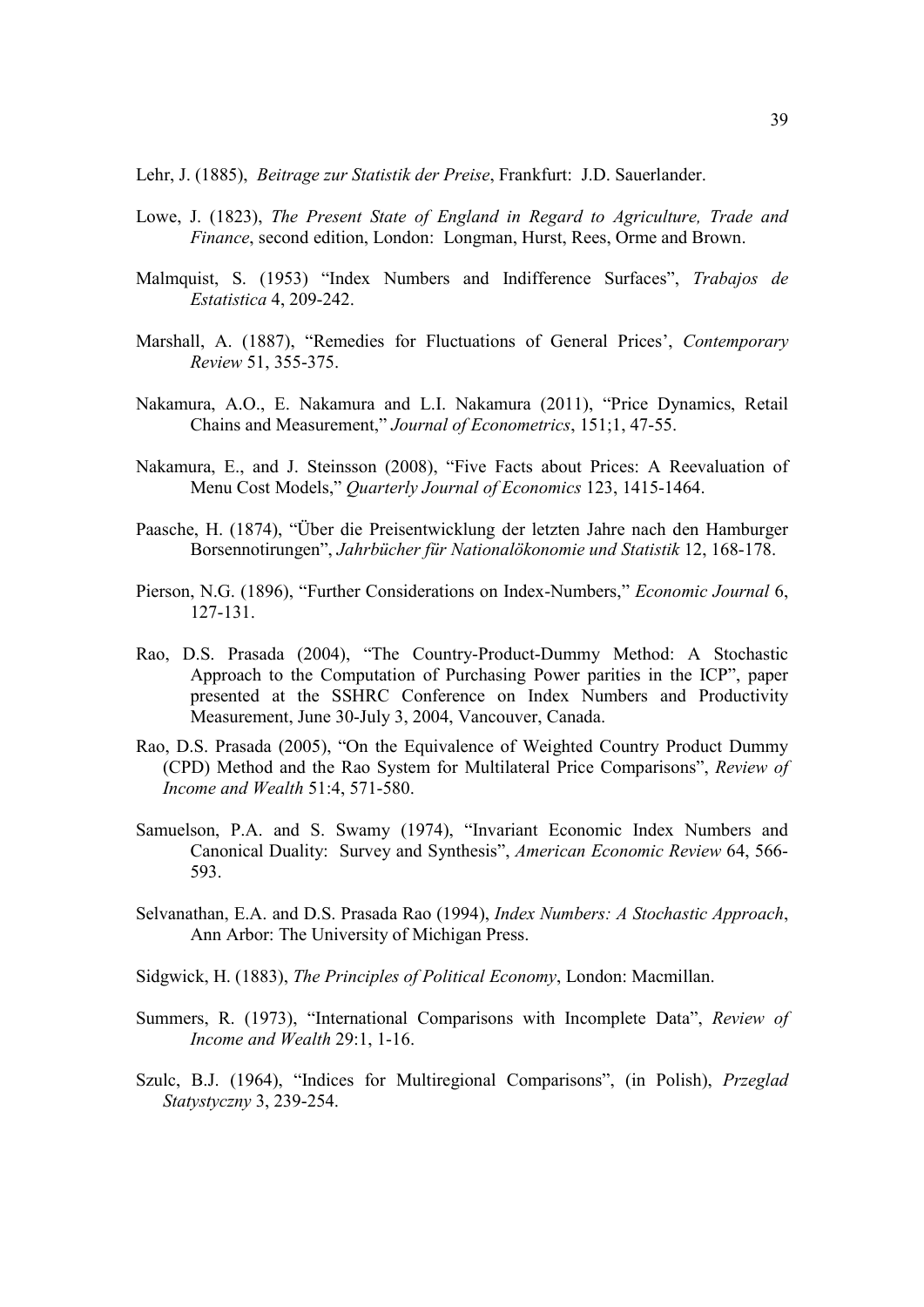Lehr, J. (1885), *Beitrage zur Statistik der Preise*, Frankfurt: J.D. Sauerlander.

Lowe, J. (1823), *The Present State of England in Regard to Agriculture, Trade and Finance*, second edition, London: Longman, Hurst, Rees, Orme and Brown.

Malmquist, S. (1953) "Index Numbers and Indifference Surfaces", *Trabajos de Estatistica* 4, 209-242.

Marshall, A. (1887), "Remedies for Fluctuations of General Prices', *Contemporary Review* 51, 355-375.

Nakamura, A.O., E. Nakamura and L.I. Nakamura (2011), "Price Dynamics, Retail Chains and Measurement," *Journal of Econometrics*, 151;1, 47-55.

Nakamura, E., and J. Steinsson (2008), "Five Facts about Prices: A Reevaluation of Menu Cost Models," *Quarterly Journal of Economics* 123, 1415-1464.

Paasche, H. (1874), "Über die Preisentwicklung der letzten Jahre nach den Hamburger Borsennotirungen", *Jahrbücher für Nationalökonomie und Statistik* 12, 168-178.

Pierson, N.G. (1896), "Further Considerations on Index-Numbers," *Economic Journal* 6, 127-131.

Rao, D.S. Prasada (2004), "The Country-Product-Dummy Method: A Stochastic Approach to the Computation of Purchasing Power parities in the ICP", paper presented at the SSHRC Conference on Index Numbers and Productivity Measurement, June 30-July 3, 2004, Vancouver, Canada.

Rao, D.S. Prasada (2005), "On the Equivalence of Weighted Country Product Dummy (CPD) Method and the Rao System for Multilateral Price Comparisons", *Review of Income and Wealth* 51:4, 571-580.

Samuelson, P.A. and S. Swamy (1974), "Invariant Economic Index Numbers and Canonical Duality: Survey and Synthesis", *American Economic Review* 64, 566-593.

Selvanathan, E.A. and D.S. Prasada Rao (1994), *Index Numbers: A Stochastic Approach*, Ann Arbor: The University of Michigan Press.

Sidgwick, H. (1883), *The Principles of Political Economy*, London: Macmillan.

Summers, R. (1973), "International Comparisons with Incomplete Data", *Review of Income and Wealth* 29:1, 1-16.

Szulc, B.J. (1964), "Indices for Multiregional Comparisons", (in Polish), *Przeglad Statystyczny* 3, 239-254.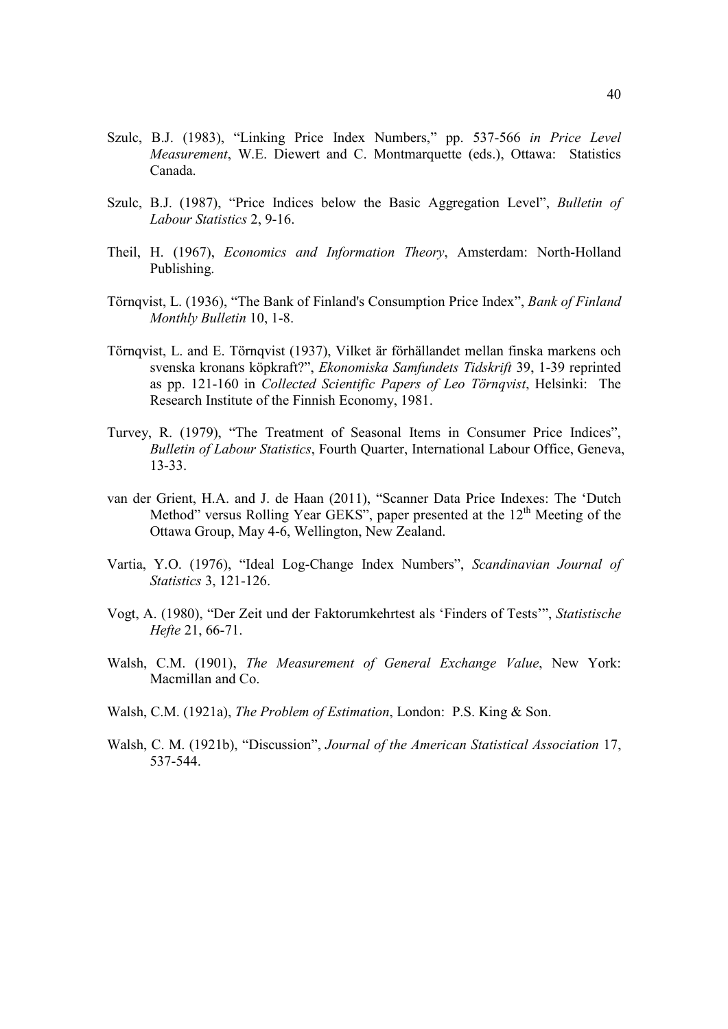Szulc, B.J. (1983), "Linking Price Index Numbers," pp. 537-566 *in Price Level Measurement*, W.E. Diewert and C. Montmarquette (eds.), Ottawa: Statistics Canada.

Szulc, B.J. (1987), "Price Indices below the Basic Aggregation Level", *Bulletin of Labour Statistics* 2, 9-16.

Theil, H. (1967), *Economics and Information Theory*, Amsterdam: North-Holland Publishing.

Törnqvist, L. (1936), "The Bank of Finland's Consumption Price Index", *Bank of Finland Monthly Bulletin* 10, 1-8.

Törnqvist, L. and E. Törnqvist (1937), Vilket är förhällandet mellan finska markens och svenska kronans köpkraft?", *Ekonomiska Samfundets Tidskrift* 39, 1-39 reprinted as pp. 121-160 in *Collected Scientific Papers of Leo Törnqvist*, Helsinki: The Research Institute of the Finnish Economy, 1981.

Turvey, R. (1979), "The Treatment of Seasonal Items in Consumer Price Indices", *Bulletin of Labour Statistics*, Fourth Quarter, International Labour Office, Geneva, 13-33.

van der Grient, H.A. and J. de Haan (2011), "Scanner Data Price Indexes: The 'Dutch Method" versus Rolling Year GEKS", paper presented at the 12th Meeting of the Ottawa Group, May 4-6, Wellington, New Zealand.

Vartia, Y.O. (1976), "Ideal Log-Change Index Numbers", *Scandinavian Journal of Statistics* 3, 121-126.

Vogt, A. (1980), "Der Zeit und der Faktorumkehrtest als 'Finders of Tests'", *Statistische Hefte* 21, 66-71.

Walsh, C.M. (1901), *The Measurement of General Exchange Value*, New York: Macmillan and Co.

Walsh, C.M. (1921a), *The Problem of Estimation*, London: P.S. King & Son.

Walsh, C. M. (1921b), "Discussion", *Journal of the American Statistical Association* 17, 537-544.